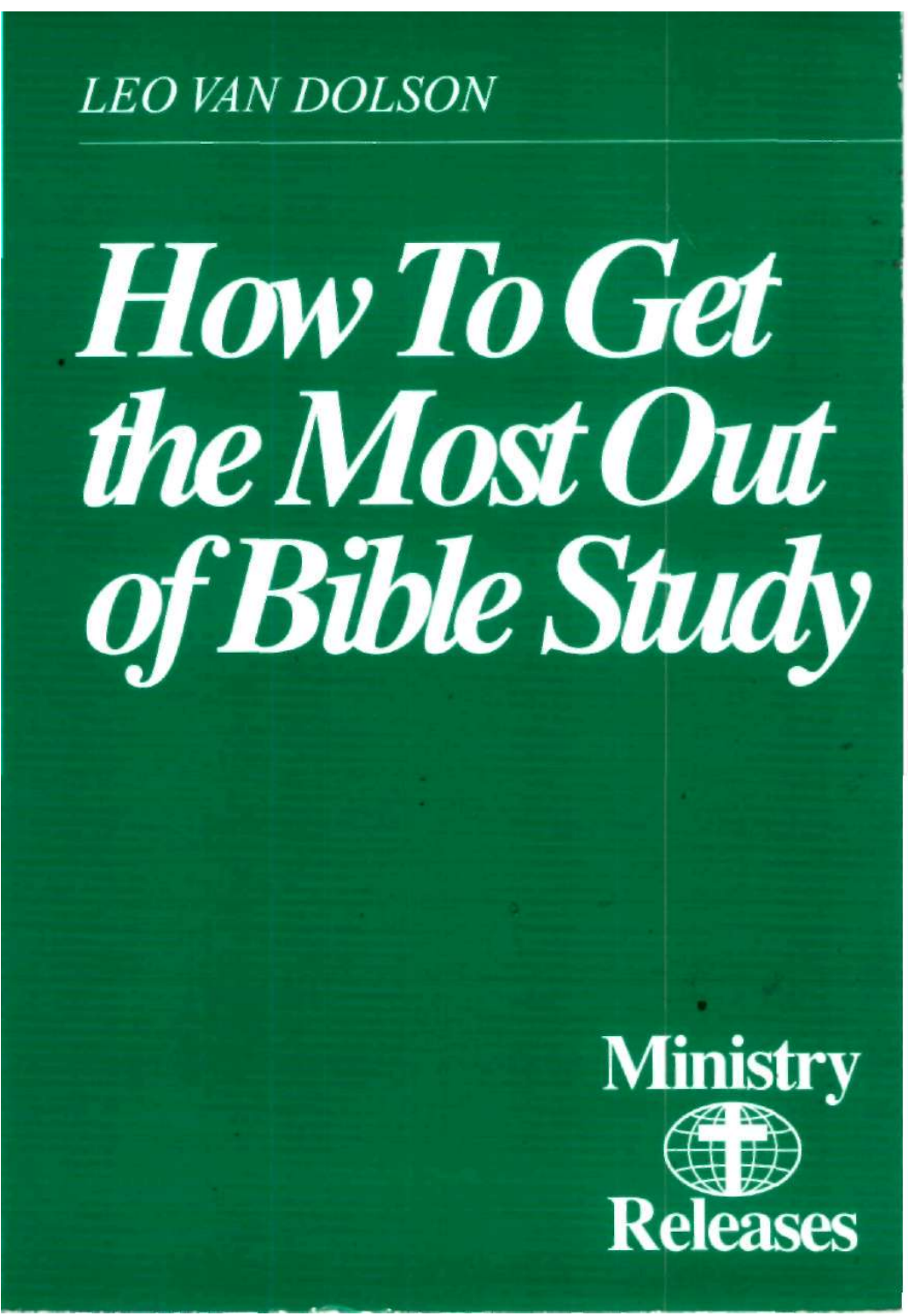*LEO VAN DOLSON*

# *How To Get the Most Out of Bible Study*

Ministry Releases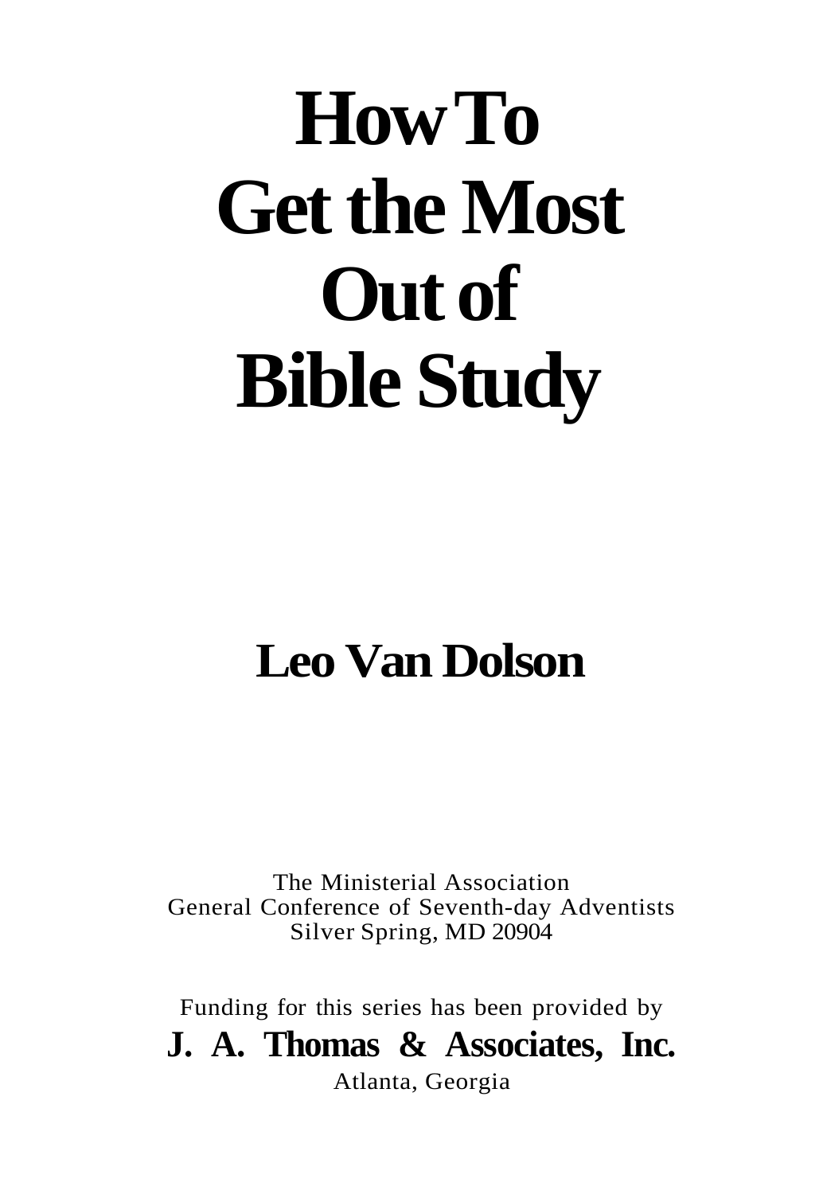# How To Get the Most Out of Bible Study

## Leo Van Dolson

The Ministerial Association
General Conference of Seventh-day Adventists
Silver Spring, MD 20904

Funding for this series has been provided by

**J. A. Thomas & Associates, Inc.**

Atlanta, Georgia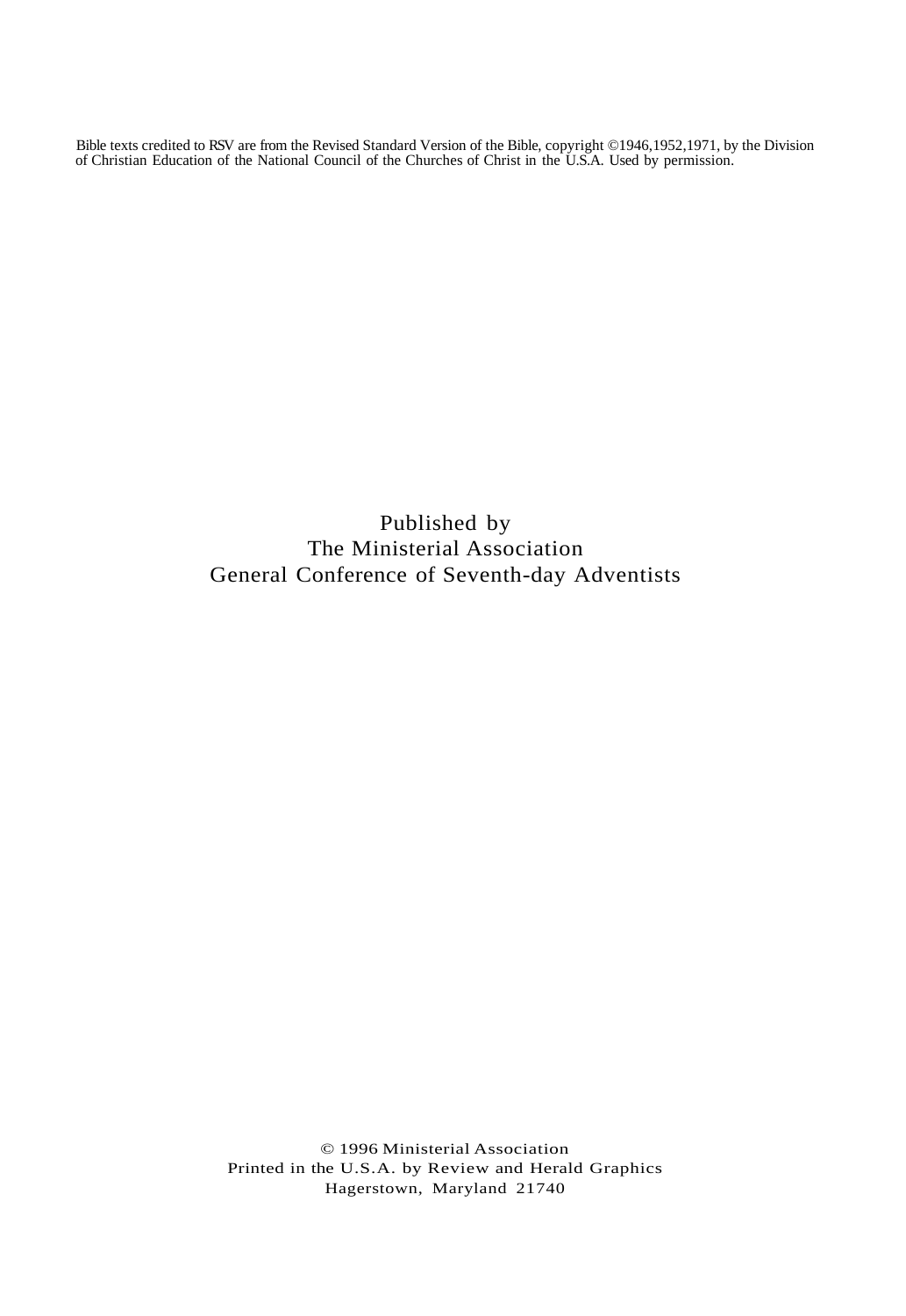Bible texts credited to RSV are from the Revised Standard Version of the Bible, copyright ©1946,1952,1971, by the Division of Christian Education of the National Council of the Churches of Christ in the U.S.A. Used by permission.

Published by
The Ministerial Association
General Conference of Seventh-day Adventists

© 1996 Ministerial Association
Printed in the U.S.A. by Review and Herald Graphics
Hagerstown, Maryland 21740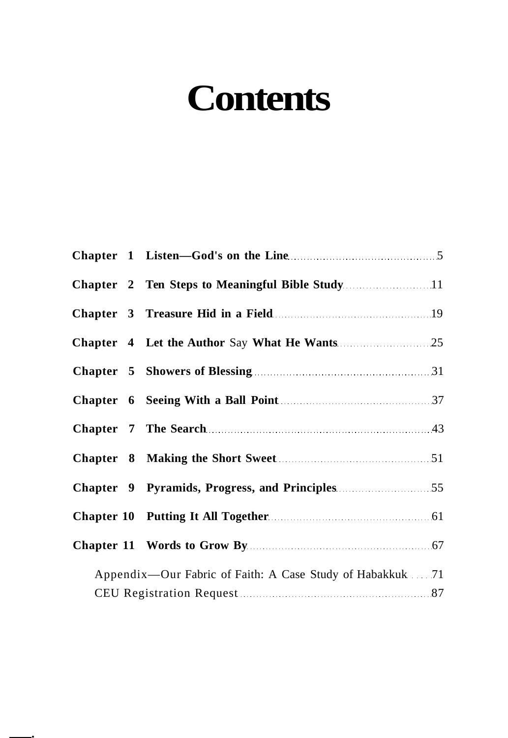# Contents

| | | |
|---|---|---|
| **Chapter 1** | **Listen—God's on the Line** | 5 |
| **Chapter 2** | **Ten Steps to Meaningful Bible Study** | 11 |
| **Chapter 3** | **Treasure Hid in a Field** | 19 |
| **Chapter 4** | **Let the Author** Say **What He Wants** | 25 |
| **Chapter 5** | **Showers of Blessing** | 31 |
| **Chapter 6** | **Seeing With a Ball Point** | 37 |
| **Chapter 7** | **The Search** | 43 |
| **Chapter 8** | **Making the Short Sweet** | 51 |
| **Chapter 9** | **Pyramids, Progress, and Principles** | 55 |
| **Chapter 10** | **Putting It All Together** | 61 |
| **Chapter 11** | **Words to Grow By** | 67 |
| | Appendix—Our Fabric of Faith: A Case Study of Habakkuk | 71 |
| | CEU Registration Request | 87 |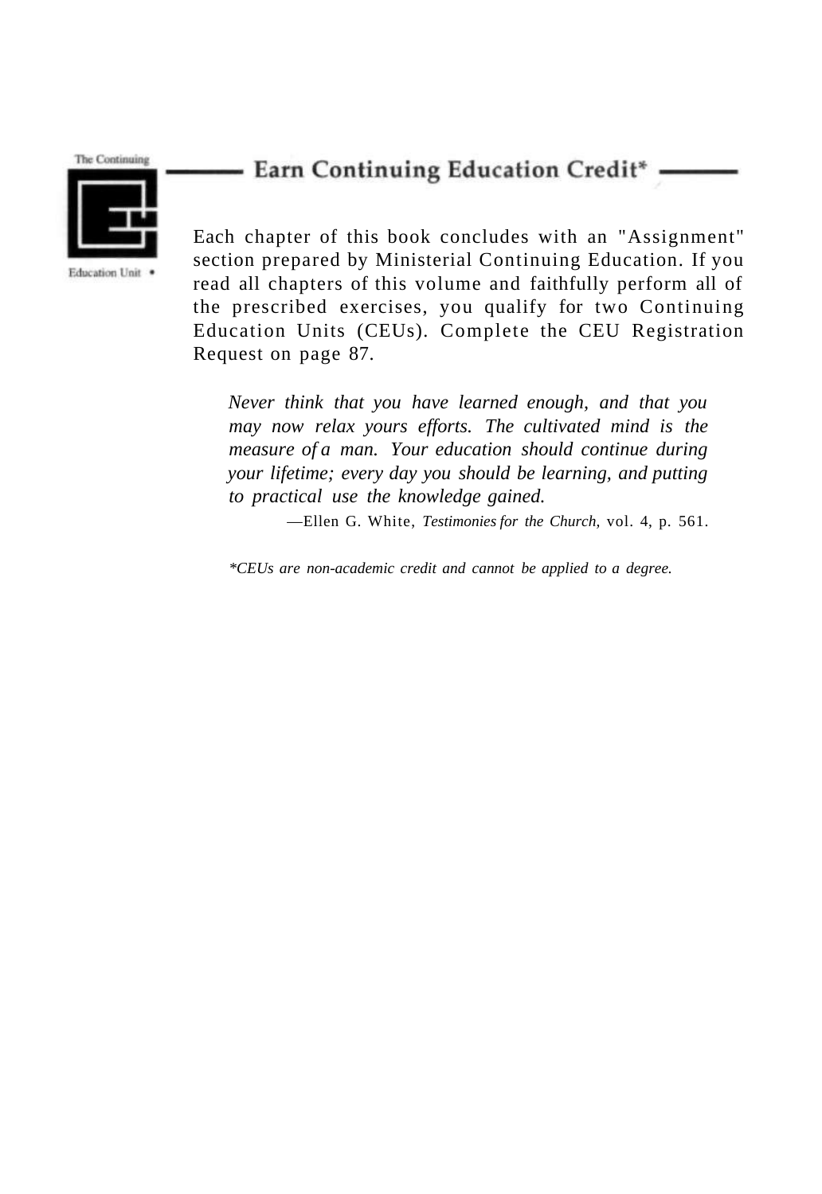The Continuing Education Unit

## Earn Continuing Education Credit*

Each chapter of this book concludes with an "Assignment" section prepared by Ministerial Continuing Education. If you read all chapters of this volume and faithfully perform all of the prescribed exercises, you qualify for two Continuing Education Units (CEUs). Complete the CEU Registration Request on page 87.

> *Never think that you have learned enough, and that you may now relax yours efforts. The cultivated mind is the measure of a man. Your education should continue during your lifetime; every day you should be learning, and putting to practical use the knowledge gained.*
>
> —Ellen G. White, *Testimonies for the Church,* vol. 4, p. 561.

*\*CEUs are non-academic credit and cannot be applied to a degree.*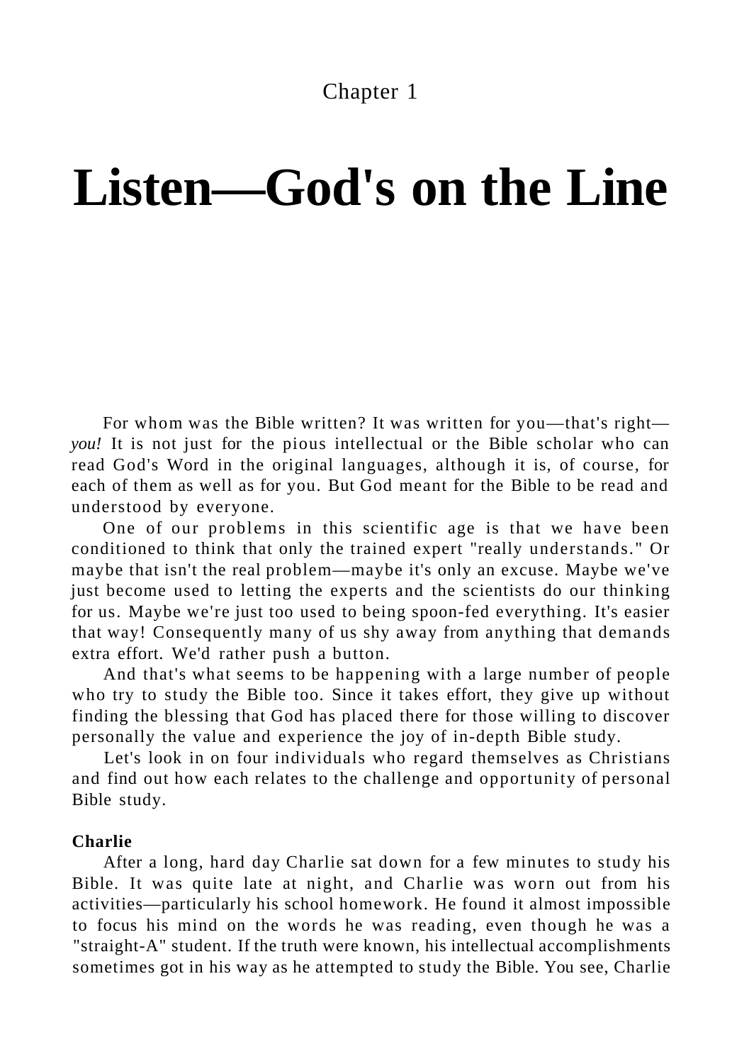Chapter 1

# Listen—God's on the Line

For whom was the Bible written? It was written for you—that's right—*you!* It is not just for the pious intellectual or the Bible scholar who can read God's Word in the original languages, although it is, of course, for each of them as well as for you. But God meant for the Bible to be read and understood by everyone.

One of our problems in this scientific age is that we have been conditioned to think that only the trained expert "really understands." Or maybe that isn't the real problem—maybe it's only an excuse. Maybe we've just become used to letting the experts and the scientists do our thinking for us. Maybe we're just too used to being spoon-fed everything. It's easier that way! Consequently many of us shy away from anything that demands extra effort. We'd rather push a button.

And that's what seems to be happening with a large number of people who try to study the Bible too. Since it takes effort, they give up without finding the blessing that God has placed there for those willing to discover personally the value and experience the joy of in-depth Bible study.

Let's look in on four individuals who regard themselves as Christians and find out how each relates to the challenge and opportunity of personal Bible study.

**Charlie**

After a long, hard day Charlie sat down for a few minutes to study his Bible. It was quite late at night, and Charlie was worn out from his activities—particularly his school homework. He found it almost impossible to focus his mind on the words he was reading, even though he was a "straight-A" student. If the truth were known, his intellectual accomplishments sometimes got in his way as he attempted to study the Bible. You see, Charlie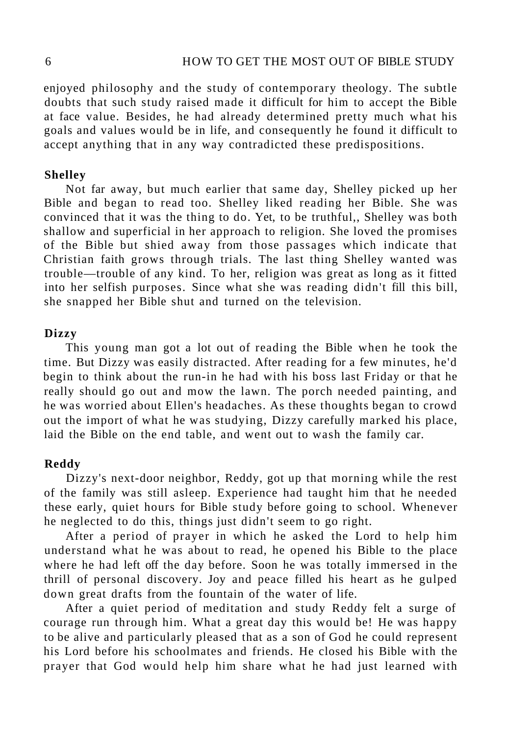enjoyed philosophy and the study of contemporary theology. The subtle doubts that such study raised made it difficult for him to accept the Bible at face value. Besides, he had already determined pretty much what his goals and values would be in life, and consequently he found it difficult to accept anything that in any way contradicted these predispositions.

**Shelley**

Not far away, but much earlier that same day, Shelley picked up her Bible and began to read too. Shelley liked reading her Bible. She was convinced that it was the thing to do. Yet, to be truthful,, Shelley was both shallow and superficial in her approach to religion. She loved the promises of the Bible but shied away from those passages which indicate that Christian faith grows through trials. The last thing Shelley wanted was trouble—trouble of any kind. To her, religion was great as long as it fitted into her selfish purposes. Since what she was reading didn't fill this bill, she snapped her Bible shut and turned on the television.

**Dizzy**

This young man got a lot out of reading the Bible when he took the time. But Dizzy was easily distracted. After reading for a few minutes, he'd begin to think about the run-in he had with his boss last Friday or that he really should go out and mow the lawn. The porch needed painting, and he was worried about Ellen's headaches. As these thoughts began to crowd out the import of what he was studying, Dizzy carefully marked his place, laid the Bible on the end table, and went out to wash the family car.

**Reddy**

Dizzy's next-door neighbor, Reddy, got up that morning while the rest of the family was still asleep. Experience had taught him that he needed these early, quiet hours for Bible study before going to school. Whenever he neglected to do this, things just didn't seem to go right.

After a period of prayer in which he asked the Lord to help him understand what he was about to read, he opened his Bible to the place where he had left off the day before. Soon he was totally immersed in the thrill of personal discovery. Joy and peace filled his heart as he gulped down great drafts from the fountain of the water of life.

After a quiet period of meditation and study Reddy felt a surge of courage run through him. What a great day this would be! He was happy to be alive and particularly pleased that as a son of God he could represent his Lord before his schoolmates and friends. He closed his Bible with the prayer that God would help him share what he had just learned with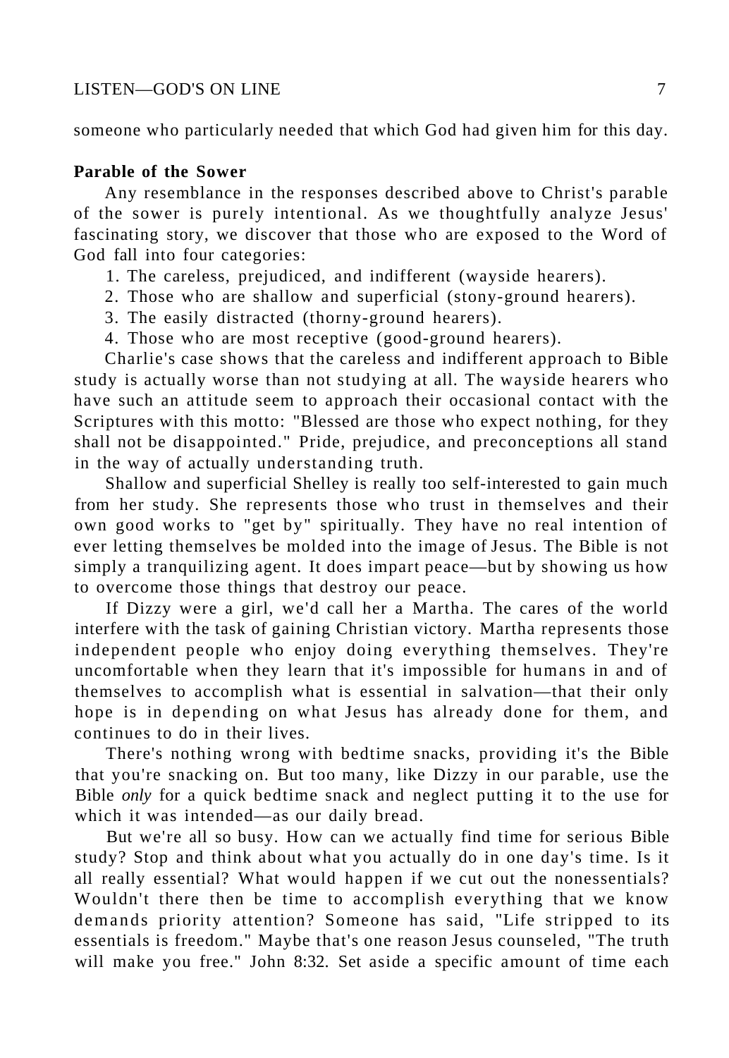someone who particularly needed that which God had given him for this day.

**Parable of the Sower**

Any resemblance in the responses described above to Christ's parable of the sower is purely intentional. As we thoughtfully analyze Jesus' fascinating story, we discover that those who are exposed to the Word of God fall into four categories:

1. The careless, prejudiced, and indifferent (wayside hearers).
2. Those who are shallow and superficial (stony-ground hearers).
3. The easily distracted (thorny-ground hearers).
4. Those who are most receptive (good-ground hearers).

Charlie's case shows that the careless and indifferent approach to Bible study is actually worse than not studying at all. The wayside hearers who have such an attitude seem to approach their occasional contact with the Scriptures with this motto: "Blessed are those who expect nothing, for they shall not be disappointed." Pride, prejudice, and preconceptions all stand in the way of actually understanding truth.

Shallow and superficial Shelley is really too self-interested to gain much from her study. She represents those who trust in themselves and their own good works to "get by" spiritually. They have no real intention of ever letting themselves be molded into the image of Jesus. The Bible is not simply a tranquilizing agent. It does impart peace—but by showing us how to overcome those things that destroy our peace.

If Dizzy were a girl, we'd call her a Martha. The cares of the world interfere with the task of gaining Christian victory. Martha represents those independent people who enjoy doing everything themselves. They're uncomfortable when they learn that it's impossible for humans in and of themselves to accomplish what is essential in salvation—that their only hope is in depending on what Jesus has already done for them, and continues to do in their lives.

There's nothing wrong with bedtime snacks, providing it's the Bible that you're snacking on. But too many, like Dizzy in our parable, use the Bible *only* for a quick bedtime snack and neglect putting it to the use for which it was intended—as our daily bread.

But we're all so busy. How can we actually find time for serious Bible study? Stop and think about what you actually do in one day's time. Is it all really essential? What would happen if we cut out the nonessentials? Wouldn't there then be time to accomplish everything that we know demands priority attention? Someone has said, "Life stripped to its essentials is freedom." Maybe that's one reason Jesus counseled, "The truth will make you free." John 8:32. Set aside a specific amount of time each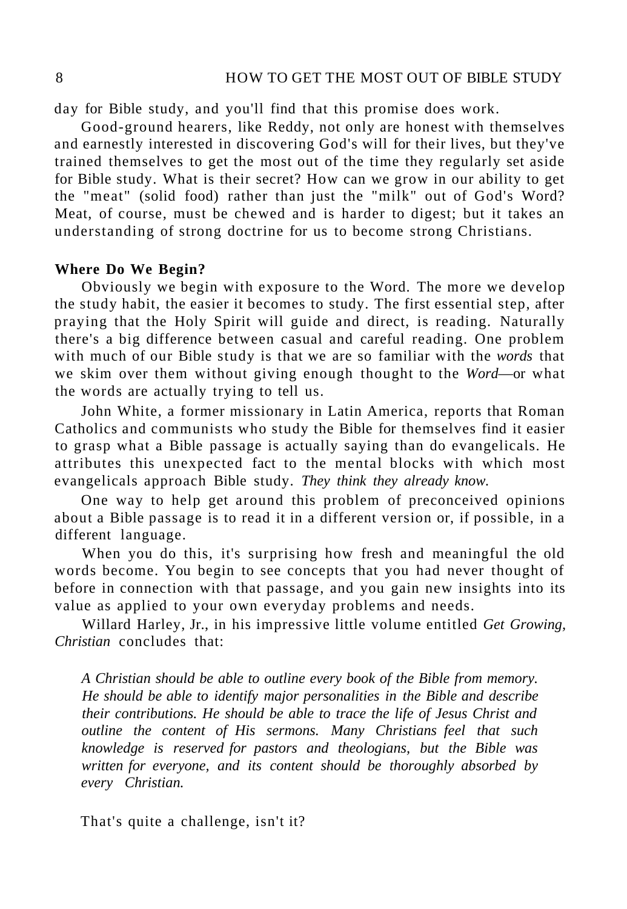day for Bible study, and you'll find that this promise does work.

Good-ground hearers, like Reddy, not only are honest with themselves and earnestly interested in discovering God's will for their lives, but they've trained themselves to get the most out of the time they regularly set aside for Bible study. What is their secret? How can we grow in our ability to get the "meat" (solid food) rather than just the "milk" out of God's Word? Meat, of course, must be chewed and is harder to digest; but it takes an understanding of strong doctrine for us to become strong Christians.

**Where Do We Begin?**

Obviously we begin with exposure to the Word. The more we develop the study habit, the easier it becomes to study. The first essential step, after praying that the Holy Spirit will guide and direct, is reading. Naturally there's a big difference between casual and careful reading. One problem with much of our Bible study is that we are so familiar with the *words* that we skim over them without giving enough thought to the *Word*—or what the words are actually trying to tell us.

John White, a former missionary in Latin America, reports that Roman Catholics and communists who study the Bible for themselves find it easier to grasp what a Bible passage is actually saying than do evangelicals. He attributes this unexpected fact to the mental blocks with which most evangelicals approach Bible study. *They think they already know.*

One way to help get around this problem of preconceived opinions about a Bible passage is to read it in a different version or, if possible, in a different language.

When you do this, it's surprising how fresh and meaningful the old words become. You begin to see concepts that you had never thought of before in connection with that passage, and you gain new insights into its value as applied to your own everyday problems and needs.

Willard Harley, Jr., in his impressive little volume entitled *Get Growing, Christian* concludes that:

> *A Christian should be able to outline every book of the Bible from memory. He should be able to identify major personalities in the Bible and describe their contributions. He should be able to trace the life of Jesus Christ and outline the content of His sermons. Many Christians feel that such knowledge is reserved for pastors and theologians, but the Bible was written for everyone, and its content should be thoroughly absorbed by every Christian.*

That's quite a challenge, isn't it?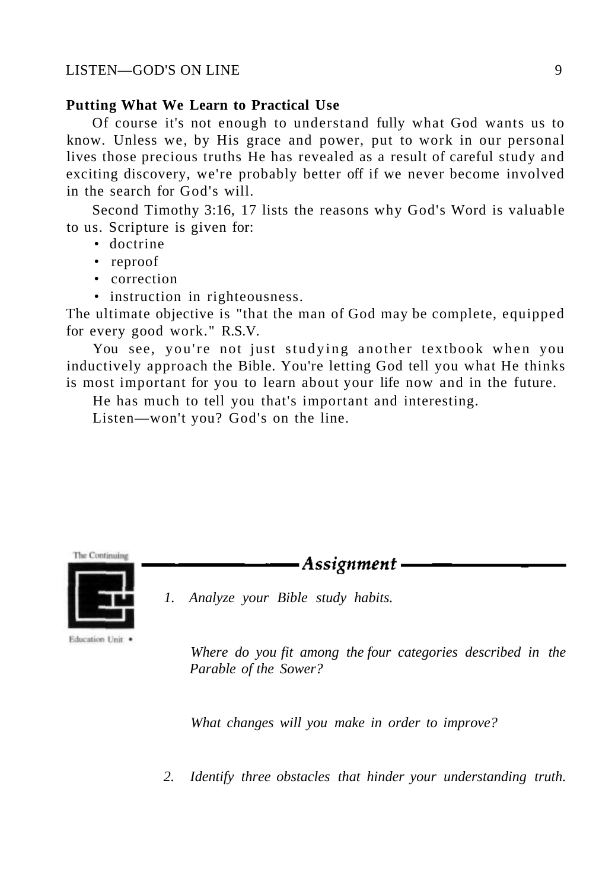### Putting What We Learn to Practical Use

Of course it's not enough to understand fully what God wants us to know. Unless we, by His grace and power, put to work in our personal lives those precious truths He has revealed as a result of careful study and exciting discovery, we're probably better off if we never become involved in the search for God's will.

Second Timothy 3:16, 17 lists the reasons why God's Word is valuable to us. Scripture is given for:

- doctrine
- reproof
- correction
- instruction in righteousness.

The ultimate objective is "that the man of God may be complete, equipped for every good work." R.S.V.

You see, you're not just studying another textbook when you inductively approach the Bible. You're letting God tell you what He thinks is most important for you to learn about your life now and in the future.

He has much to tell you that's important and interesting.

Listen—won't you? God's on the line.

The Continuing Education Unit •

## *Assignment*

1. *Analyze your Bible study habits.*

   *Where do you fit among the four categories described in the Parable of the Sower?*

   *What changes will you make in order to improve?*

2. *Identify three obstacles that hinder your understanding truth.*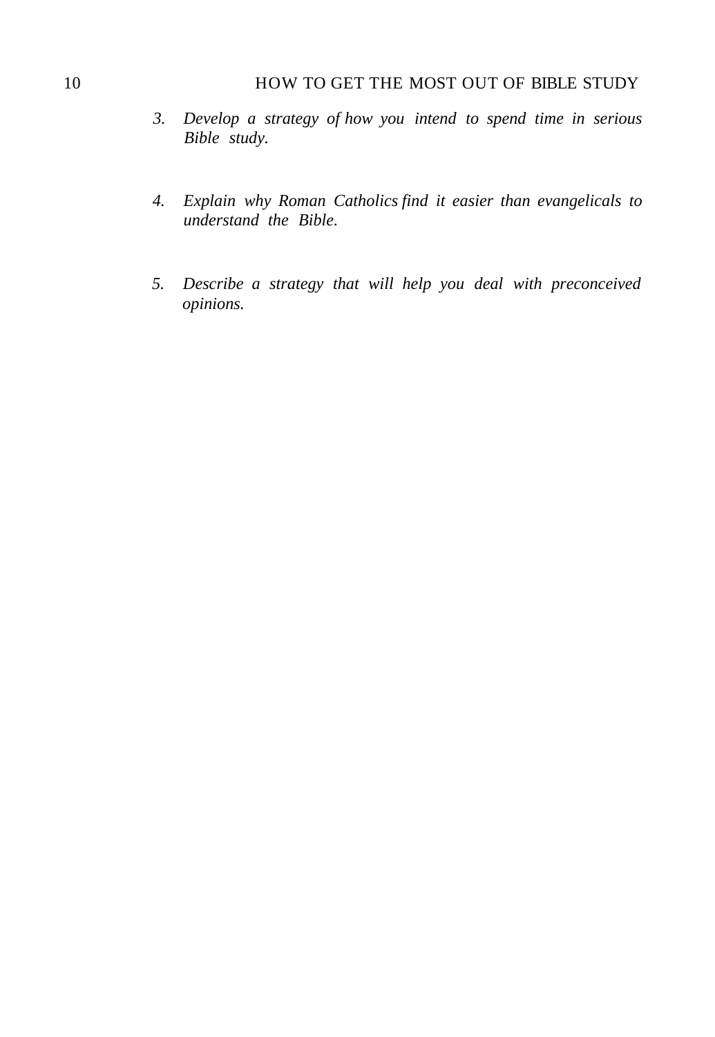3. *Develop a strategy of how you intend to spend time in serious Bible study.*

4. *Explain why Roman Catholics find it easier than evangelicals to understand the Bible.*

5. *Describe a strategy that will help you deal with preconceived opinions.*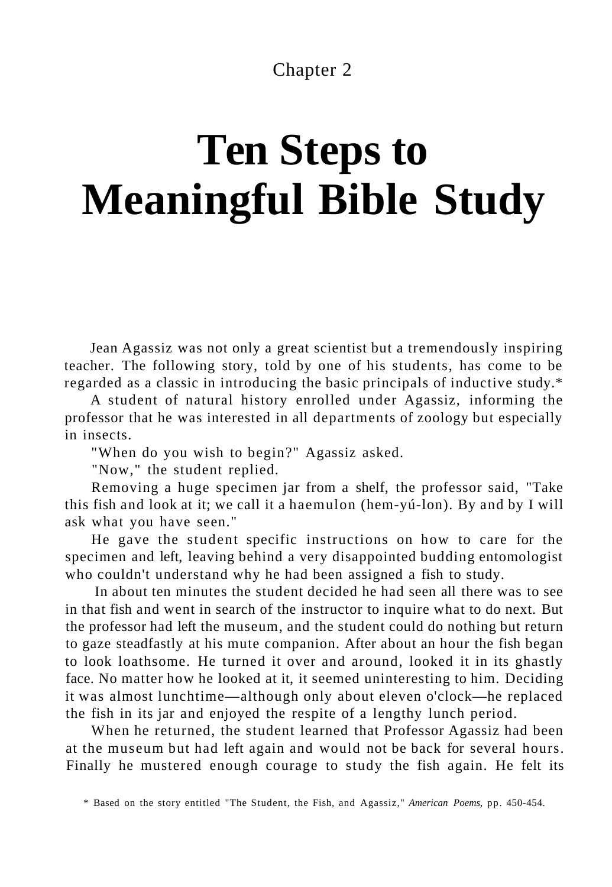Chapter 2

# Ten Steps to Meaningful Bible Study

Jean Agassiz was not only a great scientist but a tremendously inspiring teacher. The following story, told by one of his students, has come to be regarded as a classic in introducing the basic principals of inductive study.*

A student of natural history enrolled under Agassiz, informing the professor that he was interested in all departments of zoology but especially in insects.

"When do you wish to begin?" Agassiz asked.

"Now," the student replied.

Removing a huge specimen jar from a shelf, the professor said, "Take this fish and look at it; we call it a haemulon (hem-yú-lon). By and by I will ask what you have seen."

He gave the student specific instructions on how to care for the specimen and left, leaving behind a very disappointed budding entomologist who couldn't understand why he had been assigned a fish to study.

In about ten minutes the student decided he had seen all there was to see in that fish and went in search of the instructor to inquire what to do next. But the professor had left the museum, and the student could do nothing but return to gaze steadfastly at his mute companion. After about an hour the fish began to look loathsome. He turned it over and around, looked it in its ghastly face. No matter how he looked at it, it seemed uninteresting to him. Deciding it was almost lunchtime—although only about eleven o'clock—he replaced the fish in its jar and enjoyed the respite of a lengthy lunch period.

When he returned, the student learned that Professor Agassiz had been at the museum but had left again and would not be back for several hours. Finally he mustered enough courage to study the fish again. He felt its

\* Based on the story entitled "The Student, the Fish, and Agassiz," *American Poems*, pp. 450-454.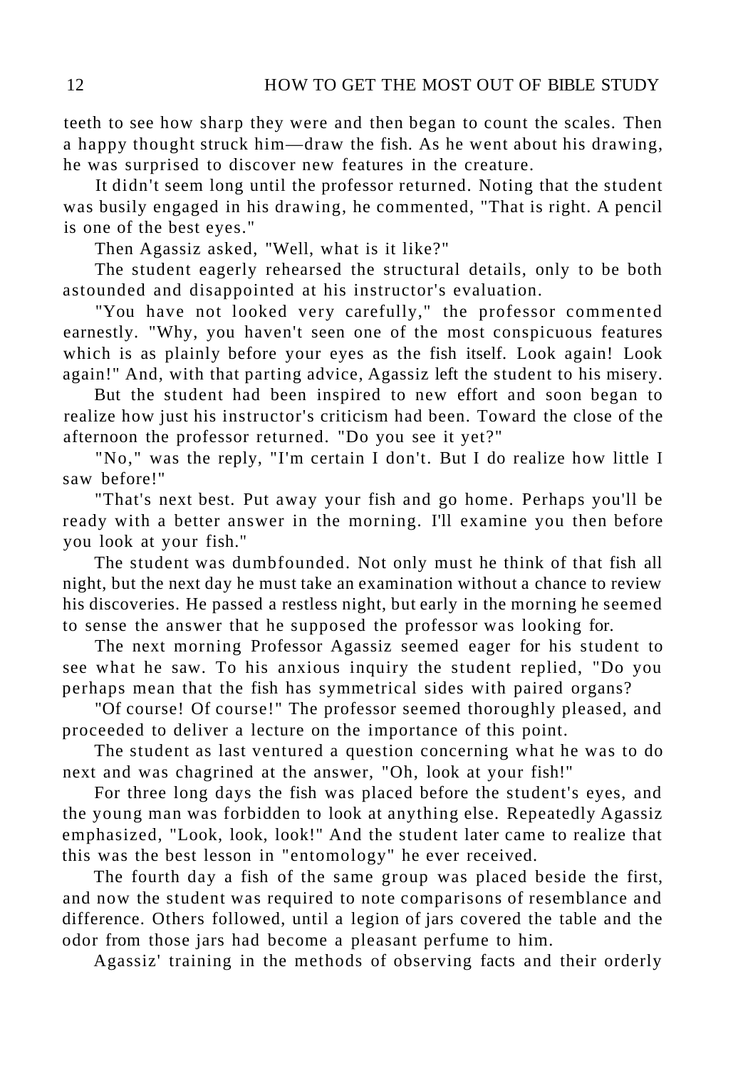teeth to see how sharp they were and then began to count the scales. Then a happy thought struck him—draw the fish. As he went about his drawing, he was surprised to discover new features in the creature.

It didn't seem long until the professor returned. Noting that the student was busily engaged in his drawing, he commented, "That is right. A pencil is one of the best eyes."

Then Agassiz asked, "Well, what is it like?"

The student eagerly rehearsed the structural details, only to be both astounded and disappointed at his instructor's evaluation.

"You have not looked very carefully," the professor commented earnestly. "Why, you haven't seen one of the most conspicuous features which is as plainly before your eyes as the fish itself. Look again! Look again!" And, with that parting advice, Agassiz left the student to his misery.

But the student had been inspired to new effort and soon began to realize how just his instructor's criticism had been. Toward the close of the afternoon the professor returned. "Do you see it yet?"

"No," was the reply, "I'm certain I don't. But I do realize how little I saw before!"

"That's next best. Put away your fish and go home. Perhaps you'll be ready with a better answer in the morning. I'll examine you then before you look at your fish."

The student was dumbfounded. Not only must he think of that fish all night, but the next day he must take an examination without a chance to review his discoveries. He passed a restless night, but early in the morning he seemed to sense the answer that he supposed the professor was looking for.

The next morning Professor Agassiz seemed eager for his student to see what he saw. To his anxious inquiry the student replied, "Do you perhaps mean that the fish has symmetrical sides with paired organs?

"Of course! Of course!" The professor seemed thoroughly pleased, and proceeded to deliver a lecture on the importance of this point.

The student as last ventured a question concerning what he was to do next and was chagrined at the answer, "Oh, look at your fish!"

For three long days the fish was placed before the student's eyes, and the young man was forbidden to look at anything else. Repeatedly Agassiz emphasized, "Look, look, look!" And the student later came to realize that this was the best lesson in "entomology" he ever received.

The fourth day a fish of the same group was placed beside the first, and now the student was required to note comparisons of resemblance and difference. Others followed, until a legion of jars covered the table and the odor from those jars had become a pleasant perfume to him.

Agassiz' training in the methods of observing facts and their orderly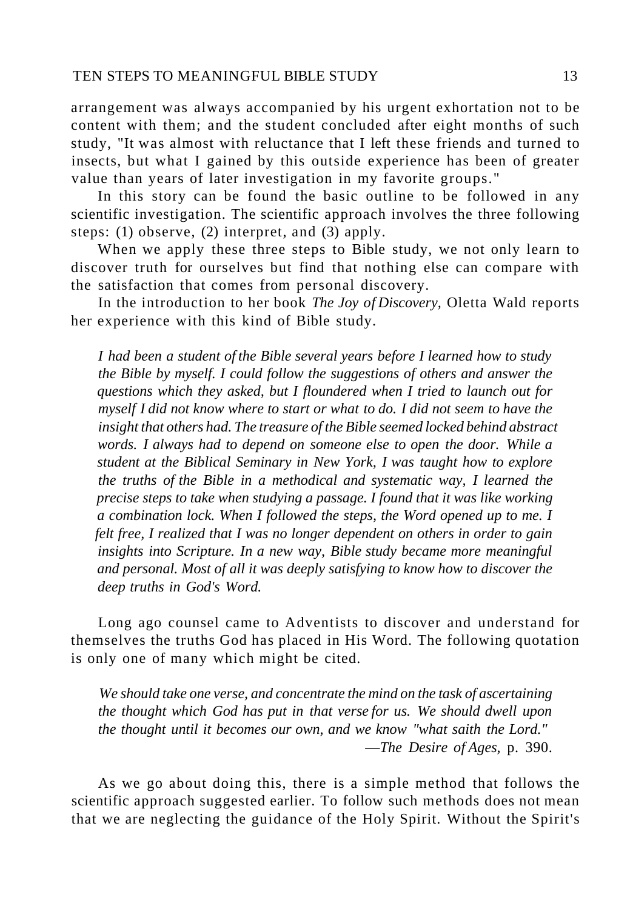arrangement was always accompanied by his urgent exhortation not to be content with them; and the student concluded after eight months of such study, "It was almost with reluctance that I left these friends and turned to insects, but what I gained by this outside experience has been of greater value than years of later investigation in my favorite groups."

In this story can be found the basic outline to be followed in any scientific investigation. The scientific approach involves the three following steps: (1) observe, (2) interpret, and (3) apply.

When we apply these three steps to Bible study, we not only learn to discover truth for ourselves but find that nothing else can compare with the satisfaction that comes from personal discovery.

In the introduction to her book *The Joy of Discovery,* Oletta Wald reports her experience with this kind of Bible study.

> *I had been a student of the Bible several years before I learned how to study the Bible by myself. I could follow the suggestions of others and answer the questions which they asked, but I floundered when I tried to launch out for myself I did not know where to start or what to do. I did not seem to have the insight that others had. The treasure of the Bible seemed locked behind abstract words. I always had to depend on someone else to open the door. While a student at the Biblical Seminary in New York, I was taught how to explore the truths of the Bible in a methodical and systematic way, I learned the precise steps to take when studying a passage. I found that it was like working a combination lock. When I followed the steps, the Word opened up to me. I felt free, I realized that I was no longer dependent on others in order to gain insights into Scripture. In a new way, Bible study became more meaningful and personal. Most of all it was deeply satisfying to know how to discover the deep truths in God's Word.*

Long ago counsel came to Adventists to discover and understand for themselves the truths God has placed in His Word. The following quotation is only one of many which might be cited.

> *We should take one verse, and concentrate the mind on the task of ascertaining the thought which God has put in that verse for us. We should dwell upon the thought until it becomes our own, and we know "what saith the Lord."*
>
> —*The Desire of Ages,* p. 390.

As we go about doing this, there is a simple method that follows the scientific approach suggested earlier. To follow such methods does not mean that we are neglecting the guidance of the Holy Spirit. Without the Spirit's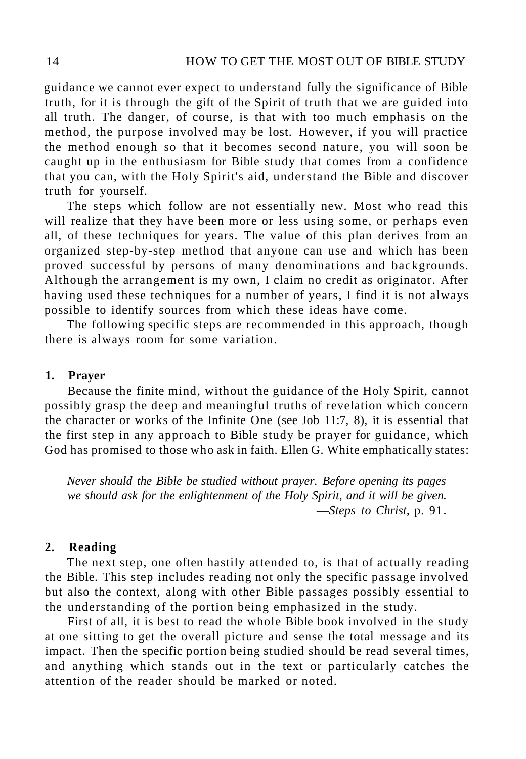guidance we cannot ever expect to understand fully the significance of Bible truth, for it is through the gift of the Spirit of truth that we are guided into all truth. The danger, of course, is that with too much emphasis on the method, the purpose involved may be lost. However, if you will practice the method enough so that it becomes second nature, you will soon be caught up in the enthusiasm for Bible study that comes from a confidence that you can, with the Holy Spirit's aid, understand the Bible and discover truth for yourself.

The steps which follow are not essentially new. Most who read this will realize that they have been more or less using some, or perhaps even all, of these techniques for years. The value of this plan derives from an organized step-by-step method that anyone can use and which has been proved successful by persons of many denominations and backgrounds. Although the arrangement is my own, I claim no credit as originator. After having used these techniques for a number of years, I find it is not always possible to identify sources from which these ideas have come.

The following specific steps are recommended in this approach, though there is always room for some variation.

### 1. Prayer

Because the finite mind, without the guidance of the Holy Spirit, cannot possibly grasp the deep and meaningful truths of revelation which concern the character or works of the Infinite One (see Job 11:7, 8), it is essential that the first step in any approach to Bible study be prayer for guidance, which God has promised to those who ask in faith. Ellen G. White emphatically states:

> *Never should the Bible be studied without prayer. Before opening its pages we should ask for the enlightenment of the Holy Spirit, and it will be given.*
> —*Steps to Christ,* p. 91.

### 2. Reading

The next step, one often hastily attended to, is that of actually reading the Bible. This step includes reading not only the specific passage involved but also the context, along with other Bible passages possibly essential to the understanding of the portion being emphasized in the study.

First of all, it is best to read the whole Bible book involved in the study at one sitting to get the overall picture and sense the total message and its impact. Then the specific portion being studied should be read several times, and anything which stands out in the text or particularly catches the attention of the reader should be marked or noted.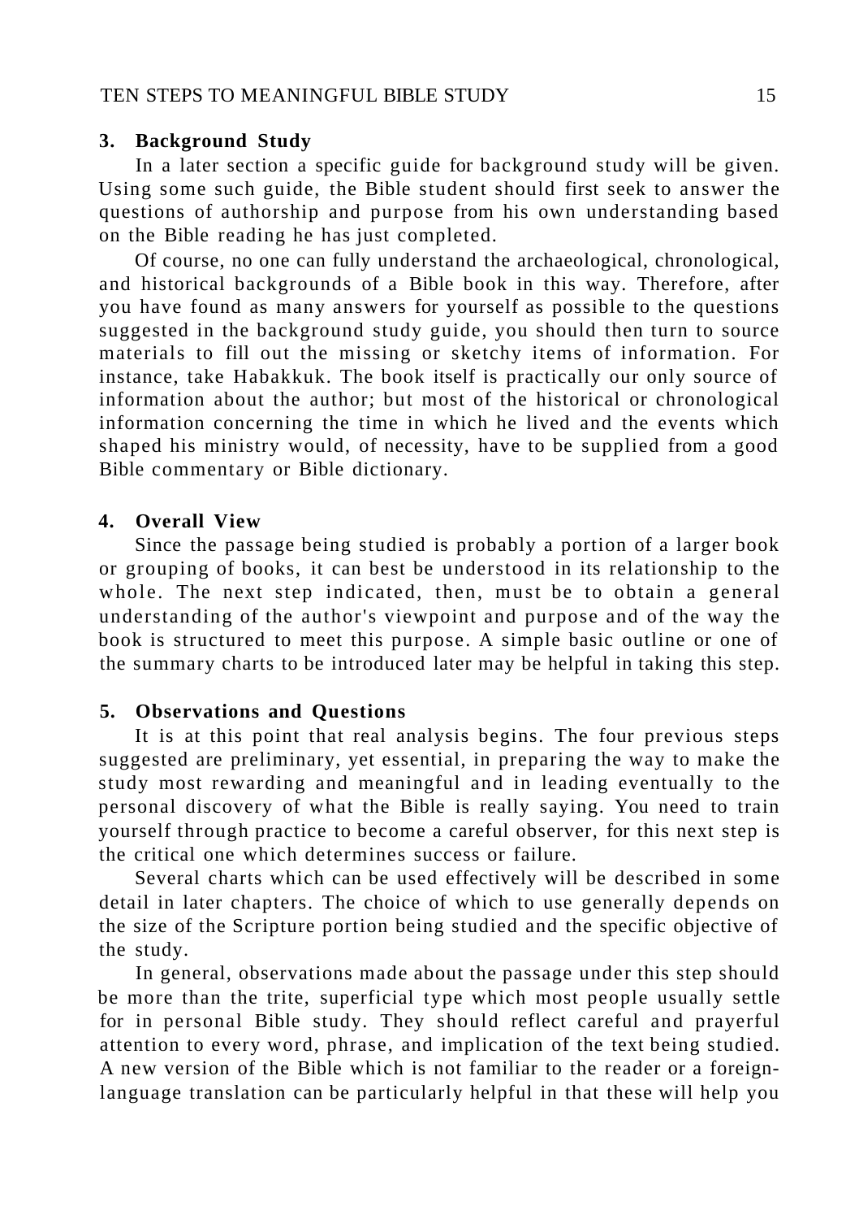### 3. Background Study

In a later section a specific guide for background study will be given. Using some such guide, the Bible student should first seek to answer the questions of authorship and purpose from his own understanding based on the Bible reading he has just completed.

Of course, no one can fully understand the archaeological, chronological, and historical backgrounds of a Bible book in this way. Therefore, after you have found as many answers for yourself as possible to the questions suggested in the background study guide, you should then turn to source materials to fill out the missing or sketchy items of information. For instance, take Habakkuk. The book itself is practically our only source of information about the author; but most of the historical or chronological information concerning the time in which he lived and the events which shaped his ministry would, of necessity, have to be supplied from a good Bible commentary or Bible dictionary.

### 4. Overall View

Since the passage being studied is probably a portion of a larger book or grouping of books, it can best be understood in its relationship to the whole. The next step indicated, then, must be to obtain a general understanding of the author's viewpoint and purpose and of the way the book is structured to meet this purpose. A simple basic outline or one of the summary charts to be introduced later may be helpful in taking this step.

### 5. Observations and Questions

It is at this point that real analysis begins. The four previous steps suggested are preliminary, yet essential, in preparing the way to make the study most rewarding and meaningful and in leading eventually to the personal discovery of what the Bible is really saying. You need to train yourself through practice to become a careful observer, for this next step is the critical one which determines success or failure.

Several charts which can be used effectively will be described in some detail in later chapters. The choice of which to use generally depends on the size of the Scripture portion being studied and the specific objective of the study.

In general, observations made about the passage under this step should be more than the trite, superficial type which most people usually settle for in personal Bible study. They should reflect careful and prayerful attention to every word, phrase, and implication of the text being studied. A new version of the Bible which is not familiar to the reader or a foreign-language translation can be particularly helpful in that these will help you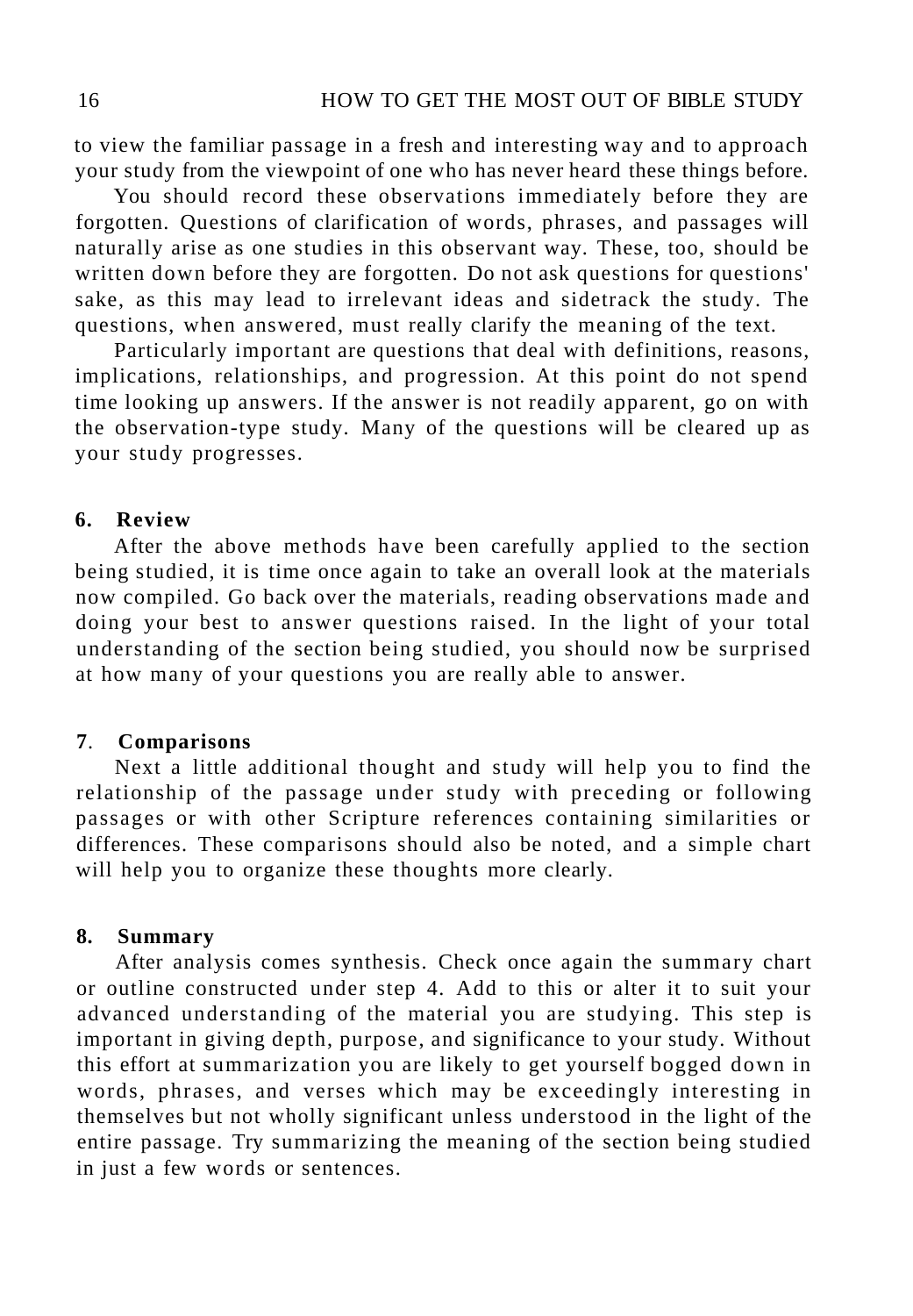to view the familiar passage in a fresh and interesting way and to approach your study from the viewpoint of one who has never heard these things before.

You should record these observations immediately before they are forgotten. Questions of clarification of words, phrases, and passages will naturally arise as one studies in this observant way. These, too, should be written down before they are forgotten. Do not ask questions for questions' sake, as this may lead to irrelevant ideas and sidetrack the study. The questions, when answered, must really clarify the meaning of the text.

Particularly important are questions that deal with definitions, reasons, implications, relationships, and progression. At this point do not spend time looking up answers. If the answer is not readily apparent, go on with the observation-type study. Many of the questions will be cleared up as your study progresses.

### 6. Review

After the above methods have been carefully applied to the section being studied, it is time once again to take an overall look at the materials now compiled. Go back over the materials, reading observations made and doing your best to answer questions raised. In the light of your total understanding of the section being studied, you should now be surprised at how many of your questions you are really able to answer.

### 7. Comparisons

Next a little additional thought and study will help you to find the relationship of the passage under study with preceding or following passages or with other Scripture references containing similarities or differences. These comparisons should also be noted, and a simple chart will help you to organize these thoughts more clearly.

### 8. Summary

After analysis comes synthesis. Check once again the summary chart or outline constructed under step 4. Add to this or alter it to suit your advanced understanding of the material you are studying. This step is important in giving depth, purpose, and significance to your study. Without this effort at summarization you are likely to get yourself bogged down in words, phrases, and verses which may be exceedingly interesting in themselves but not wholly significant unless understood in the light of the entire passage. Try summarizing the meaning of the section being studied in just a few words or sentences.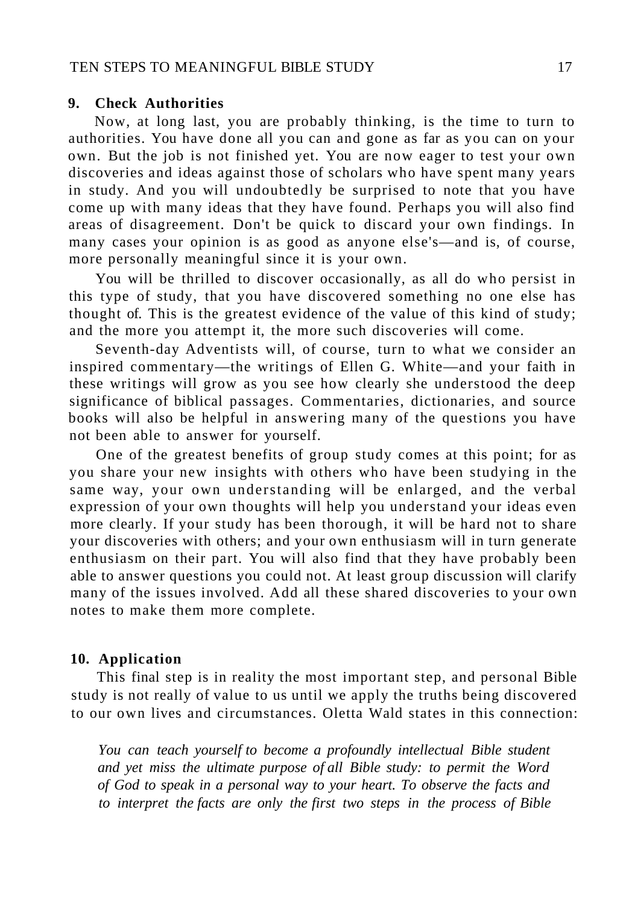### 9. Check Authorities

Now, at long last, you are probably thinking, is the time to turn to authorities. You have done all you can and gone as far as you can on your own. But the job is not finished yet. You are now eager to test your own discoveries and ideas against those of scholars who have spent many years in study. And you will undoubtedly be surprised to note that you have come up with many ideas that they have found. Perhaps you will also find areas of disagreement. Don't be quick to discard your own findings. In many cases your opinion is as good as anyone else's—and is, of course, more personally meaningful since it is your own.

You will be thrilled to discover occasionally, as all do who persist in this type of study, that you have discovered something no one else has thought of. This is the greatest evidence of the value of this kind of study; and the more you attempt it, the more such discoveries will come.

Seventh-day Adventists will, of course, turn to what we consider an inspired commentary—the writings of Ellen G. White—and your faith in these writings will grow as you see how clearly she understood the deep significance of biblical passages. Commentaries, dictionaries, and source books will also be helpful in answering many of the questions you have not been able to answer for yourself.

One of the greatest benefits of group study comes at this point; for as you share your new insights with others who have been studying in the same way, your own understanding will be enlarged, and the verbal expression of your own thoughts will help you understand your ideas even more clearly. If your study has been thorough, it will be hard not to share your discoveries with others; and your own enthusiasm will in turn generate enthusiasm on their part. You will also find that they have probably been able to answer questions you could not. At least group discussion will clarify many of the issues involved. Add all these shared discoveries to your own notes to make them more complete.

### 10. Application

This final step is in reality the most important step, and personal Bible study is not really of value to us until we apply the truths being discovered to our own lives and circumstances. Oletta Wald states in this connection:

> *You can teach yourself to become a profoundly intellectual Bible student and yet miss the ultimate purpose of all Bible study: to permit the Word of God to speak in a personal way to your heart. To observe the facts and to interpret the facts are only the first two steps in the process of Bible*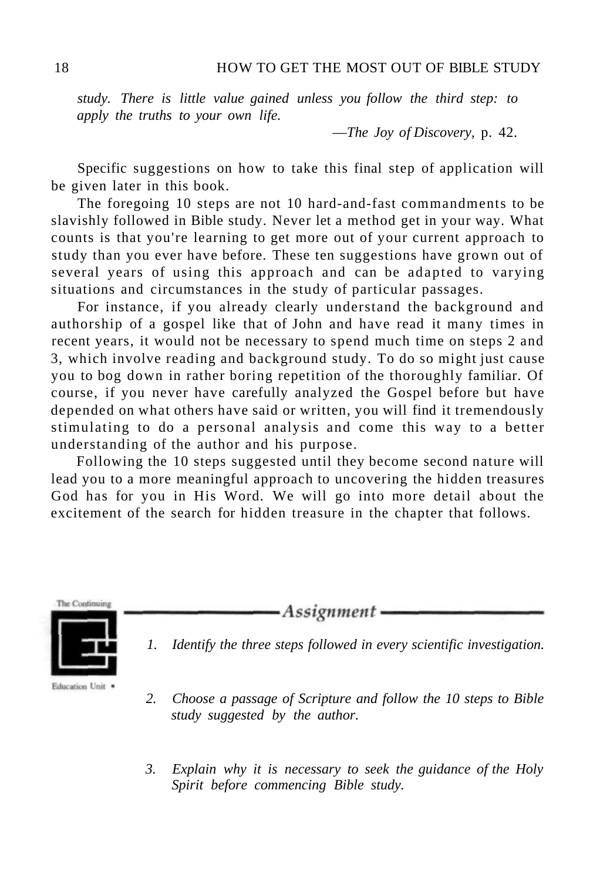*study. There is little value gained unless you follow the third step: to apply the truths to your own life.*

—*The Joy of Discovery,* p. 42.

Specific suggestions on how to take this final step of application will be given later in this book.

The foregoing 10 steps are not 10 hard-and-fast commandments to be slavishly followed in Bible study. Never let a method get in your way. What counts is that you're learning to get more out of your current approach to study than you ever have before. These ten suggestions have grown out of several years of using this approach and can be adapted to varying situations and circumstances in the study of particular passages.

For instance, if you already clearly understand the background and authorship of a gospel like that of John and have read it many times in recent years, it would not be necessary to spend much time on steps 2 and 3, which involve reading and background study. To do so might just cause you to bog down in rather boring repetition of the thoroughly familiar. Of course, if you never have carefully analyzed the Gospel before but have depended on what others have said or written, you will find it tremendously stimulating to do a personal analysis and come this way to a better understanding of the author and his purpose.

Following the 10 steps suggested until they become second nature will lead you to a more meaningful approach to uncovering the hidden treasures God has for you in His Word. We will go into more detail about the excitement of the search for hidden treasure in the chapter that follows.

The Continuing Education Unit

## *Assignment*

1. *Identify the three steps followed in every scientific investigation.*
2. *Choose a passage of Scripture and follow the 10 steps to Bible study suggested by the author.*
3. *Explain why it is necessary to seek the guidance of the Holy Spirit before commencing Bible study.*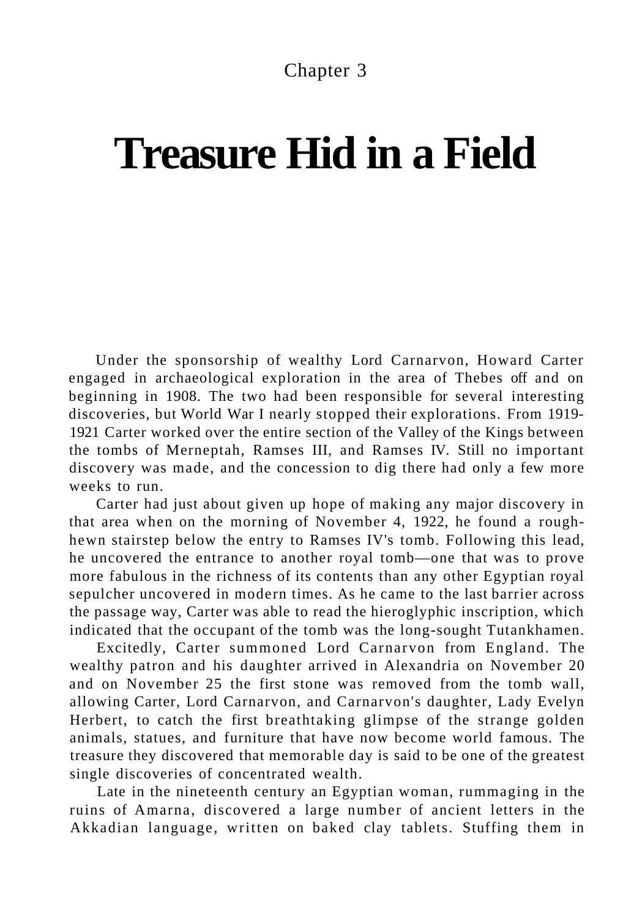Chapter 3

# Treasure Hid in a Field

Under the sponsorship of wealthy Lord Carnarvon, Howard Carter engaged in archaeological exploration in the area of Thebes off and on beginning in 1908. The two had been responsible for several interesting discoveries, but World War I nearly stopped their explorations. From 1919-1921 Carter worked over the entire section of the Valley of the Kings between the tombs of Merneptah, Ramses III, and Ramses IV. Still no important discovery was made, and the concession to dig there had only a few more weeks to run.

Carter had just about given up hope of making any major discovery in that area when on the morning of November 4, 1922, he found a rough-hewn stairstep below the entry to Ramses IV's tomb. Following this lead, he uncovered the entrance to another royal tomb—one that was to prove more fabulous in the richness of its contents than any other Egyptian royal sepulcher uncovered in modern times. As he came to the last barrier across the passage way, Carter was able to read the hieroglyphic inscription, which indicated that the occupant of the tomb was the long-sought Tutankhamen.

Excitedly, Carter summoned Lord Carnarvon from England. The wealthy patron and his daughter arrived in Alexandria on November 20 and on November 25 the first stone was removed from the tomb wall, allowing Carter, Lord Carnarvon, and Carnarvon's daughter, Lady Evelyn Herbert, to catch the first breathtaking glimpse of the strange golden animals, statues, and furniture that have now become world famous. The treasure they discovered that memorable day is said to be one of the greatest single discoveries of concentrated wealth.

Late in the nineteenth century an Egyptian woman, rummaging in the ruins of Amarna, discovered a large number of ancient letters in the Akkadian language, written on baked clay tablets. Stuffing them in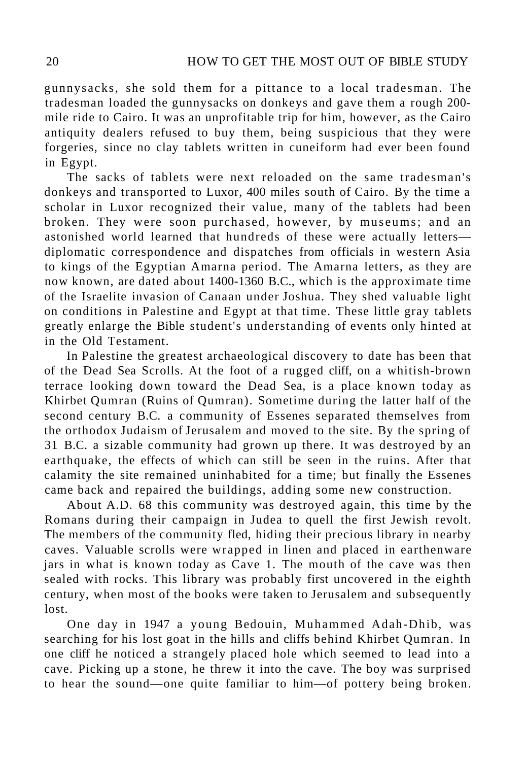gunnysacks, she sold them for a pittance to a local tradesman. The tradesman loaded the gunnysacks on donkeys and gave them a rough 200-mile ride to Cairo. It was an unprofitable trip for him, however, as the Cairo antiquity dealers refused to buy them, being suspicious that they were forgeries, since no clay tablets written in cuneiform had ever been found in Egypt.

The sacks of tablets were next reloaded on the same tradesman's donkeys and transported to Luxor, 400 miles south of Cairo. By the time a scholar in Luxor recognized their value, many of the tablets had been broken. They were soon purchased, however, by museums; and an astonished world learned that hundreds of these were actually letters—diplomatic correspondence and dispatches from officials in western Asia to kings of the Egyptian Amarna period. The Amarna letters, as they are now known, are dated about 1400-1360 B.C., which is the approximate time of the Israelite invasion of Canaan under Joshua. They shed valuable light on conditions in Palestine and Egypt at that time. These little gray tablets greatly enlarge the Bible student's understanding of events only hinted at in the Old Testament.

In Palestine the greatest archaeological discovery to date has been that of the Dead Sea Scrolls. At the foot of a rugged cliff, on a whitish-brown terrace looking down toward the Dead Sea, is a place known today as Khirbet Qumran (Ruins of Qumran). Sometime during the latter half of the second century B.C. a community of Essenes separated themselves from the orthodox Judaism of Jerusalem and moved to the site. By the spring of 31 B.C. a sizable community had grown up there. It was destroyed by an earthquake, the effects of which can still be seen in the ruins. After that calamity the site remained uninhabited for a time; but finally the Essenes came back and repaired the buildings, adding some new construction.

About A.D. 68 this community was destroyed again, this time by the Romans during their campaign in Judea to quell the first Jewish revolt. The members of the community fled, hiding their precious library in nearby caves. Valuable scrolls were wrapped in linen and placed in earthenware jars in what is known today as Cave 1. The mouth of the cave was then sealed with rocks. This library was probably first uncovered in the eighth century, when most of the books were taken to Jerusalem and subsequently lost.

One day in 1947 a young Bedouin, Muhammed Adah-Dhib, was searching for his lost goat in the hills and cliffs behind Khirbet Qumran. In one cliff he noticed a strangely placed hole which seemed to lead into a cave. Picking up a stone, he threw it into the cave. The boy was surprised to hear the sound—one quite familiar to him—of pottery being broken.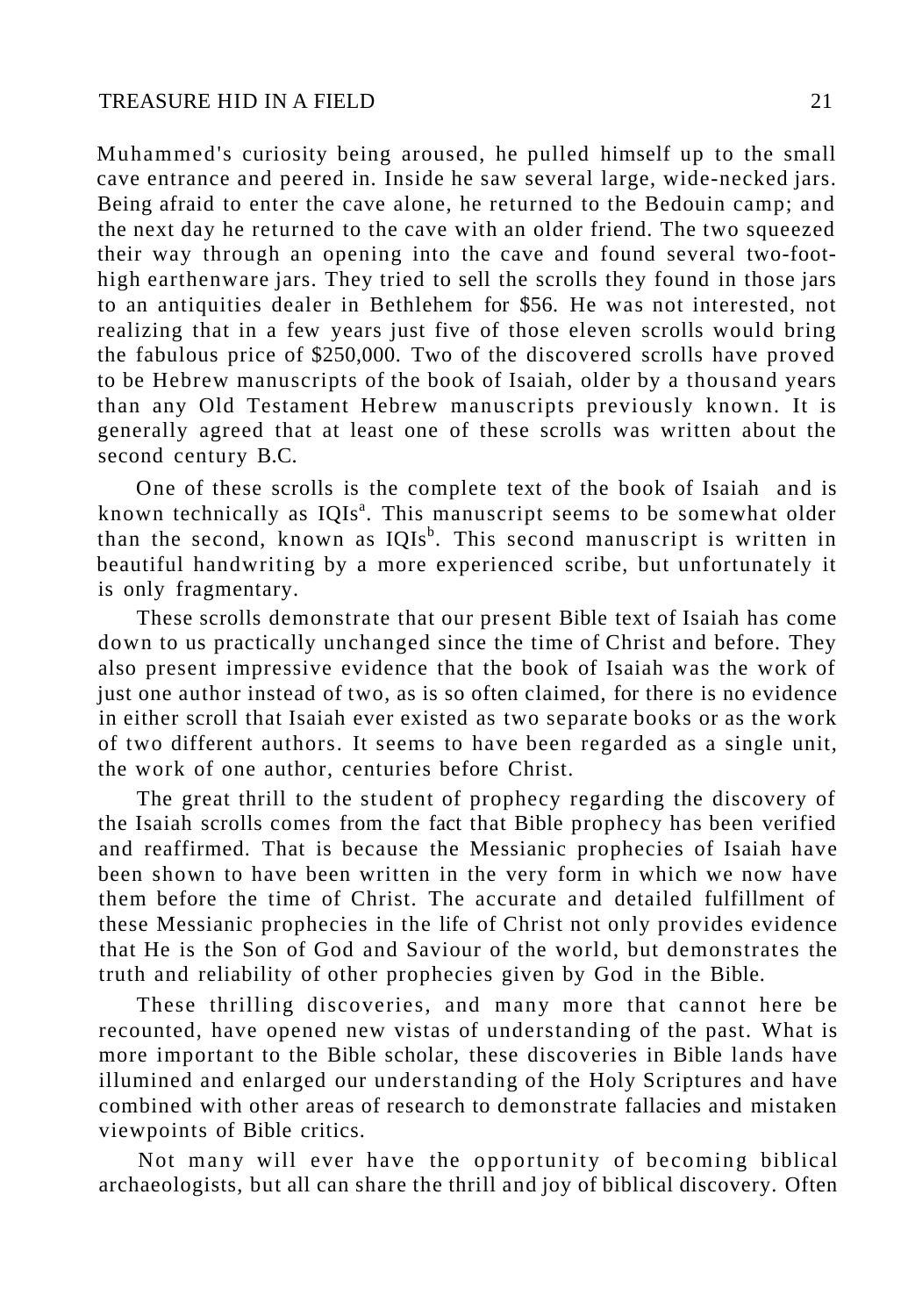Muhammed's curiosity being aroused, he pulled himself up to the small cave entrance and peered in. Inside he saw several large, wide-necked jars. Being afraid to enter the cave alone, he returned to the Bedouin camp; and the next day he returned to the cave with an older friend. The two squeezed their way through an opening into the cave and found several two-foot-high earthenware jars. They tried to sell the scrolls they found in those jars to an antiquities dealer in Bethlehem for $56. He was not interested, not realizing that in a few years just five of those eleven scrolls would bring the fabulous price of $250,000. Two of the discovered scrolls have proved to be Hebrew manuscripts of the book of Isaiah, older by a thousand years than any Old Testament Hebrew manuscripts previously known. It is generally agreed that at least one of these scrolls was written about the second century B.C.

One of these scrolls is the complete text of the book of Isaiah and is known technically as IQIs[a]. This manuscript seems to be somewhat older than the second, known as IQIs[b]. This second manuscript is written in beautiful handwriting by a more experienced scribe, but unfortunately it is only fragmentary.

These scrolls demonstrate that our present Bible text of Isaiah has come down to us practically unchanged since the time of Christ and before. They also present impressive evidence that the book of Isaiah was the work of just one author instead of two, as is so often claimed, for there is no evidence in either scroll that Isaiah ever existed as two separate books or as the work of two different authors. It seems to have been regarded as a single unit, the work of one author, centuries before Christ.

The great thrill to the student of prophecy regarding the discovery of the Isaiah scrolls comes from the fact that Bible prophecy has been verified and reaffirmed. That is because the Messianic prophecies of Isaiah have been shown to have been written in the very form in which we now have them before the time of Christ. The accurate and detailed fulfillment of these Messianic prophecies in the life of Christ not only provides evidence that He is the Son of God and Saviour of the world, but demonstrates the truth and reliability of other prophecies given by God in the Bible.

These thrilling discoveries, and many more that cannot here be recounted, have opened new vistas of understanding of the past. What is more important to the Bible scholar, these discoveries in Bible lands have illumined and enlarged our understanding of the Holy Scriptures and have combined with other areas of research to demonstrate fallacies and mistaken viewpoints of Bible critics.

Not many will ever have the opportunity of becoming biblical archaeologists, but all can share the thrill and joy of biblical discovery. Often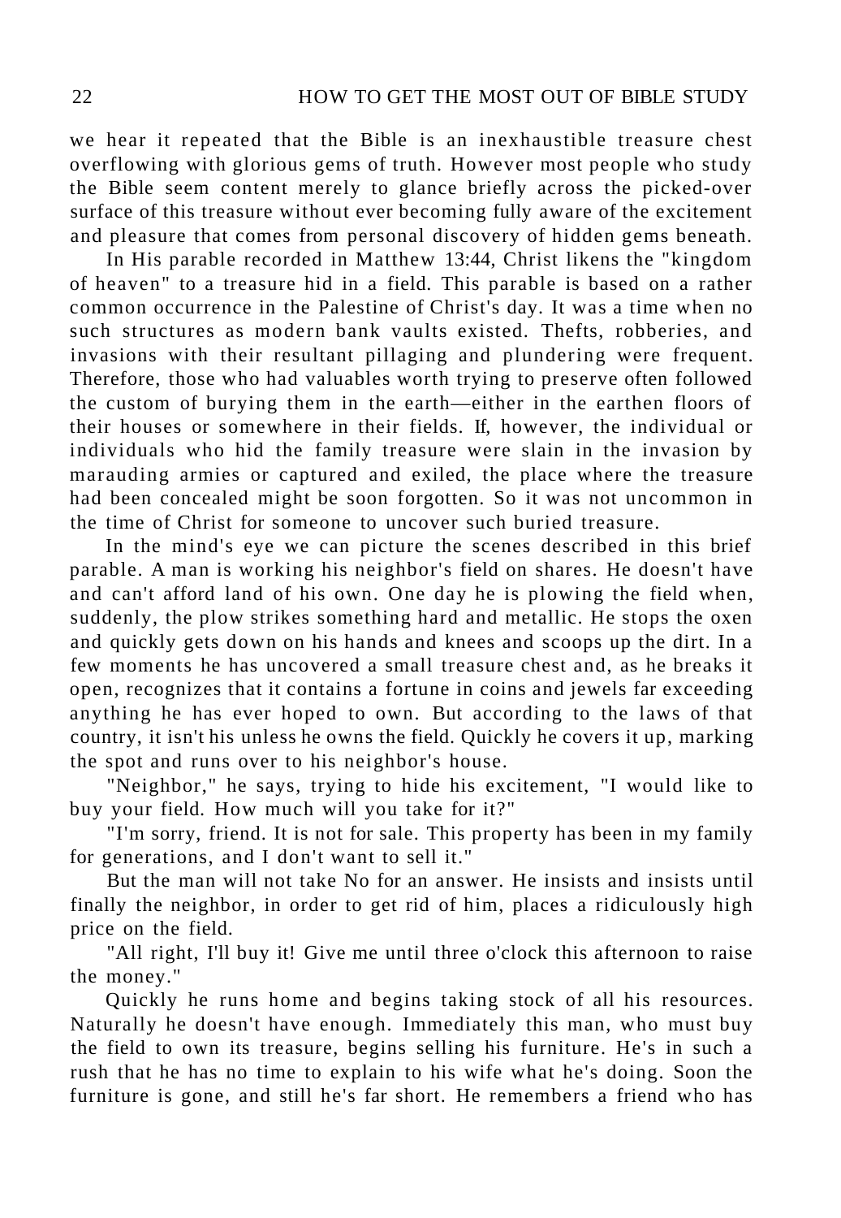we hear it repeated that the Bible is an inexhaustible treasure chest overflowing with glorious gems of truth. However most people who study the Bible seem content merely to glance briefly across the picked-over surface of this treasure without ever becoming fully aware of the excitement and pleasure that comes from personal discovery of hidden gems beneath.

In His parable recorded in Matthew 13:44, Christ likens the "kingdom of heaven" to a treasure hid in a field. This parable is based on a rather common occurrence in the Palestine of Christ's day. It was a time when no such structures as modern bank vaults existed. Thefts, robberies, and invasions with their resultant pillaging and plundering were frequent. Therefore, those who had valuables worth trying to preserve often followed the custom of burying them in the earth—either in the earthen floors of their houses or somewhere in their fields. If, however, the individual or individuals who hid the family treasure were slain in the invasion by marauding armies or captured and exiled, the place where the treasure had been concealed might be soon forgotten. So it was not uncommon in the time of Christ for someone to uncover such buried treasure.

In the mind's eye we can picture the scenes described in this brief parable. A man is working his neighbor's field on shares. He doesn't have and can't afford land of his own. One day he is plowing the field when, suddenly, the plow strikes something hard and metallic. He stops the oxen and quickly gets down on his hands and knees and scoops up the dirt. In a few moments he has uncovered a small treasure chest and, as he breaks it open, recognizes that it contains a fortune in coins and jewels far exceeding anything he has ever hoped to own. But according to the laws of that country, it isn't his unless he owns the field. Quickly he covers it up, marking the spot and runs over to his neighbor's house.

"Neighbor," he says, trying to hide his excitement, "I would like to buy your field. How much will you take for it?"

"I'm sorry, friend. It is not for sale. This property has been in my family for generations, and I don't want to sell it."

But the man will not take No for an answer. He insists and insists until finally the neighbor, in order to get rid of him, places a ridiculously high price on the field.

"All right, I'll buy it! Give me until three o'clock this afternoon to raise the money."

Quickly he runs home and begins taking stock of all his resources. Naturally he doesn't have enough. Immediately this man, who must buy the field to own its treasure, begins selling his furniture. He's in such a rush that he has no time to explain to his wife what he's doing. Soon the furniture is gone, and still he's far short. He remembers a friend who has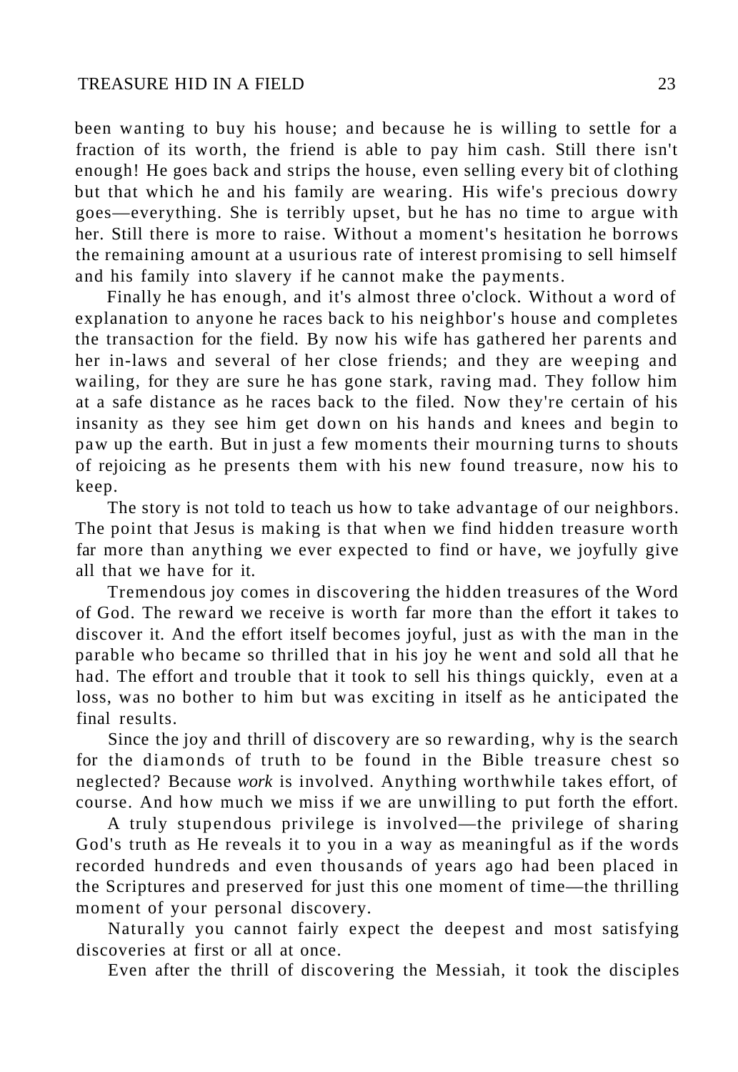been wanting to buy his house; and because he is willing to settle for a fraction of its worth, the friend is able to pay him cash. Still there isn't enough! He goes back and strips the house, even selling every bit of clothing but that which he and his family are wearing. His wife's precious dowry goes—everything. She is terribly upset, but he has no time to argue with her. Still there is more to raise. Without a moment's hesitation he borrows the remaining amount at a usurious rate of interest promising to sell himself and his family into slavery if he cannot make the payments.

Finally he has enough, and it's almost three o'clock. Without a word of explanation to anyone he races back to his neighbor's house and completes the transaction for the field. By now his wife has gathered her parents and her in-laws and several of her close friends; and they are weeping and wailing, for they are sure he has gone stark, raving mad. They follow him at a safe distance as he races back to the filed. Now they're certain of his insanity as they see him get down on his hands and knees and begin to paw up the earth. But in just a few moments their mourning turns to shouts of rejoicing as he presents them with his new found treasure, now his to keep.

The story is not told to teach us how to take advantage of our neighbors. The point that Jesus is making is that when we find hidden treasure worth far more than anything we ever expected to find or have, we joyfully give all that we have for it.

Tremendous joy comes in discovering the hidden treasures of the Word of God. The reward we receive is worth far more than the effort it takes to discover it. And the effort itself becomes joyful, just as with the man in the parable who became so thrilled that in his joy he went and sold all that he had. The effort and trouble that it took to sell his things quickly, even at a loss, was no bother to him but was exciting in itself as he anticipated the final results.

Since the joy and thrill of discovery are so rewarding, why is the search for the diamonds of truth to be found in the Bible treasure chest so neglected? Because *work* is involved. Anything worthwhile takes effort, of course. And how much we miss if we are unwilling to put forth the effort.

A truly stupendous privilege is involved—the privilege of sharing God's truth as He reveals it to you in a way as meaningful as if the words recorded hundreds and even thousands of years ago had been placed in the Scriptures and preserved for just this one moment of time—the thrilling moment of your personal discovery.

Naturally you cannot fairly expect the deepest and most satisfying discoveries at first or all at once.

Even after the thrill of discovering the Messiah, it took the disciples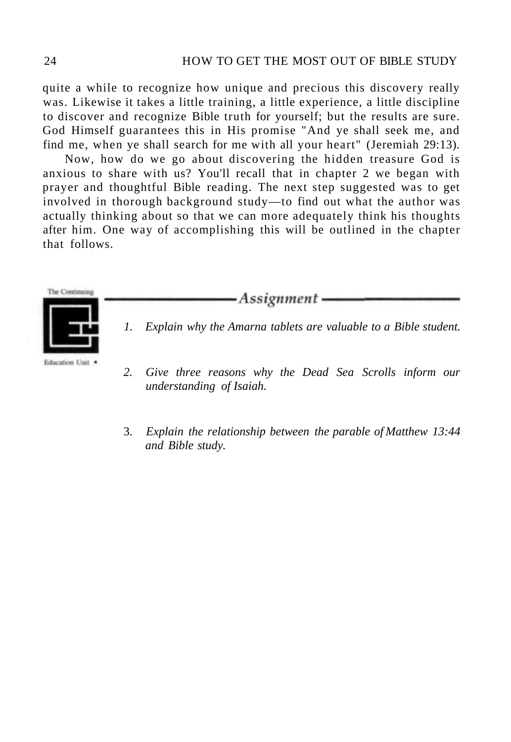quite a while to recognize how unique and precious this discovery really was. Likewise it takes a little training, a little experience, a little discipline to discover and recognize Bible truth for yourself; but the results are sure. God Himself guarantees this in His promise "And ye shall seek me, and find me, when ye shall search for me with all your heart" (Jeremiah 29:13).

Now, how do we go about discovering the hidden treasure God is anxious to share with us? You'll recall that in chapter 2 we began with prayer and thoughtful Bible reading. The next step suggested was to get involved in thorough background study—to find out what the author was actually thinking about so that we can more adequately think his thoughts after him. One way of accomplishing this will be outlined in the chapter that follows.

The Continuing Education Unit •

## *Assignment*

1. *Explain why the Amarna tablets are valuable to a Bible student.*

2. *Give three reasons why the Dead Sea Scrolls inform our understanding of Isaiah.*

3. *Explain the relationship between the parable of Matthew 13:44 and Bible study.*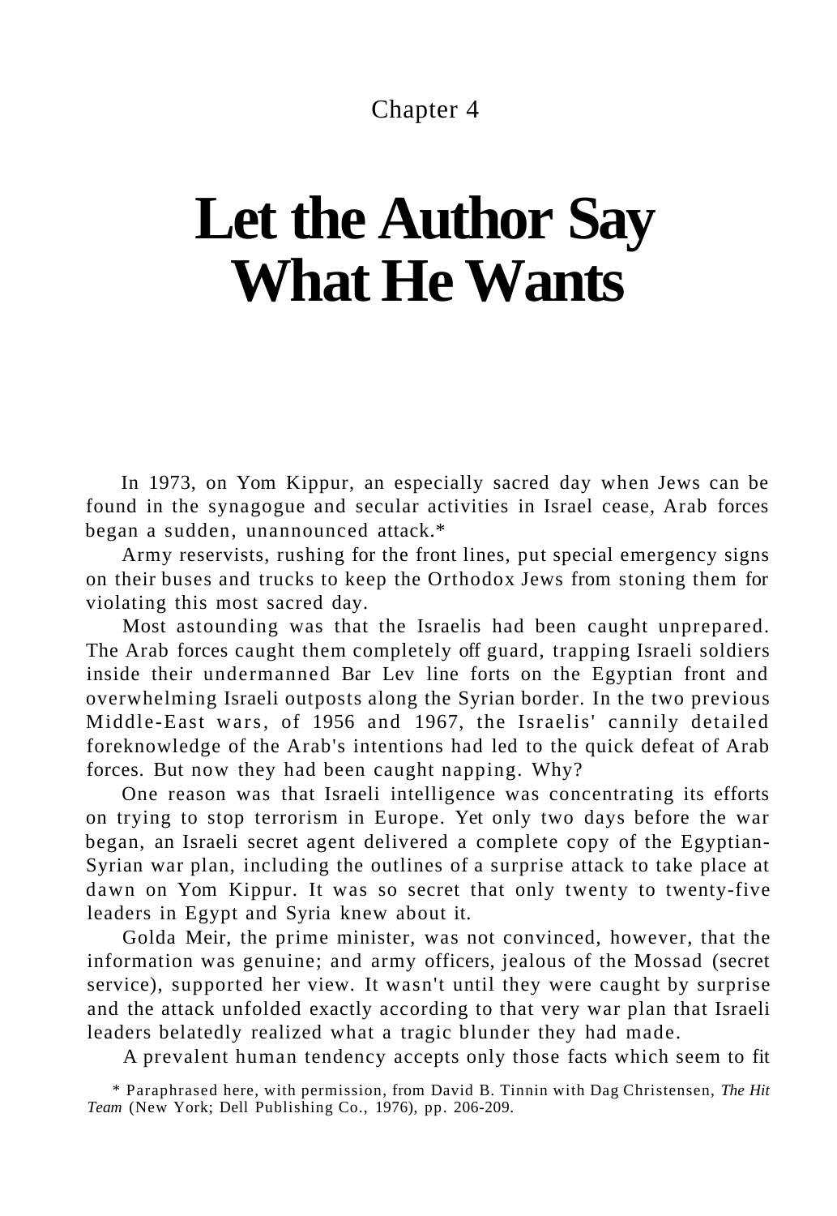Chapter 4

# Let the Author Say What He Wants

In 1973, on Yom Kippur, an especially sacred day when Jews can be found in the synagogue and secular activities in Israel cease, Arab forces began a sudden, unannounced attack.*

Army reservists, rushing for the front lines, put special emergency signs on their buses and trucks to keep the Orthodox Jews from stoning them for violating this most sacred day.

Most astounding was that the Israelis had been caught unprepared. The Arab forces caught them completely off guard, trapping Israeli soldiers inside their undermanned Bar Lev line forts on the Egyptian front and overwhelming Israeli outposts along the Syrian border. In the two previous Middle-East wars, of 1956 and 1967, the Israelis' cannily detailed foreknowledge of the Arab's intentions had led to the quick defeat of Arab forces. But now they had been caught napping. Why?

One reason was that Israeli intelligence was concentrating its efforts on trying to stop terrorism in Europe. Yet only two days before the war began, an Israeli secret agent delivered a complete copy of the Egyptian-Syrian war plan, including the outlines of a surprise attack to take place at dawn on Yom Kippur. It was so secret that only twenty to twenty-five leaders in Egypt and Syria knew about it.

Golda Meir, the prime minister, was not convinced, however, that the information was genuine; and army officers, jealous of the Mossad (secret service), supported her view. It wasn't until they were caught by surprise and the attack unfolded exactly according to that very war plan that Israeli leaders belatedly realized what a tragic blunder they had made.

A prevalent human tendency accepts only those facts which seem to fit

* Paraphrased here, with permission, from David B. Tinnin with Dag Christensen, *The Hit Team* (New York; Dell Publishing Co., 1976), pp. 206-209.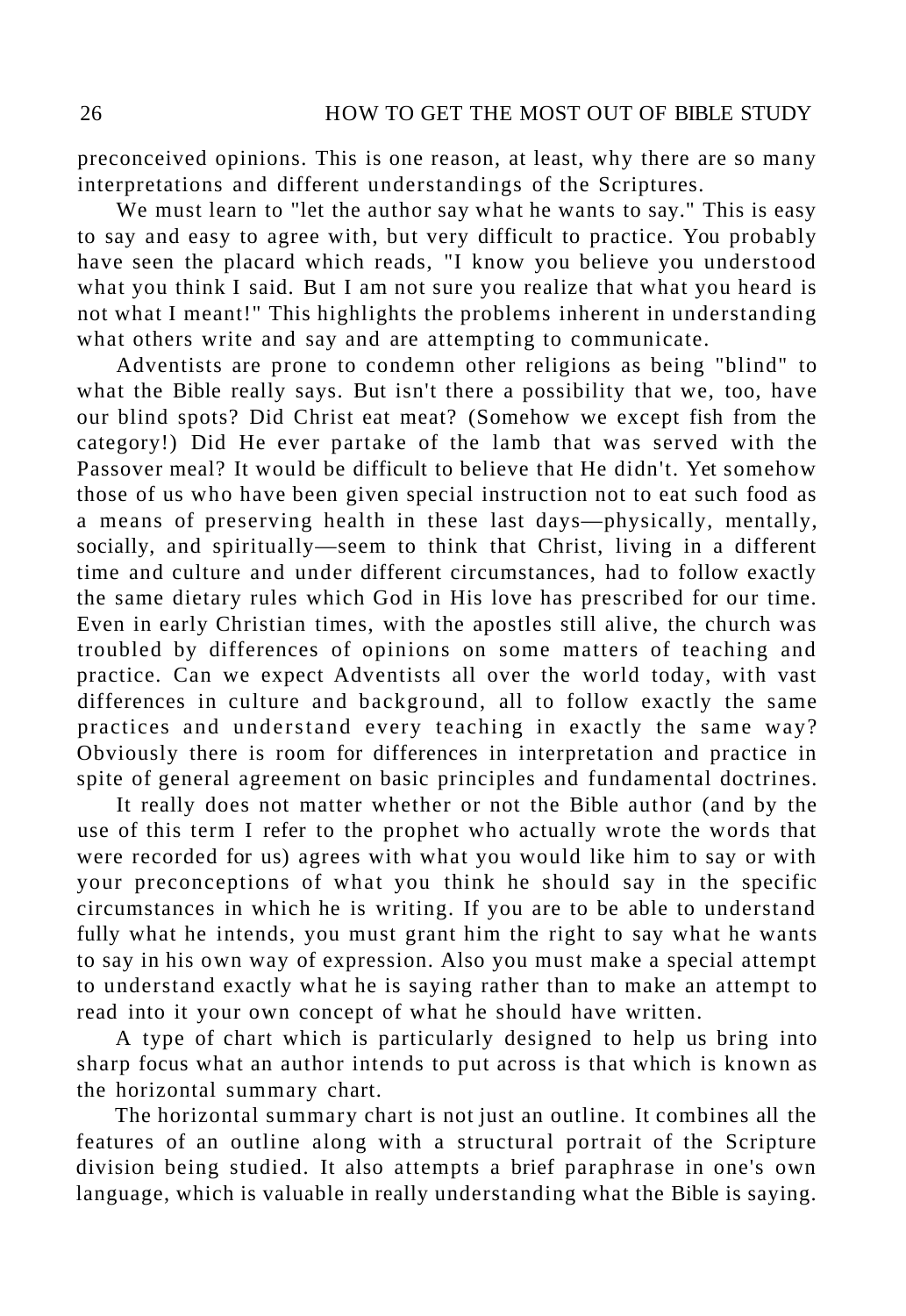preconceived opinions. This is one reason, at least, why there are so many interpretations and different understandings of the Scriptures.

We must learn to "let the author say what he wants to say." This is easy to say and easy to agree with, but very difficult to practice. You probably have seen the placard which reads, "I know you believe you understood what you think I said. But I am not sure you realize that what you heard is not what I meant!" This highlights the problems inherent in understanding what others write and say and are attempting to communicate.

Adventists are prone to condemn other religions as being "blind" to what the Bible really says. But isn't there a possibility that we, too, have our blind spots? Did Christ eat meat? (Somehow we except fish from the category!) Did He ever partake of the lamb that was served with the Passover meal? It would be difficult to believe that He didn't. Yet somehow those of us who have been given special instruction not to eat such food as a means of preserving health in these last days—physically, mentally, socially, and spiritually—seem to think that Christ, living in a different time and culture and under different circumstances, had to follow exactly the same dietary rules which God in His love has prescribed for our time. Even in early Christian times, with the apostles still alive, the church was troubled by differences of opinions on some matters of teaching and practice. Can we expect Adventists all over the world today, with vast differences in culture and background, all to follow exactly the same practices and understand every teaching in exactly the same way? Obviously there is room for differences in interpretation and practice in spite of general agreement on basic principles and fundamental doctrines.

It really does not matter whether or not the Bible author (and by the use of this term I refer to the prophet who actually wrote the words that were recorded for us) agrees with what you would like him to say or with your preconceptions of what you think he should say in the specific circumstances in which he is writing. If you are to be able to understand fully what he intends, you must grant him the right to say what he wants to say in his own way of expression. Also you must make a special attempt to understand exactly what he is saying rather than to make an attempt to read into it your own concept of what he should have written.

A type of chart which is particularly designed to help us bring into sharp focus what an author intends to put across is that which is known as the horizontal summary chart.

The horizontal summary chart is not just an outline. It combines all the features of an outline along with a structural portrait of the Scripture division being studied. It also attempts a brief paraphrase in one's own language, which is valuable in really understanding what the Bible is saying.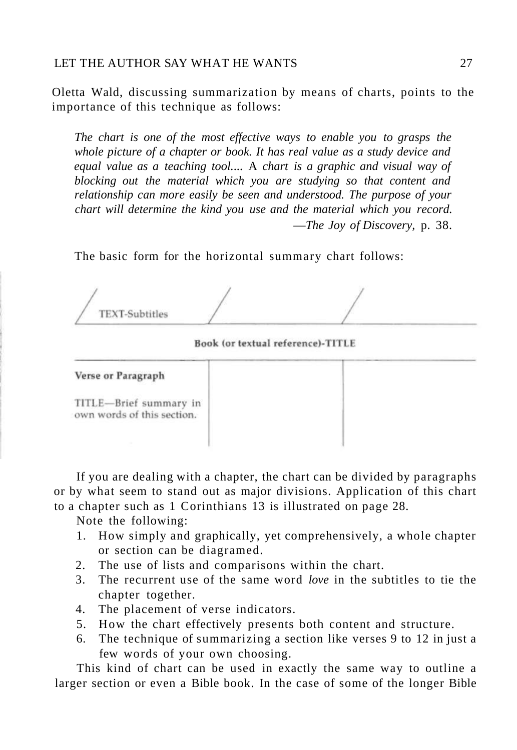Oletta Wald, discussing summarization by means of charts, points to the importance of this technique as follows:

> *The chart is one of the most effective ways to enable you to grasps the whole picture of a chapter or book. It has real value as a study device and equal value as a teaching tool....* A *chart is a graphic and visual way of blocking out the material which you are studying so that content and relationship can more easily be seen and understood. The purpose of your chart will determine the kind you use and the material which you record.*
>
> —*The Joy of Discovery,* p. 38.

The basic form for the horizontal summary chart follows:

| TEXT-Subtitles | | |
|---|---|---|
| **Book (or textual reference)-TITLE** | | |
| **Verse or Paragraph**<br><br>TITLE—Brief summary in own words of this section. | | |

If you are dealing with a chapter, the chart can be divided by paragraphs or by what seem to stand out as major divisions. Application of this chart to a chapter such as 1 Corinthians 13 is illustrated on page 28.

Note the following:

1. How simply and graphically, yet comprehensively, a whole chapter or section can be diagramed.
2. The use of lists and comparisons within the chart.
3. The recurrent use of the same word *love* in the subtitles to tie the chapter together.
4. The placement of verse indicators.
5. How the chart effectively presents both content and structure.
6. The technique of summarizing a section like verses 9 to 12 in just a few words of your own choosing.

This kind of chart can be used in exactly the same way to outline a larger section or even a Bible book. In the case of some of the longer Bible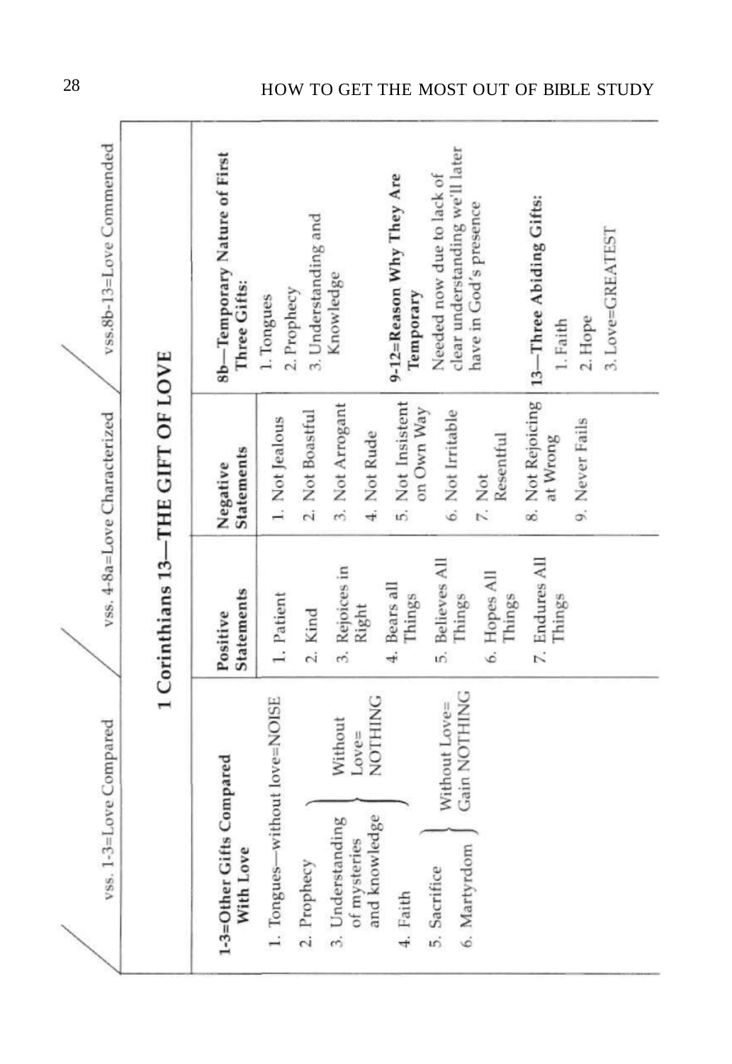# 1 Corinthians 13—THE GIFT OF LOVE

| vss. 1-3=Love Compared | vss. 4-8a=Love Characterized | | vss. 8b-13=Love Commended |
|---|---|---|---|
| **1-3=Other Gifts Compared With Love** | **Positive Statements** | **Negative Statements** | **8b—Temporary Nature of First Three Gifts:** |
| 1. Tongues—without love=NOISE | 1. Patient | 1. Not Jealous | 1. Tongues |
| 2. Prophecy } Without Love= NOTHING | 2. Kind | 2. Not Boastful | 2. Prophecy |
| 3. Understanding of mysteries and knowledge } Without Love= NOTHING | 3. Rejoices in Right | 3. Not Arrogant | 3. Understanding and Knowledge |
| 4. Faith } Without Love= NOTHING | 4. Bears all Things | 4. Not Rude | |
| 5. Sacrifice } Without Love= Gain NOTHING | 5. Believes All Things | 5. Not Insistent on Own Way | **9-12=Reason Why They Are Temporary** |
| 6. Martyrdom } Without Love= Gain NOTHING | 6. Hopes All Things | 6. Not Irritable | Needed now due to lack of clear understanding we'll later have in God's presence |
| | 7. Endures All Things | 7. Not Resentful | |
| | | 8. Not Rejoicing at Wrong | **13—Three Abiding Gifts:** |
| | | 9. Never Fails | 1. Faith |
| | | | 2. Hope |
| | | | 3. Love=GREATEST |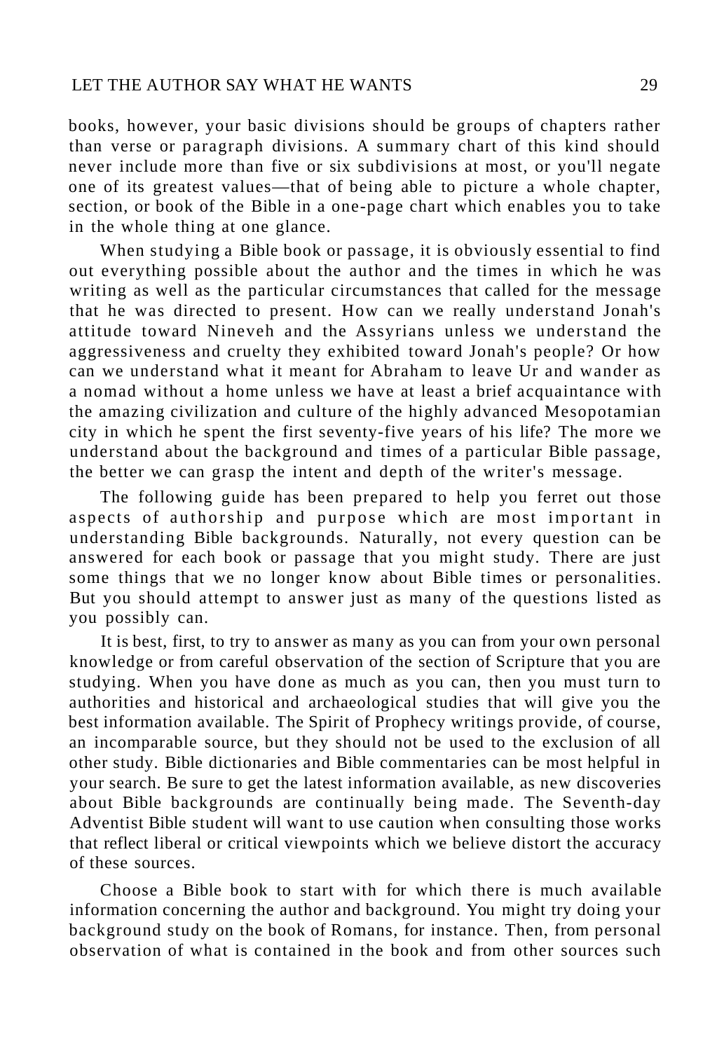books, however, your basic divisions should be groups of chapters rather than verse or paragraph divisions. A summary chart of this kind should never include more than five or six subdivisions at most, or you'll negate one of its greatest values—that of being able to picture a whole chapter, section, or book of the Bible in a one-page chart which enables you to take in the whole thing at one glance.

When studying a Bible book or passage, it is obviously essential to find out everything possible about the author and the times in which he was writing as well as the particular circumstances that called for the message that he was directed to present. How can we really understand Jonah's attitude toward Nineveh and the Assyrians unless we understand the aggressiveness and cruelty they exhibited toward Jonah's people? Or how can we understand what it meant for Abraham to leave Ur and wander as a nomad without a home unless we have at least a brief acquaintance with the amazing civilization and culture of the highly advanced Mesopotamian city in which he spent the first seventy-five years of his life? The more we understand about the background and times of a particular Bible passage, the better we can grasp the intent and depth of the writer's message.

The following guide has been prepared to help you ferret out those aspects of authorship and purpose which are most important in understanding Bible backgrounds. Naturally, not every question can be answered for each book or passage that you might study. There are just some things that we no longer know about Bible times or personalities. But you should attempt to answer just as many of the questions listed as you possibly can.

It is best, first, to try to answer as many as you can from your own personal knowledge or from careful observation of the section of Scripture that you are studying. When you have done as much as you can, then you must turn to authorities and historical and archaeological studies that will give you the best information available. The Spirit of Prophecy writings provide, of course, an incomparable source, but they should not be used to the exclusion of all other study. Bible dictionaries and Bible commentaries can be most helpful in your search. Be sure to get the latest information available, as new discoveries about Bible backgrounds are continually being made. The Seventh-day Adventist Bible student will want to use caution when consulting those works that reflect liberal or critical viewpoints which we believe distort the accuracy of these sources.

Choose a Bible book to start with for which there is much available information concerning the author and background. You might try doing your background study on the book of Romans, for instance. Then, from personal observation of what is contained in the book and from other sources such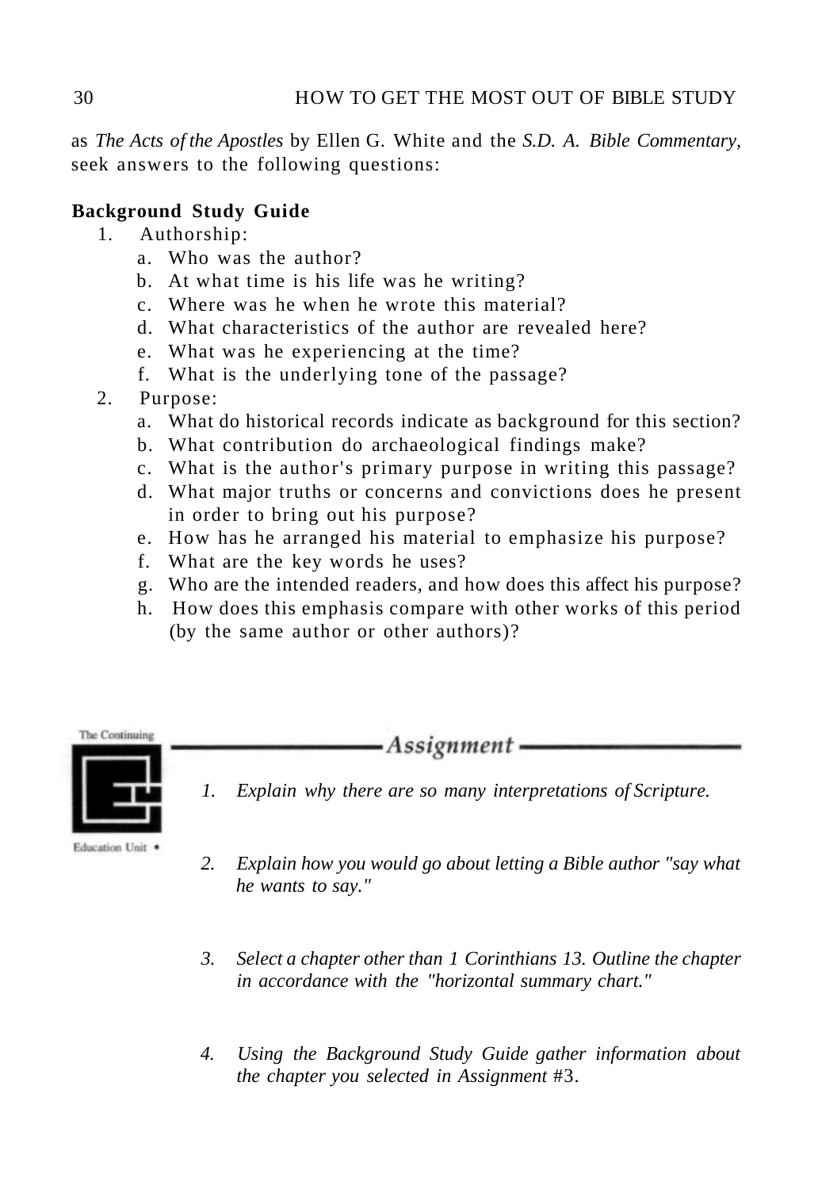as *The Acts of the Apostles* by Ellen G. White and the *S.D. A. Bible Commentary,* seek answers to the following questions:

**Background Study Guide**

1. Authorship:
   a. Who was the author?
   b. At what time is his life was he writing?
   c. Where was he when he wrote this material?
   d. What characteristics of the author are revealed here?
   e. What was he experiencing at the time?
   f. What is the underlying tone of the passage?
2. Purpose:
   a. What do historical records indicate as background for this section?
   b. What contribution do archaeological findings make?
   c. What is the author's primary purpose in writing this passage?
   d. What major truths or concerns and convictions does he present in order to bring out his purpose?
   e. How has he arranged his material to emphasize his purpose?
   f. What are the key words he uses?
   g. Who are the intended readers, and how does this affect his purpose?
   h. How does this emphasis compare with other works of this period (by the same author or other authors)?

The Continuing Education Unit •

## *Assignment*

1. *Explain why there are so many interpretations of Scripture.*
2. *Explain how you would go about letting a Bible author "say what he wants to say."*
3. *Select a chapter other than 1 Corinthians 13. Outline the chapter in accordance with the "horizontal summary chart."*
4. *Using the Background Study Guide gather information about the chapter you selected in Assignment* #3.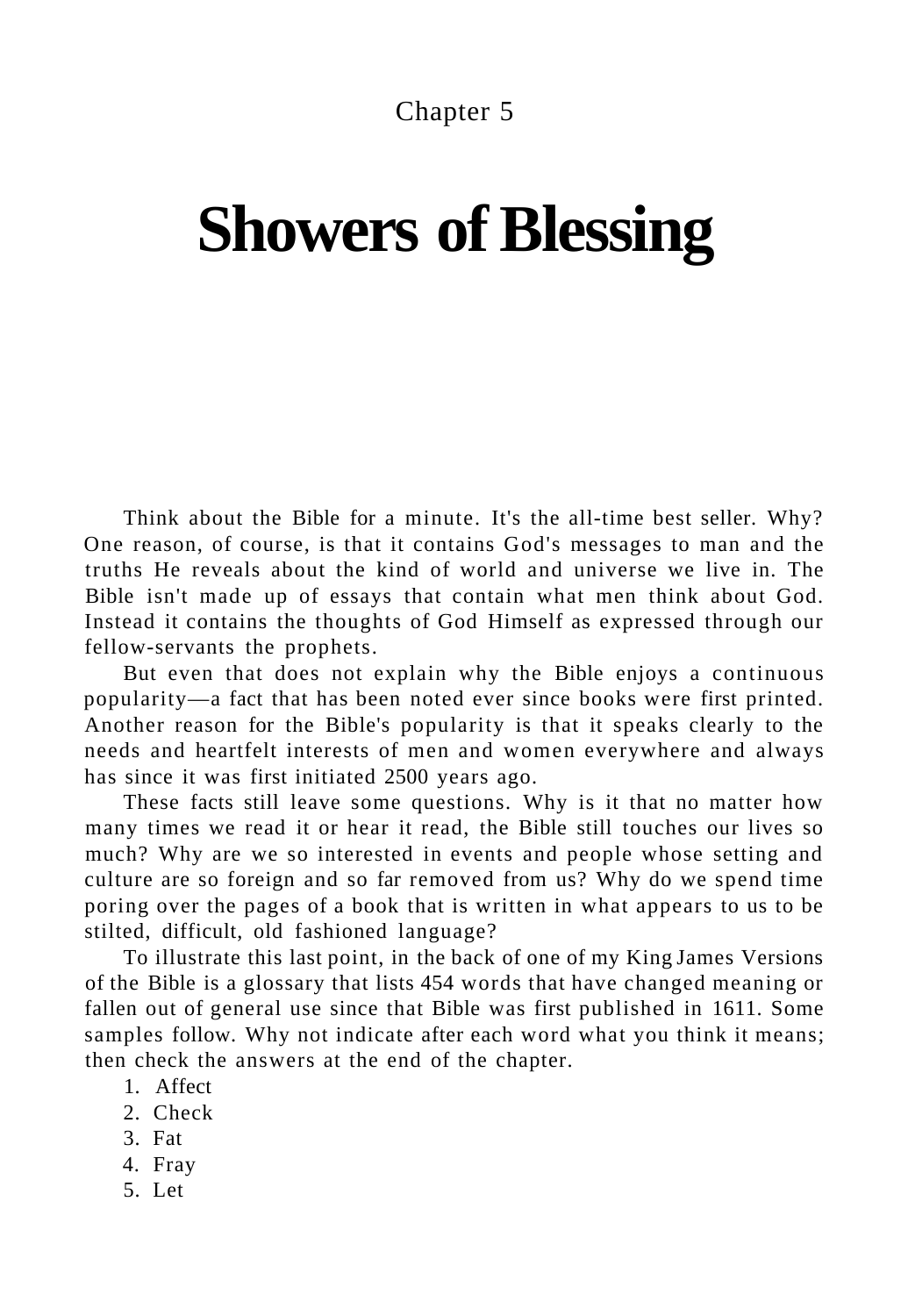Chapter 5

# Showers of Blessing

Think about the Bible for a minute. It's the all-time best seller. Why? One reason, of course, is that it contains God's messages to man and the truths He reveals about the kind of world and universe we live in. The Bible isn't made up of essays that contain what men think about God. Instead it contains the thoughts of God Himself as expressed through our fellow-servants the prophets.

But even that does not explain why the Bible enjoys a continuous popularity—a fact that has been noted ever since books were first printed. Another reason for the Bible's popularity is that it speaks clearly to the needs and heartfelt interests of men and women everywhere and always has since it was first initiated 2500 years ago.

These facts still leave some questions. Why is it that no matter how many times we read it or hear it read, the Bible still touches our lives so much? Why are we so interested in events and people whose setting and culture are so foreign and so far removed from us? Why do we spend time poring over the pages of a book that is written in what appears to us to be stilted, difficult, old fashioned language?

To illustrate this last point, in the back of one of my King James Versions of the Bible is a glossary that lists 454 words that have changed meaning or fallen out of general use since that Bible was first published in 1611. Some samples follow. Why not indicate after each word what you think it means; then check the answers at the end of the chapter.

1. Affect
2. Check
3. Fat
4. Fray
5. Let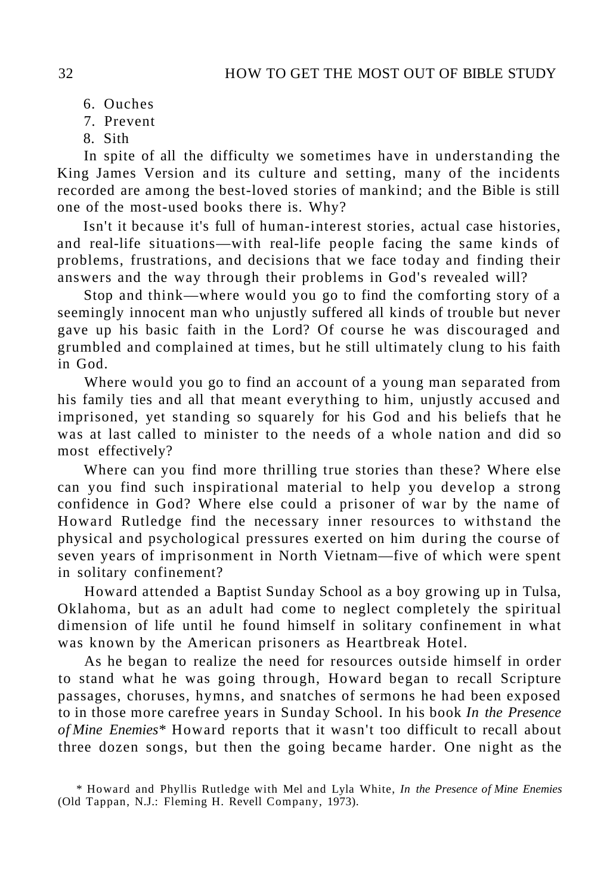6. Ouches
7. Prevent
8. Sith

In spite of all the difficulty we sometimes have in understanding the King James Version and its culture and setting, many of the incidents recorded are among the best-loved stories of mankind; and the Bible is still one of the most-used books there is. Why?

Isn't it because it's full of human-interest stories, actual case histories, and real-life situations—with real-life people facing the same kinds of problems, frustrations, and decisions that we face today and finding their answers and the way through their problems in God's revealed will?

Stop and think—where would you go to find the comforting story of a seemingly innocent man who unjustly suffered all kinds of trouble but never gave up his basic faith in the Lord? Of course he was discouraged and grumbled and complained at times, but he still ultimately clung to his faith in God.

Where would you go to find an account of a young man separated from his family ties and all that meant everything to him, unjustly accused and imprisoned, yet standing so squarely for his God and his beliefs that he was at last called to minister to the needs of a whole nation and did so most effectively?

Where can you find more thrilling true stories than these? Where else can you find such inspirational material to help you develop a strong confidence in God? Where else could a prisoner of war by the name of Howard Rutledge find the necessary inner resources to withstand the physical and psychological pressures exerted on him during the course of seven years of imprisonment in North Vietnam—five of which were spent in solitary confinement?

Howard attended a Baptist Sunday School as a boy growing up in Tulsa, Oklahoma, but as an adult had come to neglect completely the spiritual dimension of life until he found himself in solitary confinement in what was known by the American prisoners as Heartbreak Hotel.

As he began to realize the need for resources outside himself in order to stand what he was going through, Howard began to recall Scripture passages, choruses, hymns, and snatches of sermons he had been exposed to in those more carefree years in Sunday School. In his book *In the Presence of Mine Enemies*\* Howard reports that it wasn't too difficult to recall about three dozen songs, but then the going became harder. One night as the

\* Howard and Phyllis Rutledge with Mel and Lyla White, *In the Presence of Mine Enemies* (Old Tappan, N.J.: Fleming H. Revell Company, 1973).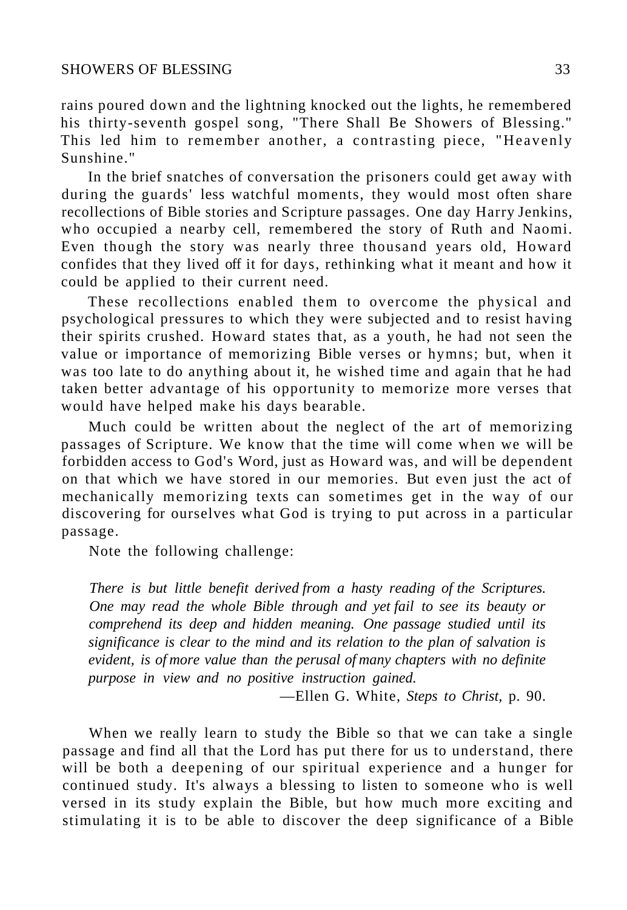rains poured down and the lightning knocked out the lights, he remembered his thirty-seventh gospel song, "There Shall Be Showers of Blessing." This led him to remember another, a contrasting piece, "Heavenly Sunshine."

In the brief snatches of conversation the prisoners could get away with during the guards' less watchful moments, they would most often share recollections of Bible stories and Scripture passages. One day Harry Jenkins, who occupied a nearby cell, remembered the story of Ruth and Naomi. Even though the story was nearly three thousand years old, Howard confides that they lived off it for days, rethinking what it meant and how it could be applied to their current need.

These recollections enabled them to overcome the physical and psychological pressures to which they were subjected and to resist having their spirits crushed. Howard states that, as a youth, he had not seen the value or importance of memorizing Bible verses or hymns; but, when it was too late to do anything about it, he wished time and again that he had taken better advantage of his opportunity to memorize more verses that would have helped make his days bearable.

Much could be written about the neglect of the art of memorizing passages of Scripture. We know that the time will come when we will be forbidden access to God's Word, just as Howard was, and will be dependent on that which we have stored in our memories. But even just the act of mechanically memorizing texts can sometimes get in the way of our discovering for ourselves what God is trying to put across in a particular passage.

Note the following challenge:

> *There is but little benefit derived from a hasty reading of the Scriptures. One may read the whole Bible through and yet fail to see its beauty or comprehend its deep and hidden meaning. One passage studied until its significance is clear to the mind and its relation to the plan of salvation is evident, is of more value than the perusal of many chapters with no definite purpose in view and no positive instruction gained.*
>
> —Ellen G. White, *Steps to Christ*, p. 90.

When we really learn to study the Bible so that we can take a single passage and find all that the Lord has put there for us to understand, there will be both a deepening of our spiritual experience and a hunger for continued study. It's always a blessing to listen to someone who is well versed in its study explain the Bible, but how much more exciting and stimulating it is to be able to discover the deep significance of a Bible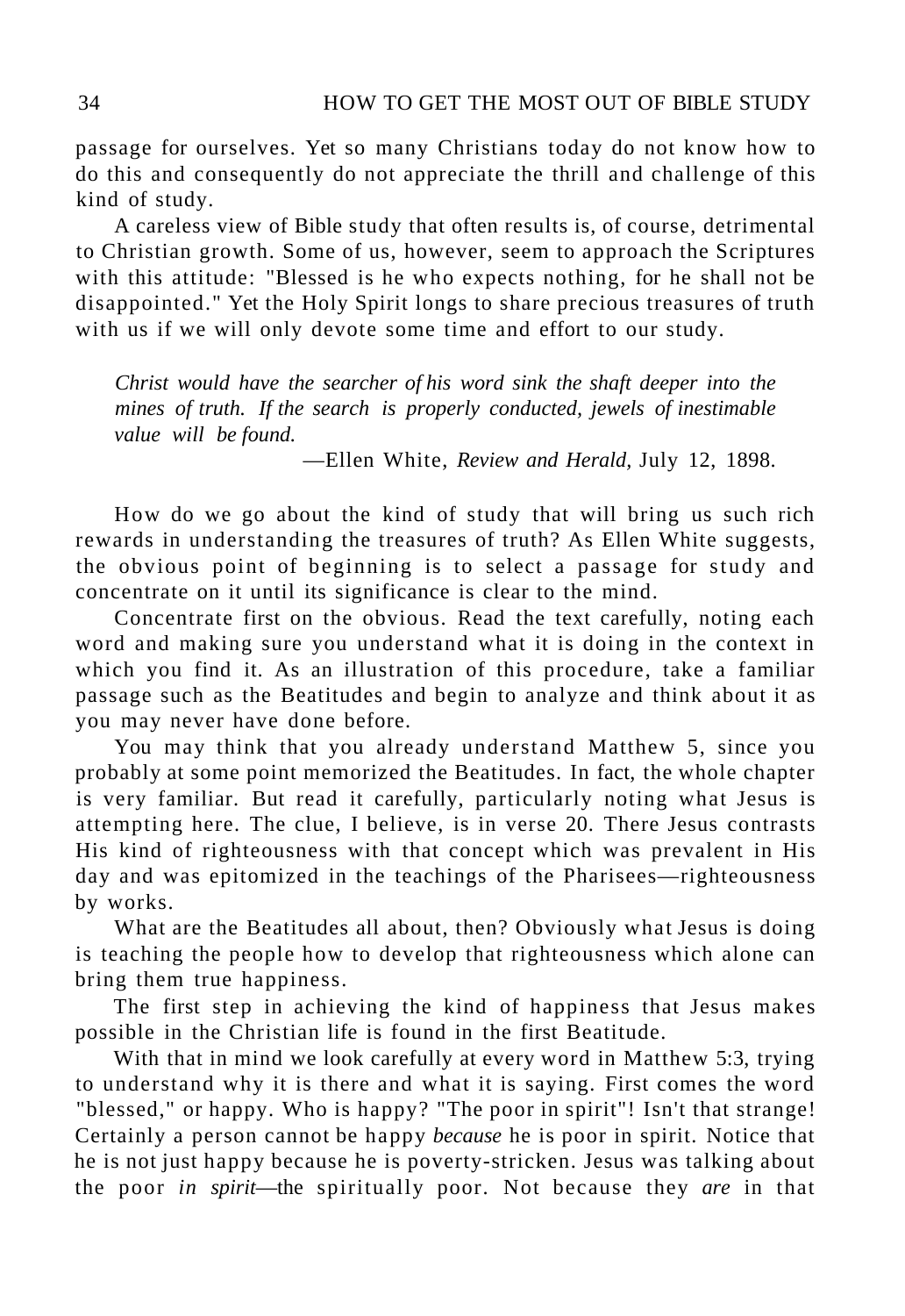passage for ourselves. Yet so many Christians today do not know how to do this and consequently do not appreciate the thrill and challenge of this kind of study.

A careless view of Bible study that often results is, of course, detrimental to Christian growth. Some of us, however, seem to approach the Scriptures with this attitude: "Blessed is he who expects nothing, for he shall not be disappointed." Yet the Holy Spirit longs to share precious treasures of truth with us if we will only devote some time and effort to our study.

> *Christ would have the searcher of his word sink the shaft deeper into the mines of truth. If the search is properly conducted, jewels of inestimable value will be found.*
>
> —Ellen White, *Review and Herald,* July 12, 1898.

How do we go about the kind of study that will bring us such rich rewards in understanding the treasures of truth? As Ellen White suggests, the obvious point of beginning is to select a passage for study and concentrate on it until its significance is clear to the mind.

Concentrate first on the obvious. Read the text carefully, noting each word and making sure you understand what it is doing in the context in which you find it. As an illustration of this procedure, take a familiar passage such as the Beatitudes and begin to analyze and think about it as you may never have done before.

You may think that you already understand Matthew 5, since you probably at some point memorized the Beatitudes. In fact, the whole chapter is very familiar. But read it carefully, particularly noting what Jesus is attempting here. The clue, I believe, is in verse 20. There Jesus contrasts His kind of righteousness with that concept which was prevalent in His day and was epitomized in the teachings of the Pharisees—righteousness by works.

What are the Beatitudes all about, then? Obviously what Jesus is doing is teaching the people how to develop that righteousness which alone can bring them true happiness.

The first step in achieving the kind of happiness that Jesus makes possible in the Christian life is found in the first Beatitude.

With that in mind we look carefully at every word in Matthew 5:3, trying to understand why it is there and what it is saying. First comes the word "blessed," or happy. Who is happy? "The poor in spirit"! Isn't that strange! Certainly a person cannot be happy *because* he is poor in spirit. Notice that he is not just happy because he is poverty-stricken. Jesus was talking about the poor *in spirit*—the spiritually poor. Not because they *are* in that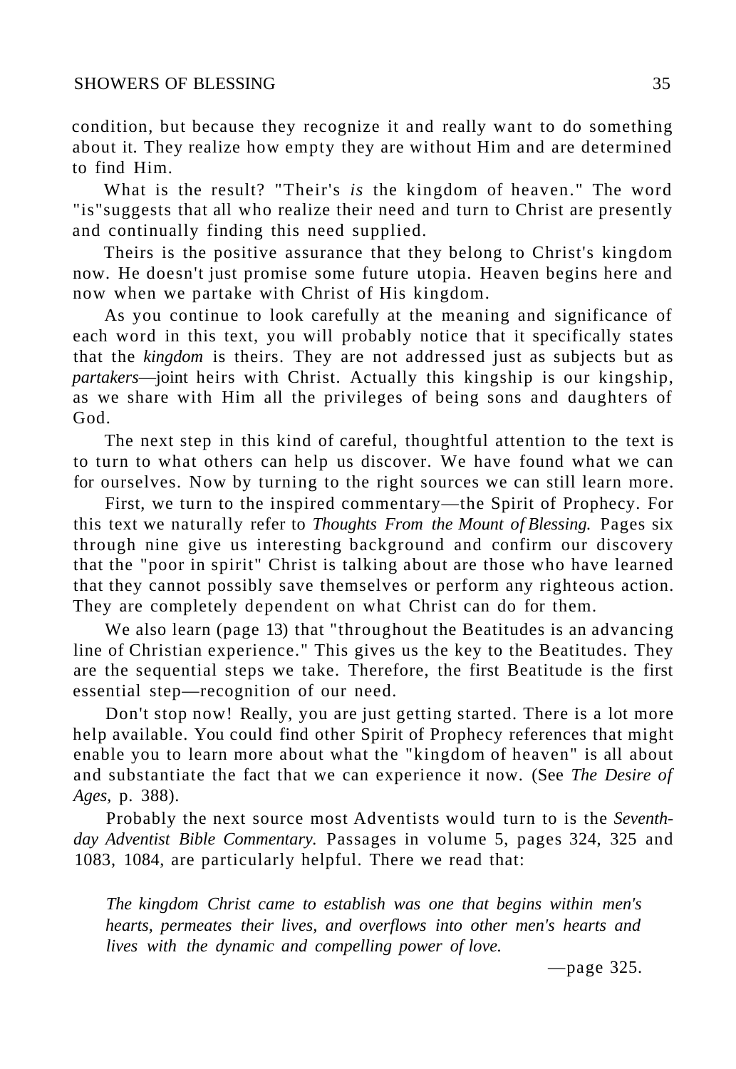condition, but because they recognize it and really want to do something about it. They realize how empty they are without Him and are determined to find Him.

What is the result? "Their's *is* the kingdom of heaven." The word "is"suggests that all who realize their need and turn to Christ are presently and continually finding this need supplied.

Theirs is the positive assurance that they belong to Christ's kingdom now. He doesn't just promise some future utopia. Heaven begins here and now when we partake with Christ of His kingdom.

As you continue to look carefully at the meaning and significance of each word in this text, you will probably notice that it specifically states that the *kingdom* is theirs. They are not addressed just as subjects but as *partakers*—joint heirs with Christ. Actually this kingship is our kingship, as we share with Him all the privileges of being sons and daughters of God.

The next step in this kind of careful, thoughtful attention to the text is to turn to what others can help us discover. We have found what we can for ourselves. Now by turning to the right sources we can still learn more.

First, we turn to the inspired commentary—the Spirit of Prophecy. For this text we naturally refer to *Thoughts From the Mount of Blessing.* Pages six through nine give us interesting background and confirm our discovery that the "poor in spirit" Christ is talking about are those who have learned that they cannot possibly save themselves or perform any righteous action. They are completely dependent on what Christ can do for them.

We also learn (page 13) that "throughout the Beatitudes is an advancing line of Christian experience." This gives us the key to the Beatitudes. They are the sequential steps we take. Therefore, the first Beatitude is the first essential step—recognition of our need.

Don't stop now! Really, you are just getting started. There is a lot more help available. You could find other Spirit of Prophecy references that might enable you to learn more about what the "kingdom of heaven" is all about and substantiate the fact that we can experience it now. (See *The Desire of Ages,* p. 388).

Probably the next source most Adventists would turn to is the *Seventh-day Adventist Bible Commentary.* Passages in volume 5, pages 324, 325 and 1083, 1084, are particularly helpful. There we read that:

> *The kingdom Christ came to establish was one that begins within men's hearts, permeates their lives, and overflows into other men's hearts and lives with the dynamic and compelling power of love.*
>
> —page 325.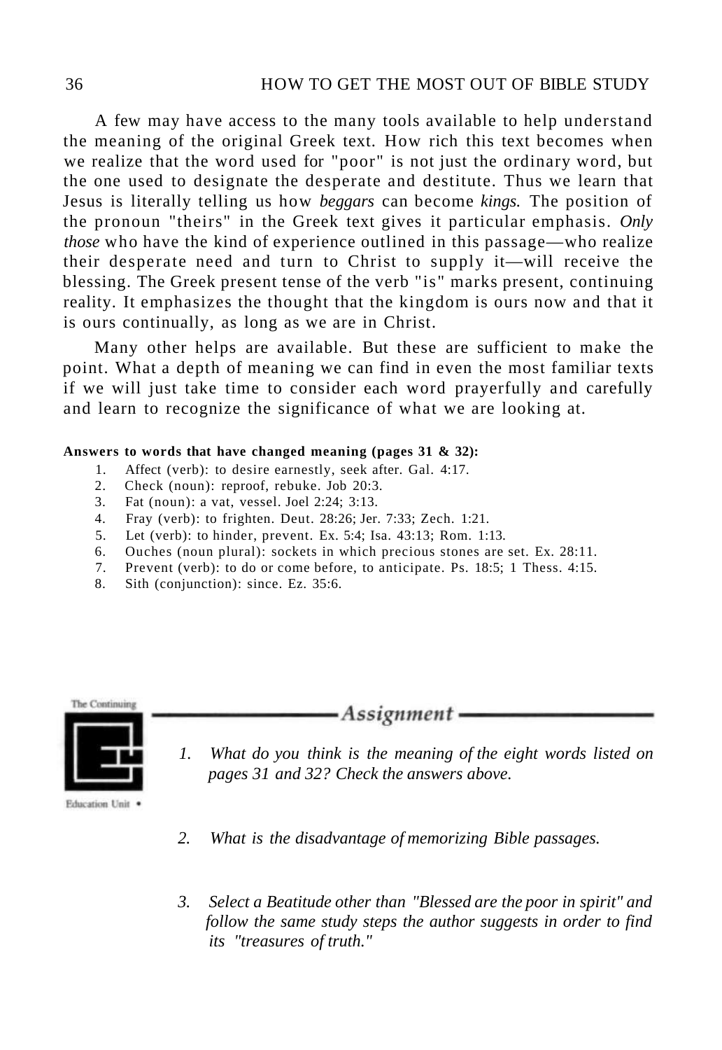A few may have access to the many tools available to help understand the meaning of the original Greek text. How rich this text becomes when we realize that the word used for "poor" is not just the ordinary word, but the one used to designate the desperate and destitute. Thus we learn that Jesus is literally telling us how *beggars* can become *kings.* The position of the pronoun "theirs" in the Greek text gives it particular emphasis. *Only those* who have the kind of experience outlined in this passage—who realize their desperate need and turn to Christ to supply it—will receive the blessing. The Greek present tense of the verb "is" marks present, continuing reality. It emphasizes the thought that the kingdom is ours now and that it is ours continually, as long as we are in Christ.

Many other helps are available. But these are sufficient to make the point. What a depth of meaning we can find in even the most familiar texts if we will just take time to consider each word prayerfully and carefully and learn to recognize the significance of what we are looking at.

**Answers to words that have changed meaning (pages 31 & 32):**

1. Affect (verb): to desire earnestly, seek after. Gal. 4:17.
2. Check (noun): reproof, rebuke. Job 20:3.
3. Fat (noun): a vat, vessel. Joel 2:24; 3:13.
4. Fray (verb): to frighten. Deut. 28:26; Jer. 7:33; Zech. 1:21.
5. Let (verb): to hinder, prevent. Ex. 5:4; Isa. 43:13; Rom. 1:13.
6. Ouches (noun plural): sockets in which precious stones are set. Ex. 28:11.
7. Prevent (verb): to do or come before, to anticipate. Ps. 18:5; 1 Thess. 4:15.
8. Sith (conjunction): since. Ez. 35:6.

The Continuing Education Unit •

## *Assignment*

1. *What do you think is the meaning of the eight words listed on pages 31 and 32? Check the answers above.*

2. *What is the disadvantage of memorizing Bible passages.*

3. *Select a Beatitude other than "Blessed are the poor in spirit" and follow the same study steps the author suggests in order to find its "treasures of truth."*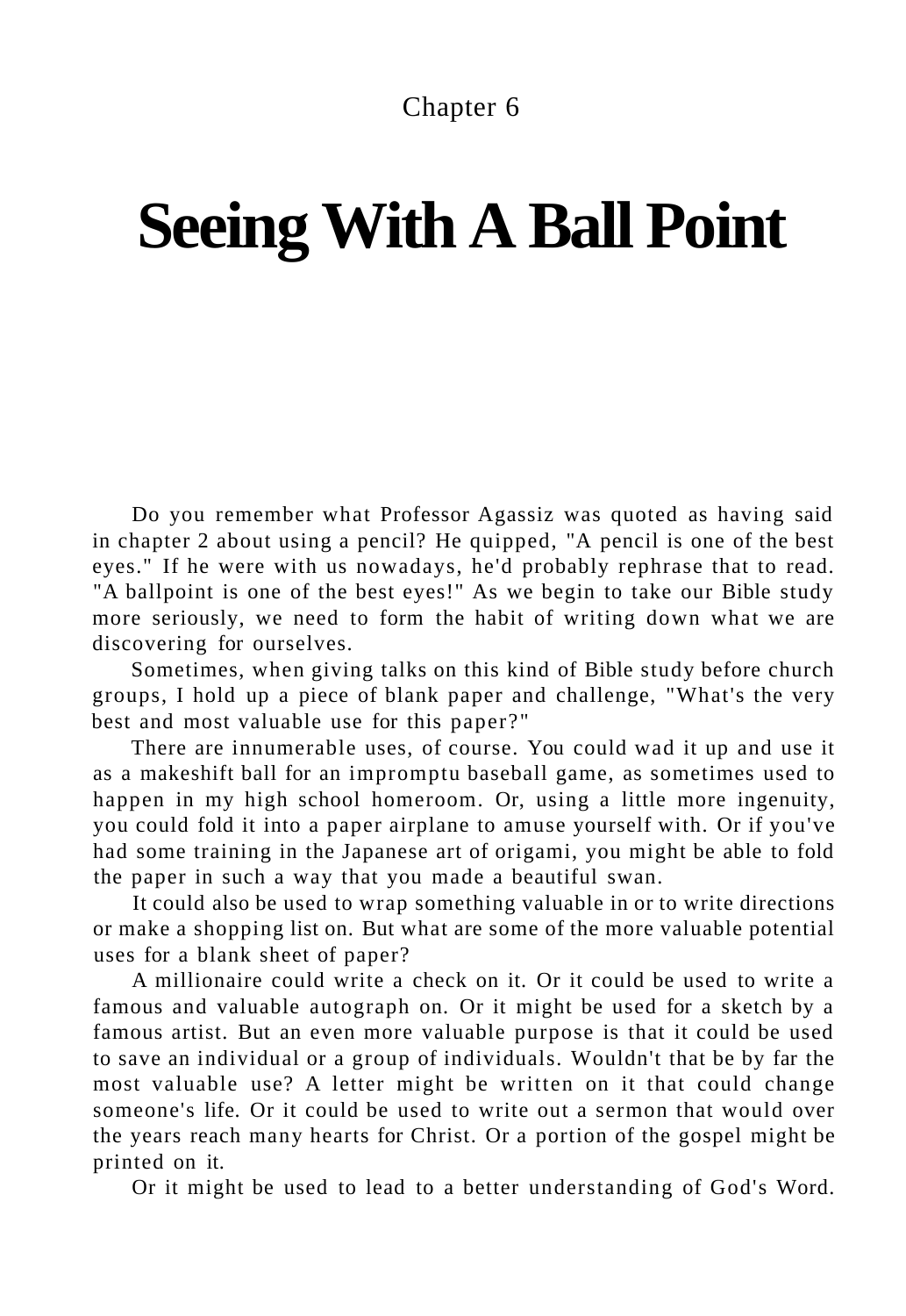Chapter 6

# Seeing With A Ball Point

Do you remember what Professor Agassiz was quoted as having said in chapter 2 about using a pencil? He quipped, "A pencil is one of the best eyes." If he were with us nowadays, he'd probably rephrase that to read. "A ballpoint is one of the best eyes!" As we begin to take our Bible study more seriously, we need to form the habit of writing down what we are discovering for ourselves.

Sometimes, when giving talks on this kind of Bible study before church groups, I hold up a piece of blank paper and challenge, "What's the very best and most valuable use for this paper?"

There are innumerable uses, of course. You could wad it up and use it as a makeshift ball for an impromptu baseball game, as sometimes used to happen in my high school homeroom. Or, using a little more ingenuity, you could fold it into a paper airplane to amuse yourself with. Or if you've had some training in the Japanese art of origami, you might be able to fold the paper in such a way that you made a beautiful swan.

It could also be used to wrap something valuable in or to write directions or make a shopping list on. But what are some of the more valuable potential uses for a blank sheet of paper?

A millionaire could write a check on it. Or it could be used to write a famous and valuable autograph on. Or it might be used for a sketch by a famous artist. But an even more valuable purpose is that it could be used to save an individual or a group of individuals. Wouldn't that be by far the most valuable use? A letter might be written on it that could change someone's life. Or it could be used to write out a sermon that would over the years reach many hearts for Christ. Or a portion of the gospel might be printed on it.

Or it might be used to lead to a better understanding of God's Word.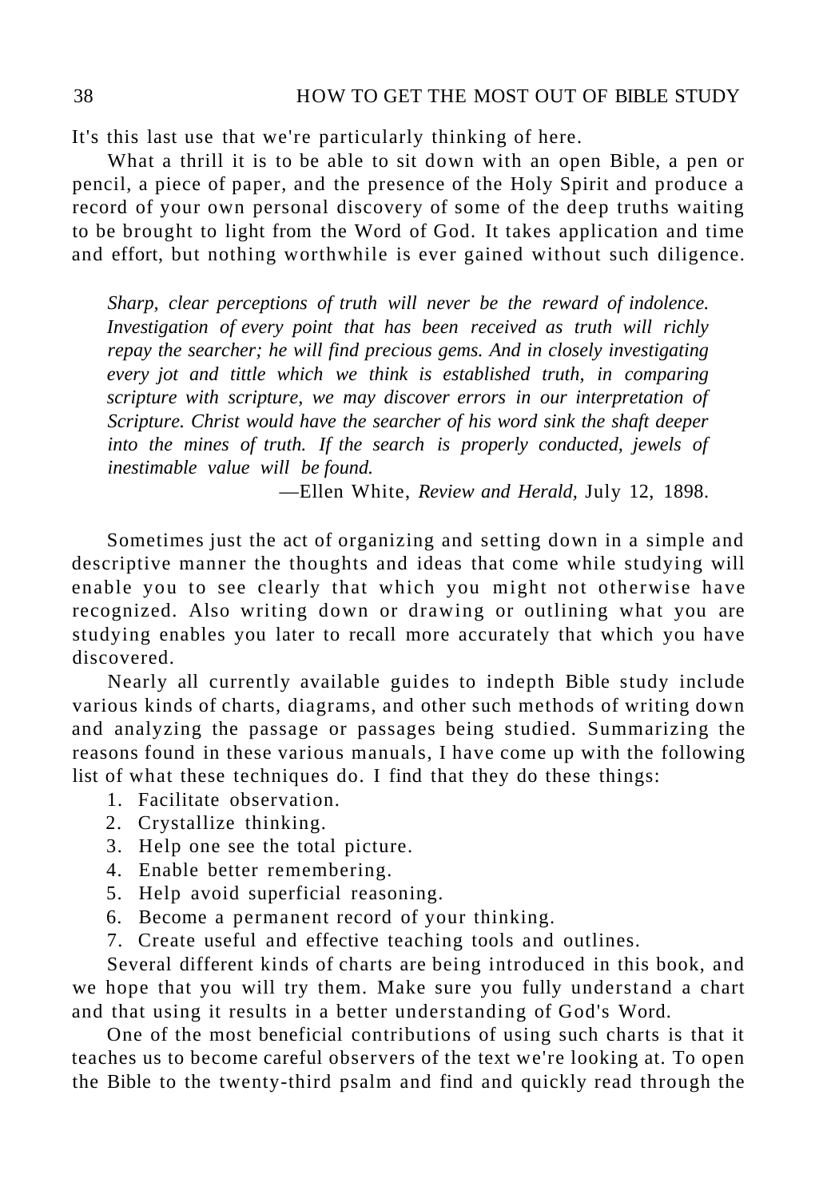It's this last use that we're particularly thinking of here.

What a thrill it is to be able to sit down with an open Bible, a pen or pencil, a piece of paper, and the presence of the Holy Spirit and produce a record of your own personal discovery of some of the deep truths waiting to be brought to light from the Word of God. It takes application and time and effort, but nothing worthwhile is ever gained without such diligence.

> *Sharp, clear perceptions of truth will never be the reward of indolence. Investigation of every point that has been received as truth will richly repay the searcher; he will find precious gems. And in closely investigating every jot and tittle which we think is established truth, in comparing scripture with scripture, we may discover errors in our interpretation of Scripture. Christ would have the searcher of his word sink the shaft deeper into the mines of truth. If the search is properly conducted, jewels of inestimable value will be found.*
>
> —Ellen White, *Review and Herald,* July 12, 1898.

Sometimes just the act of organizing and setting down in a simple and descriptive manner the thoughts and ideas that come while studying will enable you to see clearly that which you might not otherwise have recognized. Also writing down or drawing or outlining what you are studying enables you later to recall more accurately that which you have discovered.

Nearly all currently available guides to indepth Bible study include various kinds of charts, diagrams, and other such methods of writing down and analyzing the passage or passages being studied. Summarizing the reasons found in these various manuals, I have come up with the following list of what these techniques do. I find that they do these things:

1. Facilitate observation.
2. Crystallize thinking.
3. Help one see the total picture.
4. Enable better remembering.
5. Help avoid superficial reasoning.
6. Become a permanent record of your thinking.
7. Create useful and effective teaching tools and outlines.

Several different kinds of charts are being introduced in this book, and we hope that you will try them. Make sure you fully understand a chart and that using it results in a better understanding of God's Word.

One of the most beneficial contributions of using such charts is that it teaches us to become careful observers of the text we're looking at. To open the Bible to the twenty-third psalm and find and quickly read through the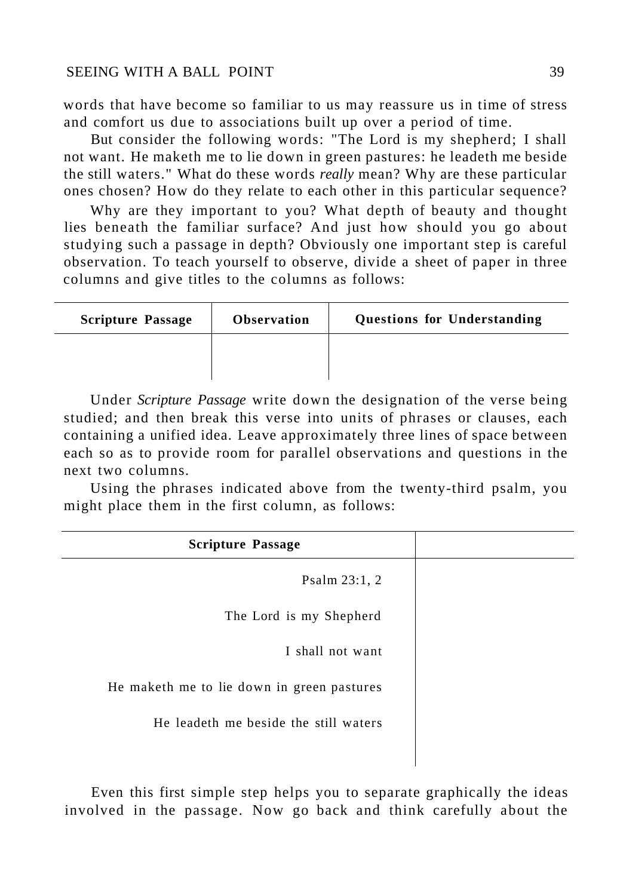words that have become so familiar to us may reassure us in time of stress and comfort us due to associations built up over a period of time.

But consider the following words: "The Lord is my shepherd; I shall not want. He maketh me to lie down in green pastures: he leadeth me beside the still waters." What do these words *really* mean? Why are these particular ones chosen? How do they relate to each other in this particular sequence?

Why are they important to you? What depth of beauty and thought lies beneath the familiar surface? And just how should you go about studying such a passage in depth? Obviously one important step is careful observation. To teach yourself to observe, divide a sheet of paper in three columns and give titles to the columns as follows:

| **Scripture Passage** | **Observation** | **Questions for Understanding** |
|---|---|---|
| | | |

Under *Scripture Passage* write down the designation of the verse being studied; and then break this verse into units of phrases or clauses, each containing a unified idea. Leave approximately three lines of space between each so as to provide room for parallel observations and questions in the next two columns.

Using the phrases indicated above from the twenty-third psalm, you might place them in the first column, as follows:

| **Scripture Passage** | |
|---|---|
| Psalm 23:1, 2 | |
| The Lord is my Shepherd | |
| I shall not want | |
| He maketh me to lie down in green pastures | |
| He leadeth me beside the still waters | |

Even this first simple step helps you to separate graphically the ideas involved in the passage. Now go back and think carefully about the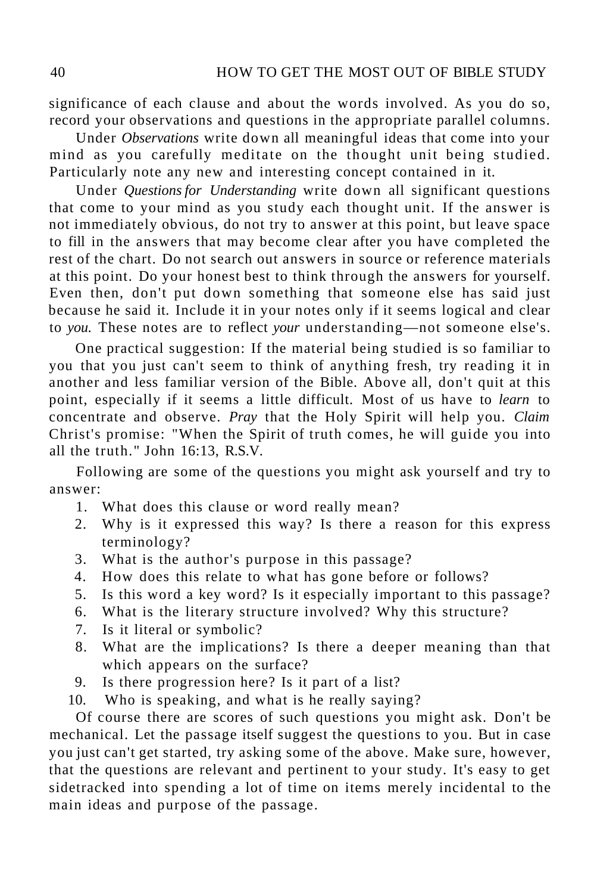significance of each clause and about the words involved. As you do so, record your observations and questions in the appropriate parallel columns.

Under *Observations* write down all meaningful ideas that come into your mind as you carefully meditate on the thought unit being studied. Particularly note any new and interesting concept contained in it.

Under *Questions for Understanding* write down all significant questions that come to your mind as you study each thought unit. If the answer is not immediately obvious, do not try to answer at this point, but leave space to fill in the answers that may become clear after you have completed the rest of the chart. Do not search out answers in source or reference materials at this point. Do your honest best to think through the answers for yourself. Even then, don't put down something that someone else has said just because he said it. Include it in your notes only if it seems logical and clear to *you.* These notes are to reflect *your* understanding—not someone else's.

One practical suggestion: If the material being studied is so familiar to you that you just can't seem to think of anything fresh, try reading it in another and less familiar version of the Bible. Above all, don't quit at this point, especially if it seems a little difficult. Most of us have to *learn* to concentrate and observe. *Pray* that the Holy Spirit will help you. *Claim* Christ's promise: "When the Spirit of truth comes, he will guide you into all the truth." John 16:13, R.S.V.

Following are some of the questions you might ask yourself and try to answer:

1. What does this clause or word really mean?
2. Why is it expressed this way? Is there a reason for this express terminology?
3. What is the author's purpose in this passage?
4. How does this relate to what has gone before or follows?
5. Is this word a key word? Is it especially important to this passage?
6. What is the literary structure involved? Why this structure?
7. Is it literal or symbolic?
8. What are the implications? Is there a deeper meaning than that which appears on the surface?
9. Is there progression here? Is it part of a list?
10. Who is speaking, and what is he really saying?

Of course there are scores of such questions you might ask. Don't be mechanical. Let the passage itself suggest the questions to you. But in case you just can't get started, try asking some of the above. Make sure, however, that the questions are relevant and pertinent to your study. It's easy to get sidetracked into spending a lot of time on items merely incidental to the main ideas and purpose of the passage.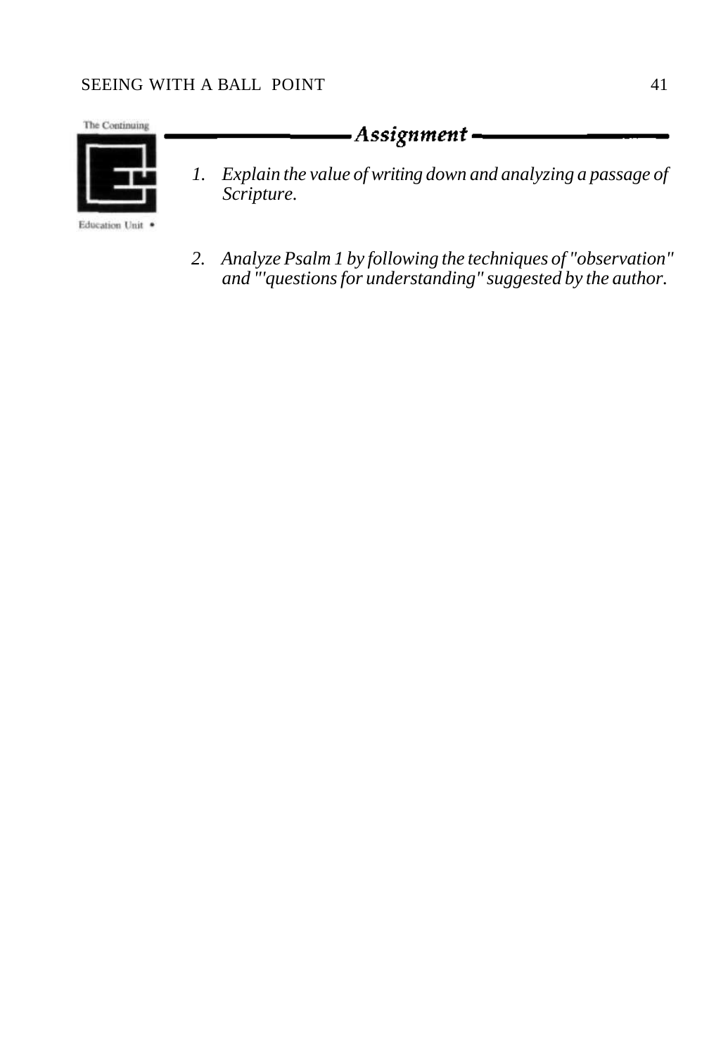## *Assignment*

1. *Explain the value of writing down and analyzing a passage of Scripture.*

2. *Analyze Psalm 1 by following the techniques of "observation" and "'questions for understanding" suggested by the author.*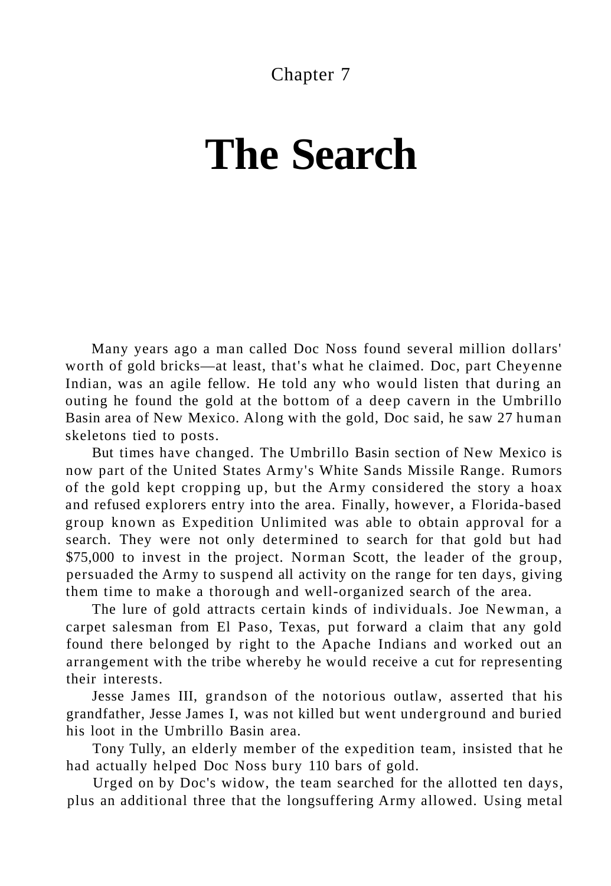Chapter 7

# The Search

Many years ago a man called Doc Noss found several million dollars' worth of gold bricks—at least, that's what he claimed. Doc, part Cheyenne Indian, was an agile fellow. He told any who would listen that during an outing he found the gold at the bottom of a deep cavern in the Umbrillo Basin area of New Mexico. Along with the gold, Doc said, he saw 27 human skeletons tied to posts.

But times have changed. The Umbrillo Basin section of New Mexico is now part of the United States Army's White Sands Missile Range. Rumors of the gold kept cropping up, but the Army considered the story a hoax and refused explorers entry into the area. Finally, however, a Florida-based group known as Expedition Unlimited was able to obtain approval for a search. They were not only determined to search for that gold but had $75,000 to invest in the project. Norman Scott, the leader of the group, persuaded the Army to suspend all activity on the range for ten days, giving them time to make a thorough and well-organized search of the area.

The lure of gold attracts certain kinds of individuals. Joe Newman, a carpet salesman from El Paso, Texas, put forward a claim that any gold found there belonged by right to the Apache Indians and worked out an arrangement with the tribe whereby he would receive a cut for representing their interests.

Jesse James III, grandson of the notorious outlaw, asserted that his grandfather, Jesse James I, was not killed but went underground and buried his loot in the Umbrillo Basin area.

Tony Tully, an elderly member of the expedition team, insisted that he had actually helped Doc Noss bury 110 bars of gold.

Urged on by Doc's widow, the team searched for the allotted ten days, plus an additional three that the longsuffering Army allowed. Using metal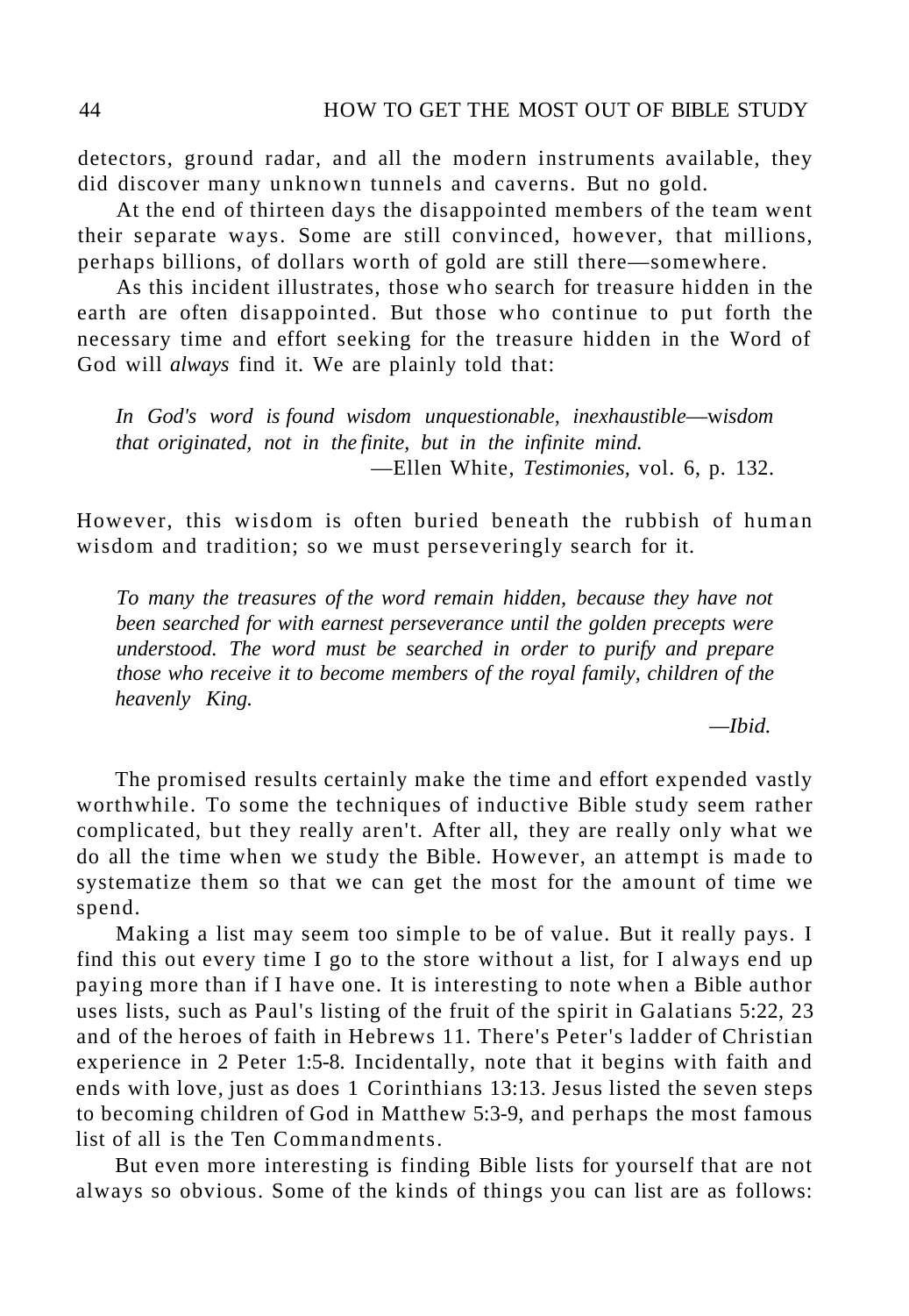detectors, ground radar, and all the modern instruments available, they did discover many unknown tunnels and caverns. But no gold.

At the end of thirteen days the disappointed members of the team went their separate ways. Some are still convinced, however, that millions, perhaps billions, of dollars worth of gold are still there—somewhere.

As this incident illustrates, those who search for treasure hidden in the earth are often disappointed. But those who continue to put forth the necessary time and effort seeking for the treasure hidden in the Word of God will *always* find it. We are plainly told that:

> *In God's word is found wisdom unquestionable, inexhaustible—wisdom that originated, not in the finite, but in the infinite mind.*
>
> —Ellen White, *Testimonies,* vol. 6, p. 132.

However, this wisdom is often buried beneath the rubbish of human wisdom and tradition; so we must perseveringly search for it.

> *To many the treasures of the word remain hidden, because they have not been searched for with earnest perseverance until the golden precepts were understood. The word must be searched in order to purify and prepare those who receive it to become members of the royal family, children of the heavenly King.*
>
> *—Ibid.*

The promised results certainly make the time and effort expended vastly worthwhile. To some the techniques of inductive Bible study seem rather complicated, but they really aren't. After all, they are really only what we do all the time when we study the Bible. However, an attempt is made to systematize them so that we can get the most for the amount of time we spend.

Making a list may seem too simple to be of value. But it really pays. I find this out every time I go to the store without a list, for I always end up paying more than if I have one. It is interesting to note when a Bible author uses lists, such as Paul's listing of the fruit of the spirit in Galatians 5:22, 23 and of the heroes of faith in Hebrews 11. There's Peter's ladder of Christian experience in 2 Peter 1:5-8. Incidentally, note that it begins with faith and ends with love, just as does 1 Corinthians 13:13. Jesus listed the seven steps to becoming children of God in Matthew 5:3-9, and perhaps the most famous list of all is the Ten Commandments.

But even more interesting is finding Bible lists for yourself that are not always so obvious. Some of the kinds of things you can list are as follows: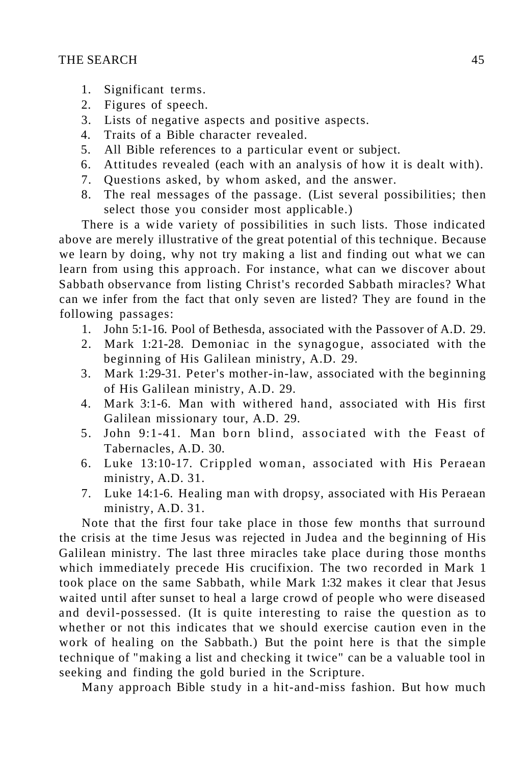1. Significant terms.
2. Figures of speech.
3. Lists of negative aspects and positive aspects.
4. Traits of a Bible character revealed.
5. All Bible references to a particular event or subject.
6. Attitudes revealed (each with an analysis of how it is dealt with).
7. Questions asked, by whom asked, and the answer.
8. The real messages of the passage. (List several possibilities; then select those you consider most applicable.)

There is a wide variety of possibilities in such lists. Those indicated above are merely illustrative of the great potential of this technique. Because we learn by doing, why not try making a list and finding out what we can learn from using this approach. For instance, what can we discover about Sabbath observance from listing Christ's recorded Sabbath miracles? What can we infer from the fact that only seven are listed? They are found in the following passages:

1. John 5:1-16. Pool of Bethesda, associated with the Passover of A.D. 29.
2. Mark 1:21-28. Demoniac in the synagogue, associated with the beginning of His Galilean ministry, A.D. 29.
3. Mark 1:29-31. Peter's mother-in-law, associated with the beginning of His Galilean ministry, A.D. 29.
4. Mark 3:1-6. Man with withered hand, associated with His first Galilean missionary tour, A.D. 29.
5. John 9:1-41. Man born blind, associated with the Feast of Tabernacles, A.D. 30.
6. Luke 13:10-17. Crippled woman, associated with His Peraean ministry, A.D. 31.
7. Luke 14:1-6. Healing man with dropsy, associated with His Peraean ministry, A.D. 31.

Note that the first four take place in those few months that surround the crisis at the time Jesus was rejected in Judea and the beginning of His Galilean ministry. The last three miracles take place during those months which immediately precede His crucifixion. The two recorded in Mark 1 took place on the same Sabbath, while Mark 1:32 makes it clear that Jesus waited until after sunset to heal a large crowd of people who were diseased and devil-possessed. (It is quite interesting to raise the question as to whether or not this indicates that we should exercise caution even in the work of healing on the Sabbath.) But the point here is that the simple technique of "making a list and checking it twice" can be a valuable tool in seeking and finding the gold buried in the Scripture.

Many approach Bible study in a hit-and-miss fashion. But how much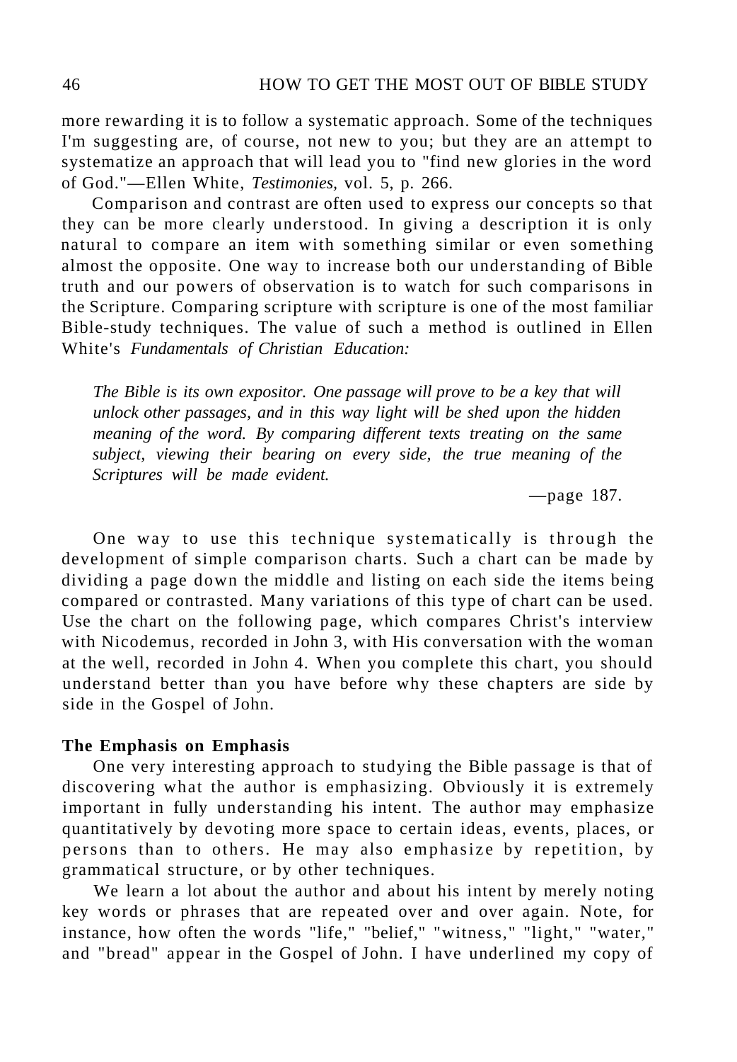more rewarding it is to follow a systematic approach. Some of the techniques I'm suggesting are, of course, not new to you; but they are an attempt to systematize an approach that will lead you to "find new glories in the word of God."—Ellen White, *Testimonies,* vol. 5, p. 266.

Comparison and contrast are often used to express our concepts so that they can be more clearly understood. In giving a description it is only natural to compare an item with something similar or even something almost the opposite. One way to increase both our understanding of Bible truth and our powers of observation is to watch for such comparisons in the Scripture. Comparing scripture with scripture is one of the most familiar Bible-study techniques. The value of such a method is outlined in Ellen White's *Fundamentals of Christian Education:*

> *The Bible is its own expositor. One passage will prove to be a key that will unlock other passages, and in this way light will be shed upon the hidden meaning of the word. By comparing different texts treating on the same subject, viewing their bearing on every side, the true meaning of the Scriptures will be made evident.*
>
> —page 187.

One way to use this technique systematically is through the development of simple comparison charts. Such a chart can be made by dividing a page down the middle and listing on each side the items being compared or contrasted. Many variations of this type of chart can be used. Use the chart on the following page, which compares Christ's interview with Nicodemus, recorded in John 3, with His conversation with the woman at the well, recorded in John 4. When you complete this chart, you should understand better than you have before why these chapters are side by side in the Gospel of John.

**The Emphasis on Emphasis**

One very interesting approach to studying the Bible passage is that of discovering what the author is emphasizing. Obviously it is extremely important in fully understanding his intent. The author may emphasize quantitatively by devoting more space to certain ideas, events, places, or persons than to others. He may also emphasize by repetition, by grammatical structure, or by other techniques.

We learn a lot about the author and about his intent by merely noting key words or phrases that are repeated over and over again. Note, for instance, how often the words "life," "belief," "witness," "light," "water," and "bread" appear in the Gospel of John. I have underlined my copy of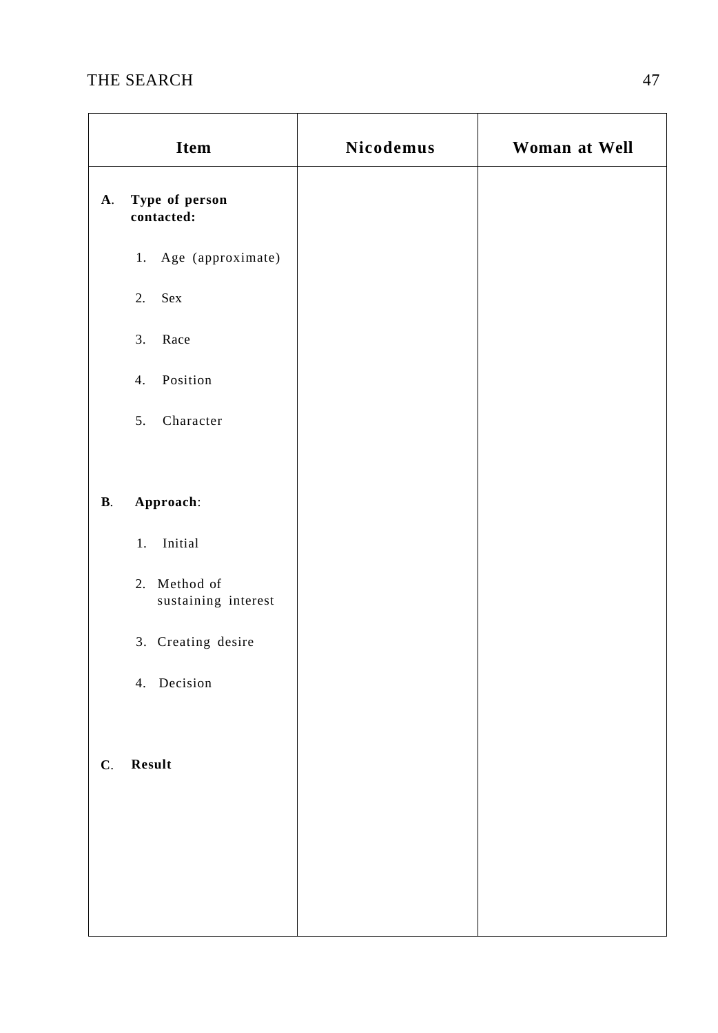| Item | Nicodemus | Woman at Well |
|---|---|---|
| **A. Type of person contacted:** | | |
| 1. Age (approximate) | | |
| 2. Sex | | |
| 3. Race | | |
| 4. Position | | |
| 5. Character | | |
| **B. Approach:** | | |
| 1. Initial | | |
| 2. Method of sustaining interest | | |
| 3. Creating desire | | |
| 4. Decision | | |
| **C. Result** | | |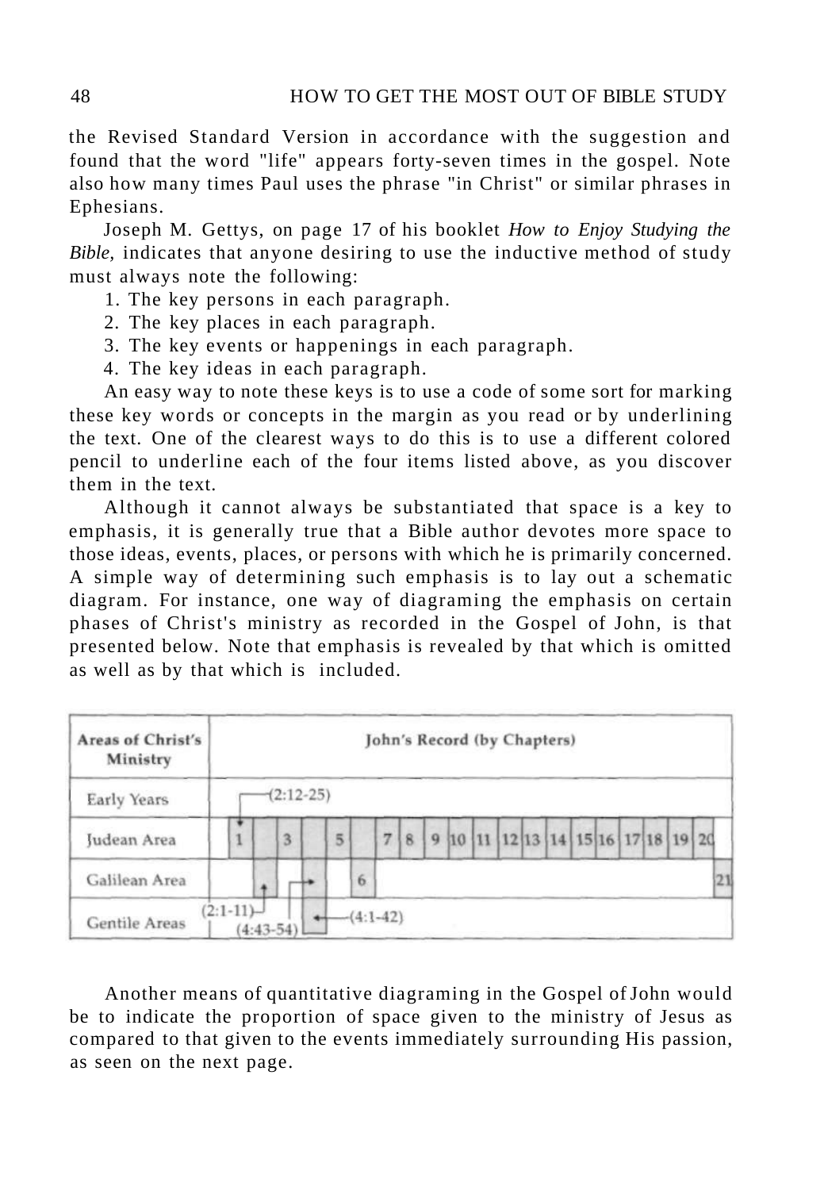the Revised Standard Version in accordance with the suggestion and found that the word "life" appears forty-seven times in the gospel. Note also how many times Paul uses the phrase "in Christ" or similar phrases in Ephesians.

Joseph M. Gettys, on page 17 of his booklet *How to Enjoy Studying the Bible*, indicates that anyone desiring to use the inductive method of study must always note the following:

1. The key persons in each paragraph.
2. The key places in each paragraph.
3. The key events or happenings in each paragraph.
4. The key ideas in each paragraph.

An easy way to note these keys is to use a code of some sort for marking these key words or concepts in the margin as you read or by underlining the text. One of the clearest ways to do this is to use a different colored pencil to underline each of the four items listed above, as you discover them in the text.

Although it cannot always be substantiated that space is a key to emphasis, it is generally true that a Bible author devotes more space to those ideas, events, places, or persons with which he is primarily concerned. A simple way of determining such emphasis is to lay out a schematic diagram. For instance, one way of diagraming the emphasis on certain phases of Christ's ministry as recorded in the Gospel of John, is that presented below. Note that emphasis is revealed by that which is omitted as well as by that which is included.

| Areas of Christ's Ministry | John's Record (by Chapters) | | | | | | | | | | | | | | | | | | | | |
|---|---|---|---|---|---|---|---|---|---|---|---|---|---|---|---|---|---|---|---|---|---|
| Early Years | | (2:12-25) | | | | | | | | | | | | | | | | | | | |
| Judean Area | 1 | | 3 | | 5 | | 7 | 8 | 9 | 10 | 11 | 12 | 13 | 14 | 15 | 16 | 17 | 18 | 19 | 20 | |
| Galilean Area | | (2:1-11) | | (4:43-54) | | 6 | | | | | | | | | | | | | | | 21 |
| Gentile Areas | | | | (4:1-42) | | | | | | | | | | | | | | | | | |

Another means of quantitative diagraming in the Gospel of John would be to indicate the proportion of space given to the ministry of Jesus as compared to that given to the events immediately surrounding His passion, as seen on the next page.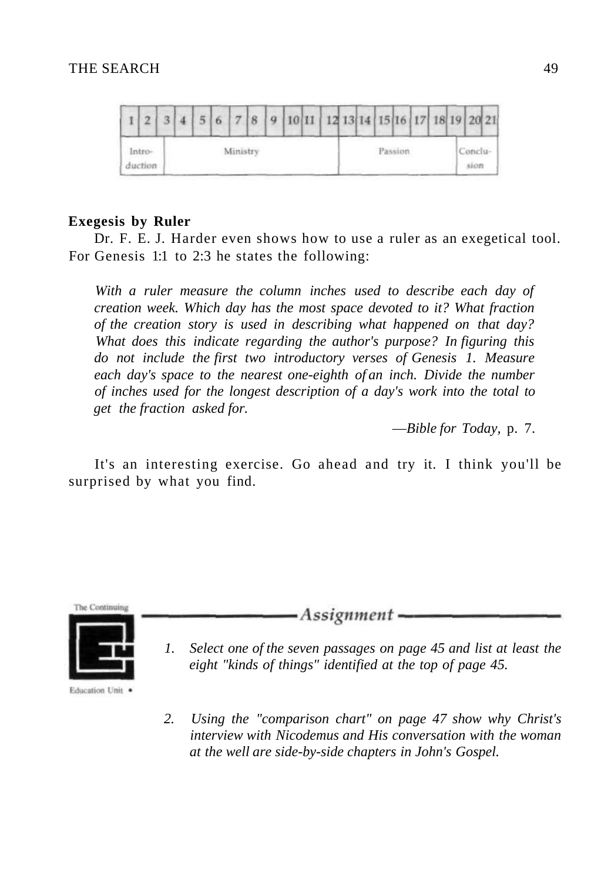| 1 | 2 | 3 | 4 | 5 | 6 | 7 | 8 | 9 | 10 | 11 | 12 | 13 | 14 | 15 | 16 | 17 | 18 | 19 | 20 | 21 |
|---|---|---|---|---|---|---|---|---|---|---|---|---|---|---|---|---|---|---|---|---|
| Introduction | | Ministry | | | | | | | | | Passion | | | | | | | | Conclusion | |

**Exegesis by Ruler**

Dr. F. E. J. Harder even shows how to use a ruler as an exegetical tool. For Genesis 1:1 to 2:3 he states the following:

> *With a ruler measure the column inches used to describe each day of creation week. Which day has the most space devoted to it? What fraction of the creation story is used in describing what happened on that day? What does this indicate regarding the author's purpose? In figuring this do not include the first two introductory verses of Genesis 1. Measure each day's space to the nearest one-eighth of an inch. Divide the number of inches used for the longest description of a day's work into the total to get the fraction asked for.*
>
> —*Bible for Today,* p. 7.

It's an interesting exercise. Go ahead and try it. I think you'll be surprised by what you find.

The Continuing Education Unit •

## *Assignment*

1. *Select one of the seven passages on page 45 and list at least the eight "kinds of things" identified at the top of page 45.*

2. *Using the "comparison chart" on page 47 show why Christ's interview with Nicodemus and His conversation with the woman at the well are side-by-side chapters in John's Gospel.*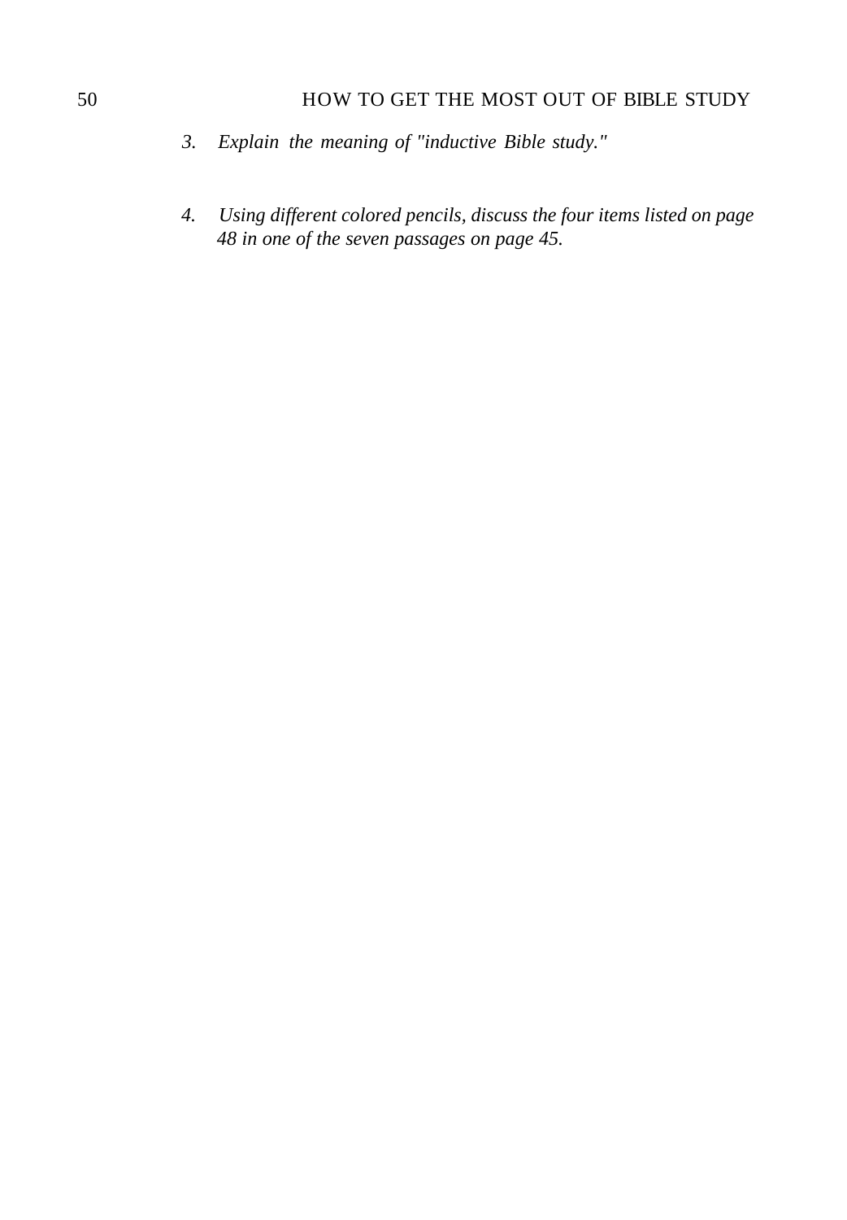3. *Explain the meaning of "inductive Bible study."*

4. *Using different colored pencils, discuss the four items listed on page 48 in one of the seven passages on page 45.*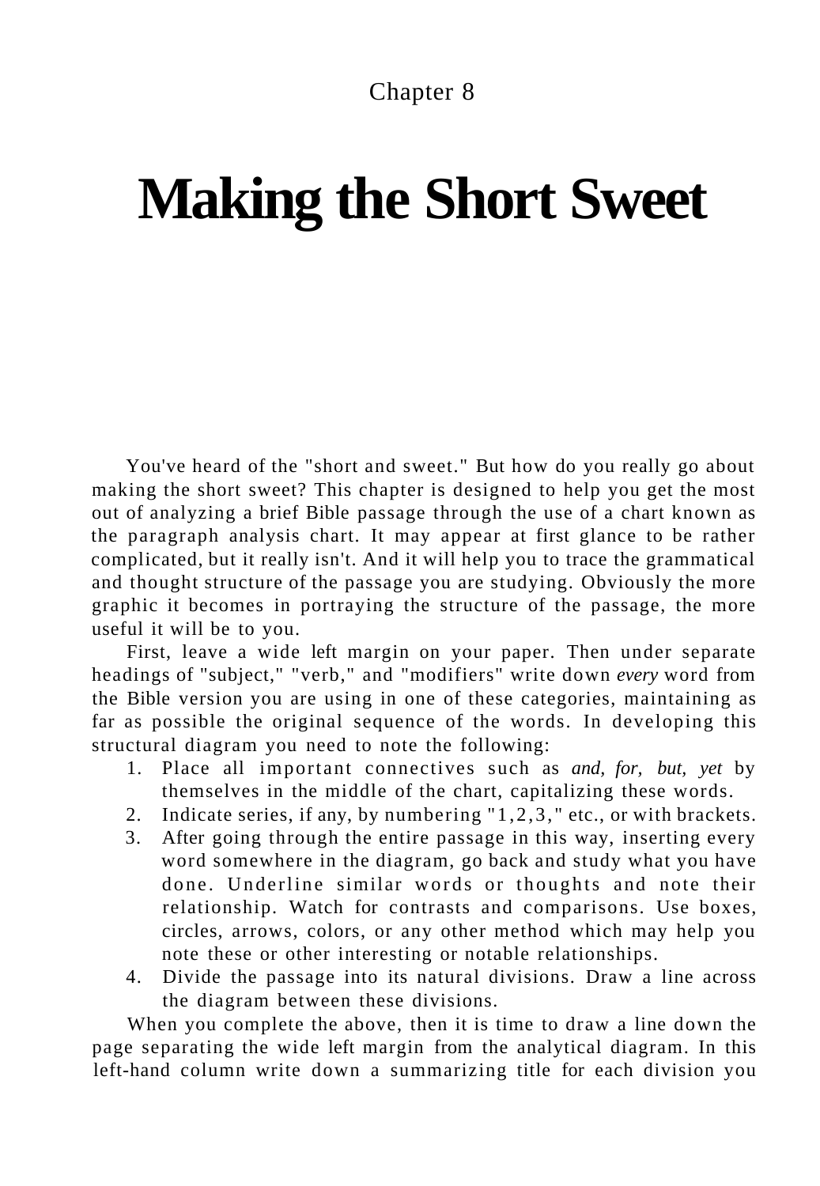Chapter 8

# Making the Short Sweet

You've heard of the "short and sweet." But how do you really go about making the short sweet? This chapter is designed to help you get the most out of analyzing a brief Bible passage through the use of a chart known as the paragraph analysis chart. It may appear at first glance to be rather complicated, but it really isn't. And it will help you to trace the grammatical and thought structure of the passage you are studying. Obviously the more graphic it becomes in portraying the structure of the passage, the more useful it will be to you.

First, leave a wide left margin on your paper. Then under separate headings of "subject," "verb," and "modifiers" write down *every* word from the Bible version you are using in one of these categories, maintaining as far as possible the original sequence of the words. In developing this structural diagram you need to note the following:

1. Place all important connectives such as *and, for, but, yet* by themselves in the middle of the chart, capitalizing these words.
2. Indicate series, if any, by numbering "1,2,3," etc., or with brackets.
3. After going through the entire passage in this way, inserting every word somewhere in the diagram, go back and study what you have done. Underline similar words or thoughts and note their relationship. Watch for contrasts and comparisons. Use boxes, circles, arrows, colors, or any other method which may help you note these or other interesting or notable relationships.
4. Divide the passage into its natural divisions. Draw a line across the diagram between these divisions.

When you complete the above, then it is time to draw a line down the page separating the wide left margin from the analytical diagram. In this left-hand column write down a summarizing title for each division you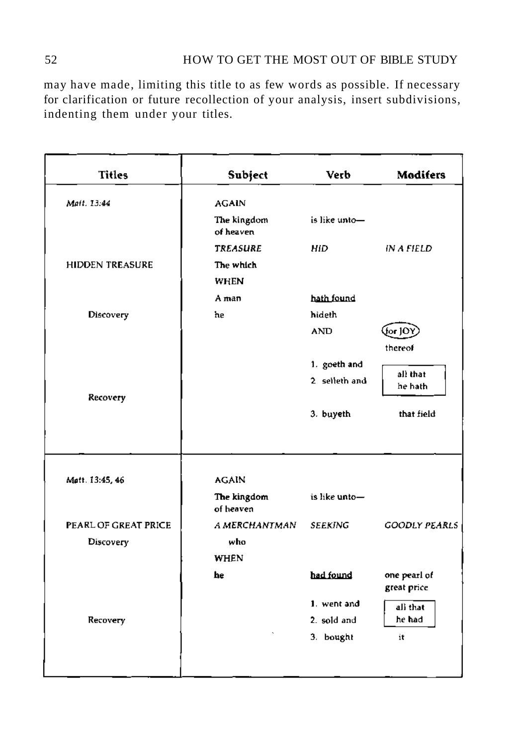may have made, limiting this title to as few words as possible. If necessary for clarification or future recollection of your analysis, insert subdivisions, indenting them under your titles.

| Titles | Subject | Verb | Modifers |
|---|---|---|---|
| *Matt. 13:44* | AGAIN | | |
| | The kingdom of heaven | is like unto— | |
| | *TREASURE* | *HID* | *IN A FIELD* |
| HIDDEN TREASURE | The which | | |
| | WHEN | | |
| | A man | hath found | |
| Discovery | he | hideth | |
| | | AND | (for JOY) thereof |
| | | 1. goeth and | |
| | | 2. selleth and | all that he hath |
| Recovery | | | |
| | | 3. buyeth | that field |
| *Matt. 13:45, 46* | AGAIN | | |
| | The kingdom of heaven | is like unto— | |
| PEARL OF GREAT PRICE | *A MERCHANTMAN* | *SEEKING* | *GOODLY PEARLS* |
| Discovery | who | | |
| | WHEN | | |
| | he | had found | one pearl of great price |
| | | 1. went and | all that he had |
| Recovery | | 2. sold and | |
| | | 3. bought | it |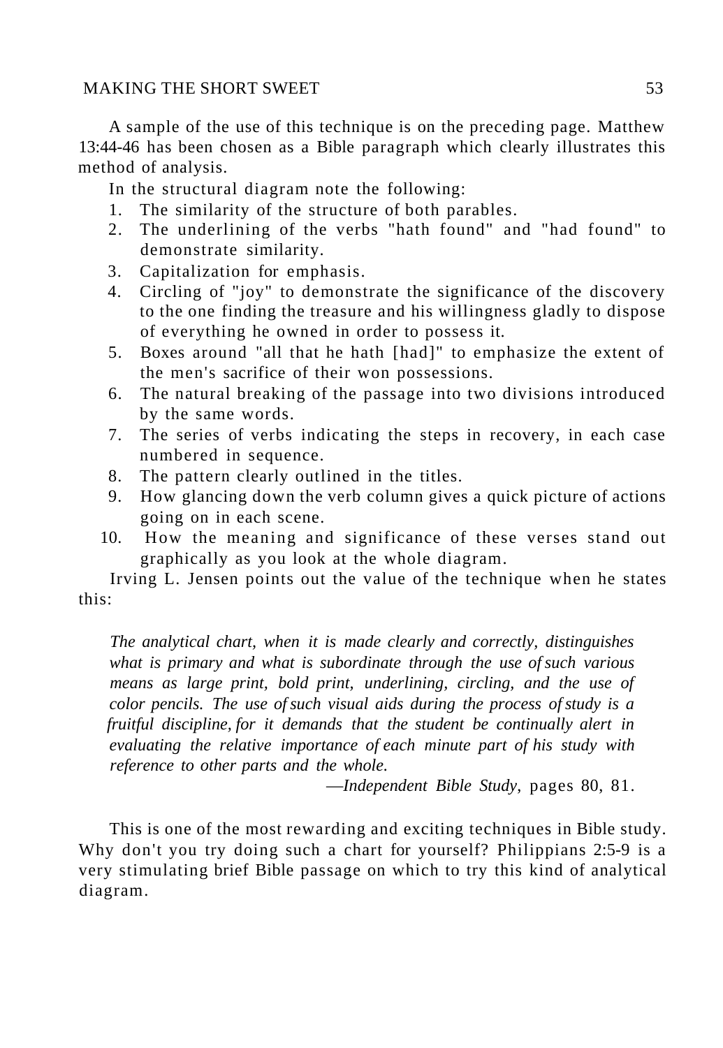A sample of the use of this technique is on the preceding page. Matthew 13:44-46 has been chosen as a Bible paragraph which clearly illustrates this method of analysis.

In the structural diagram note the following:

1. The similarity of the structure of both parables.
2. The underlining of the verbs "hath found" and "had found" to demonstrate similarity.
3. Capitalization for emphasis.
4. Circling of "joy" to demonstrate the significance of the discovery to the one finding the treasure and his willingness gladly to dispose of everything he owned in order to possess it.
5. Boxes around "all that he hath [had]" to emphasize the extent of the men's sacrifice of their won possessions.
6. The natural breaking of the passage into two divisions introduced by the same words.
7. The series of verbs indicating the steps in recovery, in each case numbered in sequence.
8. The pattern clearly outlined in the titles.
9. How glancing down the verb column gives a quick picture of actions going on in each scene.
10. How the meaning and significance of these verses stand out graphically as you look at the whole diagram.

Irving L. Jensen points out the value of the technique when he states this:

> *The analytical chart, when it is made clearly and correctly, distinguishes what is primary and what is subordinate through the use of such various means as large print, bold print, underlining, circling, and the use of color pencils. The use of such visual aids during the process of study is a fruitful discipline, for it demands that the student be continually alert in evaluating the relative importance of each minute part of his study with reference to other parts and the whole.*
>
> —*Independent Bible Study*, pages 80, 81.

This is one of the most rewarding and exciting techniques in Bible study. Why don't you try doing such a chart for yourself? Philippians 2:5-9 is a very stimulating brief Bible passage on which to try this kind of analytical diagram.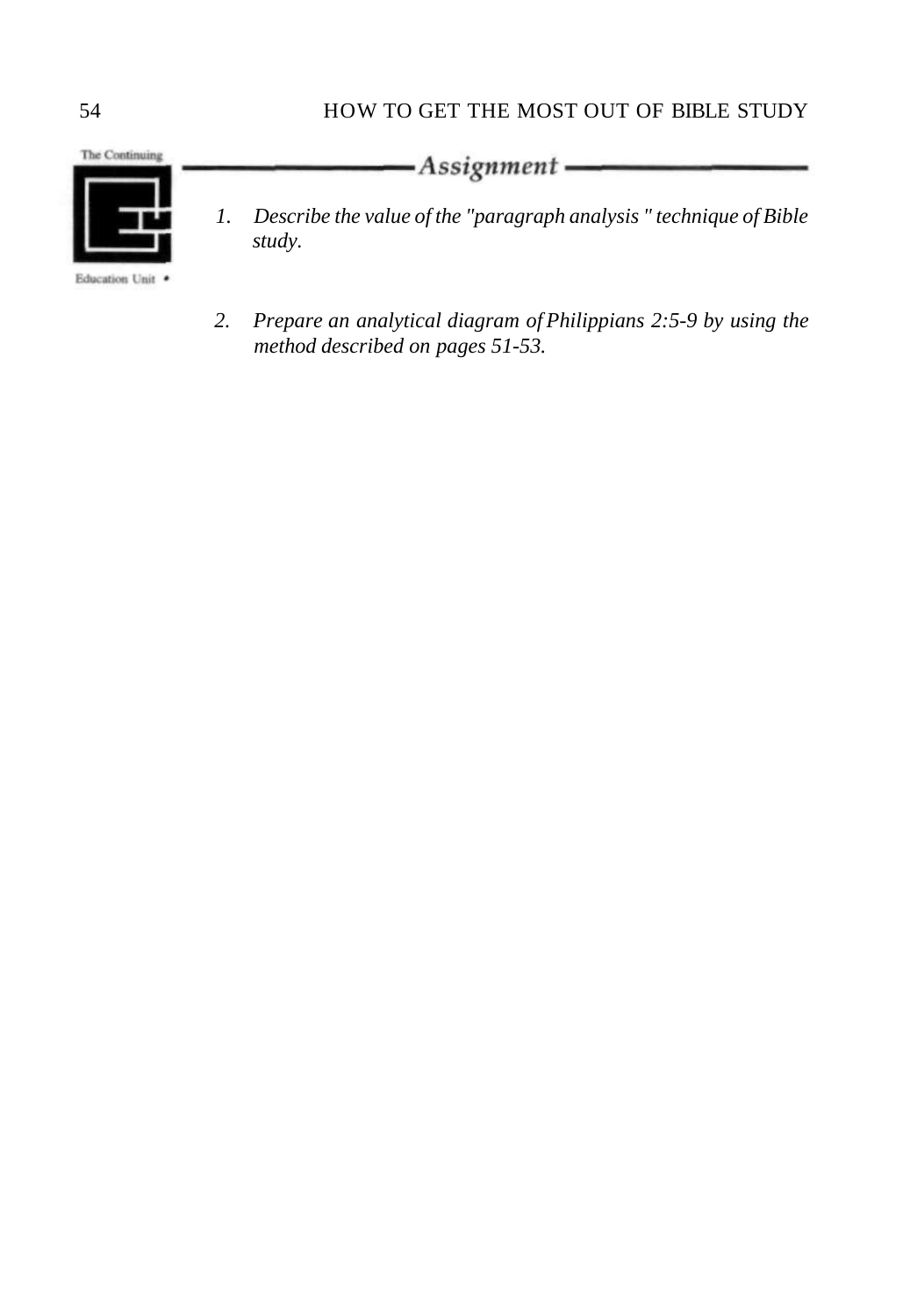## *Assignment*

1. *Describe the value of the "paragraph analysis" technique of Bible study.*

2. *Prepare an analytical diagram of Philippians 2:5-9 by using the method described on pages 51-53.*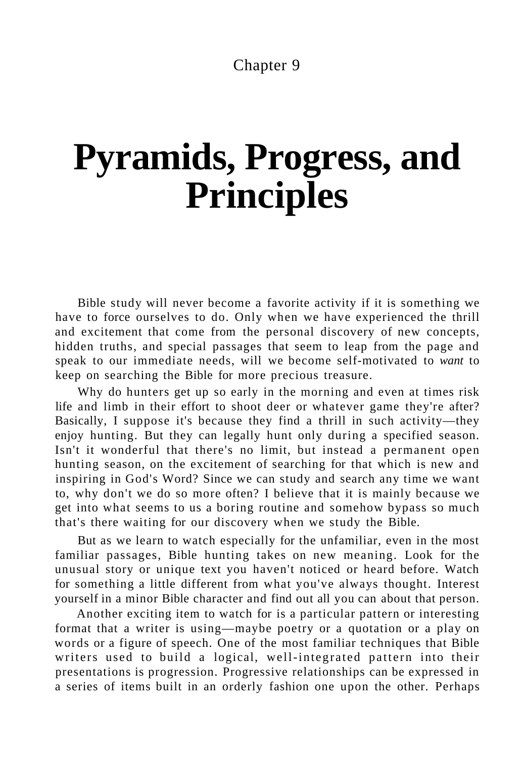Chapter 9

# Pyramids, Progress, and Principles

Bible study will never become a favorite activity if it is something we have to force ourselves to do. Only when we have experienced the thrill and excitement that come from the personal discovery of new concepts, hidden truths, and special passages that seem to leap from the page and speak to our immediate needs, will we become self-motivated to *want* to keep on searching the Bible for more precious treasure.

Why do hunters get up so early in the morning and even at times risk life and limb in their effort to shoot deer or whatever game they're after? Basically, I suppose it's because they find a thrill in such activity—they enjoy hunting. But they can legally hunt only during a specified season. Isn't it wonderful that there's no limit, but instead a permanent open hunting season, on the excitement of searching for that which is new and inspiring in God's Word? Since we can study and search any time we want to, why don't we do so more often? I believe that it is mainly because we get into what seems to us a boring routine and somehow bypass so much that's there waiting for our discovery when we study the Bible.

But as we learn to watch especially for the unfamiliar, even in the most familiar passages, Bible hunting takes on new meaning. Look for the unusual story or unique text you haven't noticed or heard before. Watch for something a little different from what you've always thought. Interest yourself in a minor Bible character and find out all you can about that person.

Another exciting item to watch for is a particular pattern or interesting format that a writer is using—maybe poetry or a quotation or a play on words or a figure of speech. One of the most familiar techniques that Bible writers used to build a logical, well-integrated pattern into their presentations is progression. Progressive relationships can be expressed in a series of items built in an orderly fashion one upon the other. Perhaps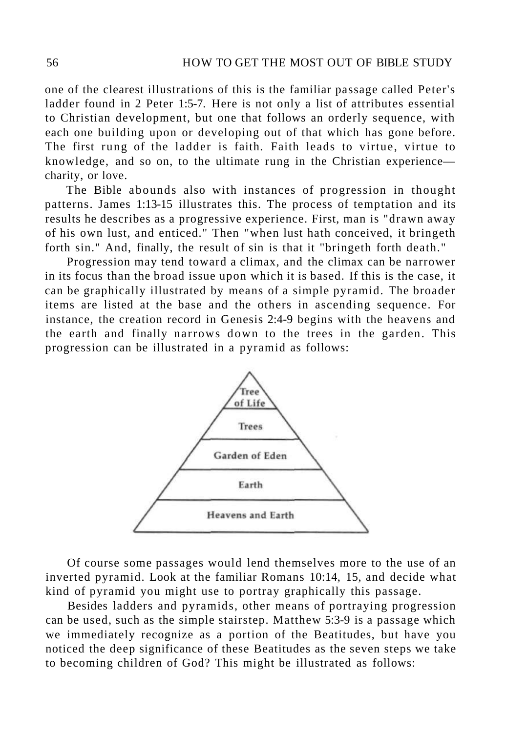one of the clearest illustrations of this is the familiar passage called Peter's ladder found in 2 Peter 1:5-7. Here is not only a list of attributes essential to Christian development, but one that follows an orderly sequence, with each one building upon or developing out of that which has gone before. The first rung of the ladder is faith. Faith leads to virtue, virtue to knowledge, and so on, to the ultimate rung in the Christian experience—charity, or love.

The Bible abounds also with instances of progression in thought patterns. James 1:13-15 illustrates this. The process of temptation and its results he describes as a progressive experience. First, man is "drawn away of his own lust, and enticed." Then "when lust hath conceived, it bringeth forth sin." And, finally, the result of sin is that it "bringeth forth death."

Progression may tend toward a climax, and the climax can be narrower in its focus than the broad issue upon which it is based. If this is the case, it can be graphically illustrated by means of a simple pyramid. The broader items are listed at the base and the others in ascending sequence. For instance, the creation record in Genesis 2:4-9 begins with the heavens and the earth and finally narrows down to the trees in the garden. This progression can be illustrated in a pyramid as follows:

Tree of Life
Trees
Garden of Eden
Earth
Heavens and Earth

Of course some passages would lend themselves more to the use of an inverted pyramid. Look at the familiar Romans 10:14, 15, and decide what kind of pyramid you might use to portray graphically this passage.

Besides ladders and pyramids, other means of portraying progression can be used, such as the simple stairstep. Matthew 5:3-9 is a passage which we immediately recognize as a portion of the Beatitudes, but have you noticed the deep significance of these Beatitudes as the seven steps we take to becoming children of God? This might be illustrated as follows: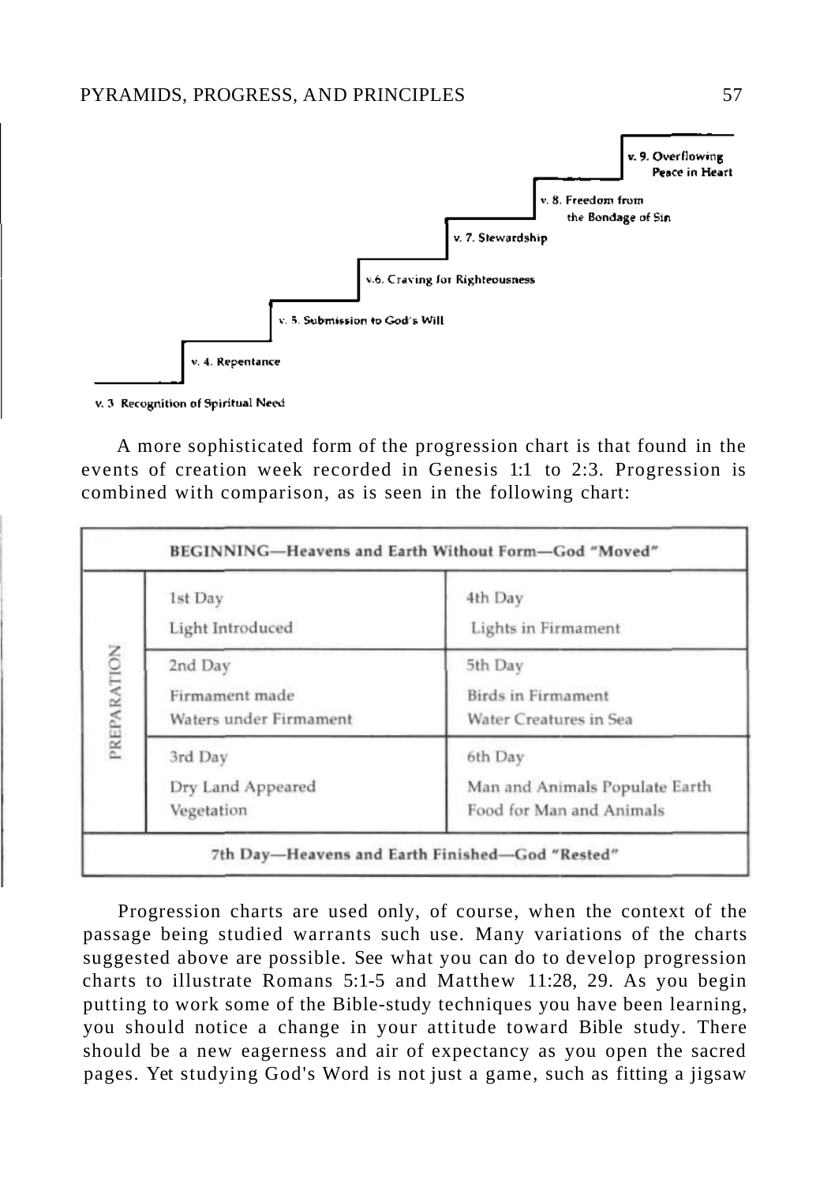v. 9. Overflowing Peace in Heart

v. 8. Freedom from the Bondage of Sin

v. 7. Stewardship

v. 6. Craving for Righteousness

v. 5. Submission to God's Will

v. 4. Repentance

v. 3 Recognition of Spiritual Need

A more sophisticated form of the progression chart is that found in the events of creation week recorded in Genesis 1:1 to 2:3. Progression is combined with comparison, as is seen in the following chart:

| BEGINNING—Heavens and Earth Without Form—God "Moved" | | |
|---|---|---|
| PREPARATION | 1st Day<br>Light Introduced | 4th Day<br>Lights in Firmament |
| | 2nd Day<br>Firmament made<br>Waters under Firmament | 5th Day<br>Birds in Firmament<br>Water Creatures in Sea |
| | 3rd Day<br>Dry Land Appeared<br>Vegetation | 6th Day<br>Man and Animals Populate Earth<br>Food for Man and Animals |
| 7th Day—Heavens and Earth Finished—God "Rested" | | |

Progression charts are used only, of course, when the context of the passage being studied warrants such use. Many variations of the charts suggested above are possible. See what you can do to develop progression charts to illustrate Romans 5:1-5 and Matthew 11:28, 29. As you begin putting to work some of the Bible-study techniques you have been learning, you should notice a change in your attitude toward Bible study. There should be a new eagerness and air of expectancy as you open the sacred pages. Yet studying God's Word is not just a game, such as fitting a jigsaw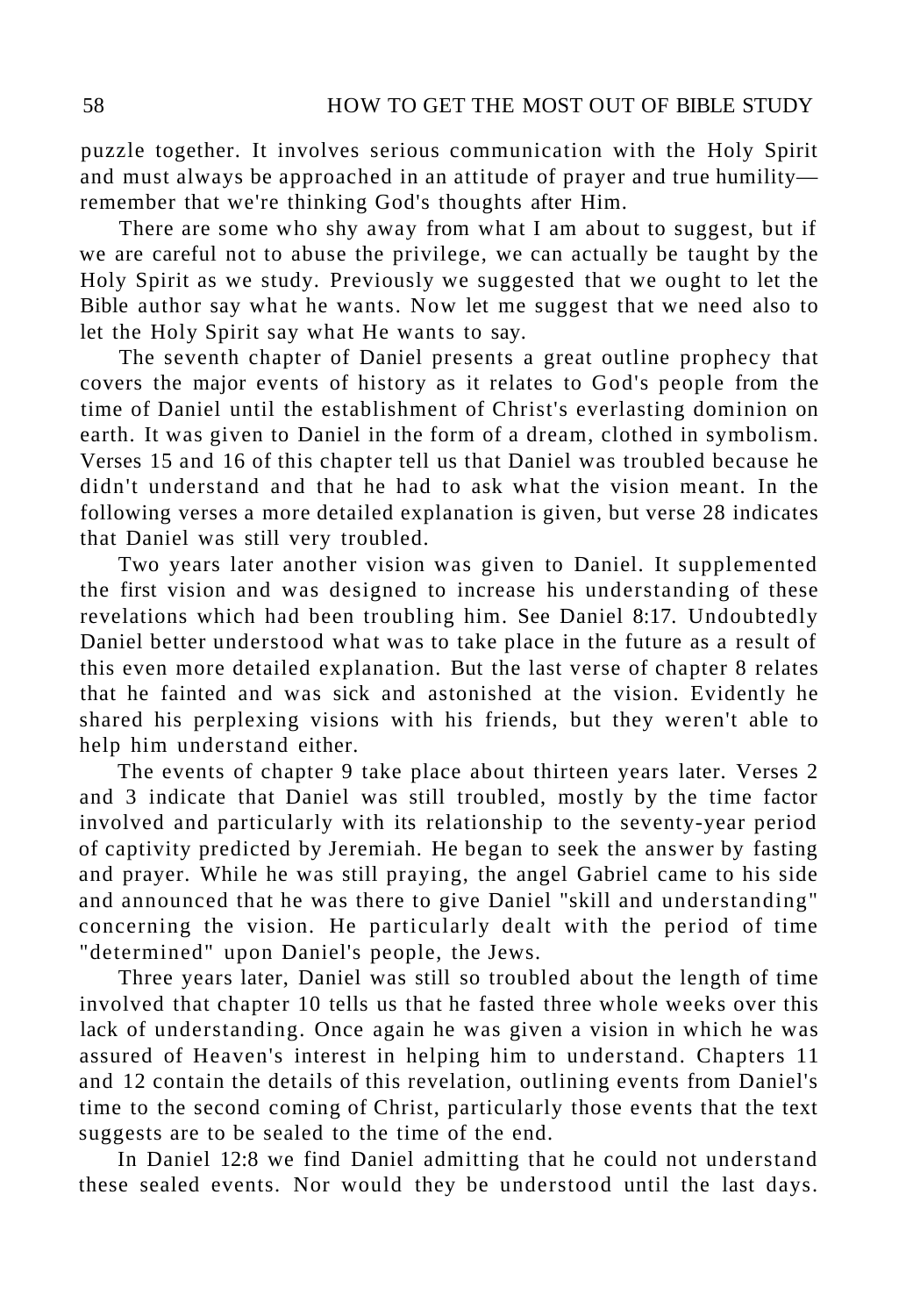puzzle together. It involves serious communication with the Holy Spirit and must always be approached in an attitude of prayer and true humility—remember that we're thinking God's thoughts after Him.

There are some who shy away from what I am about to suggest, but if we are careful not to abuse the privilege, we can actually be taught by the Holy Spirit as we study. Previously we suggested that we ought to let the Bible author say what he wants. Now let me suggest that we need also to let the Holy Spirit say what He wants to say.

The seventh chapter of Daniel presents a great outline prophecy that covers the major events of history as it relates to God's people from the time of Daniel until the establishment of Christ's everlasting dominion on earth. It was given to Daniel in the form of a dream, clothed in symbolism. Verses 15 and 16 of this chapter tell us that Daniel was troubled because he didn't understand and that he had to ask what the vision meant. In the following verses a more detailed explanation is given, but verse 28 indicates that Daniel was still very troubled.

Two years later another vision was given to Daniel. It supplemented the first vision and was designed to increase his understanding of these revelations which had been troubling him. See Daniel 8:17. Undoubtedly Daniel better understood what was to take place in the future as a result of this even more detailed explanation. But the last verse of chapter 8 relates that he fainted and was sick and astonished at the vision. Evidently he shared his perplexing visions with his friends, but they weren't able to help him understand either.

The events of chapter 9 take place about thirteen years later. Verses 2 and 3 indicate that Daniel was still troubled, mostly by the time factor involved and particularly with its relationship to the seventy-year period of captivity predicted by Jeremiah. He began to seek the answer by fasting and prayer. While he was still praying, the angel Gabriel came to his side and announced that he was there to give Daniel "skill and understanding" concerning the vision. He particularly dealt with the period of time "determined" upon Daniel's people, the Jews.

Three years later, Daniel was still so troubled about the length of time involved that chapter 10 tells us that he fasted three whole weeks over this lack of understanding. Once again he was given a vision in which he was assured of Heaven's interest in helping him to understand. Chapters 11 and 12 contain the details of this revelation, outlining events from Daniel's time to the second coming of Christ, particularly those events that the text suggests are to be sealed to the time of the end.

In Daniel 12:8 we find Daniel admitting that he could not understand these sealed events. Nor would they be understood until the last days.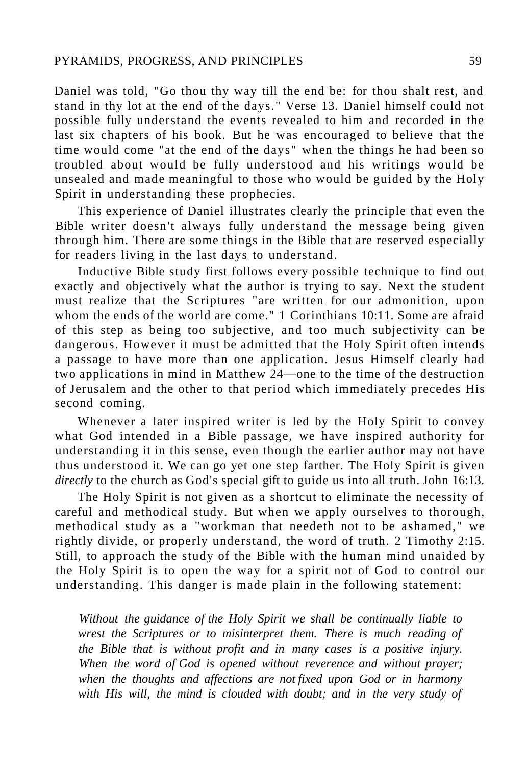Daniel was told, "Go thou thy way till the end be: for thou shalt rest, and stand in thy lot at the end of the days." Verse 13. Daniel himself could not possible fully understand the events revealed to him and recorded in the last six chapters of his book. But he was encouraged to believe that the time would come "at the end of the days" when the things he had been so troubled about would be fully understood and his writings would be unsealed and made meaningful to those who would be guided by the Holy Spirit in understanding these prophecies.

This experience of Daniel illustrates clearly the principle that even the Bible writer doesn't always fully understand the message being given through him. There are some things in the Bible that are reserved especially for readers living in the last days to understand.

Inductive Bible study first follows every possible technique to find out exactly and objectively what the author is trying to say. Next the student must realize that the Scriptures "are written for our admonition, upon whom the ends of the world are come." 1 Corinthians 10:11. Some are afraid of this step as being too subjective, and too much subjectivity can be dangerous. However it must be admitted that the Holy Spirit often intends a passage to have more than one application. Jesus Himself clearly had two applications in mind in Matthew 24—one to the time of the destruction of Jerusalem and the other to that period which immediately precedes His second coming.

Whenever a later inspired writer is led by the Holy Spirit to convey what God intended in a Bible passage, we have inspired authority for understanding it in this sense, even though the earlier author may not have thus understood it. We can go yet one step farther. The Holy Spirit is given *directly* to the church as God's special gift to guide us into all truth. John 16:13.

The Holy Spirit is not given as a shortcut to eliminate the necessity of careful and methodical study. But when we apply ourselves to thorough, methodical study as a "workman that needeth not to be ashamed," we rightly divide, or properly understand, the word of truth. 2 Timothy 2:15. Still, to approach the study of the Bible with the human mind unaided by the Holy Spirit is to open the way for a spirit not of God to control our understanding. This danger is made plain in the following statement:

> *Without the guidance of the Holy Spirit we shall be continually liable to wrest the Scriptures or to misinterpret them. There is much reading of the Bible that is without profit and in many cases is a positive injury. When the word of God is opened without reverence and without prayer; when the thoughts and affections are not fixed upon God or in harmony with His will, the mind is clouded with doubt; and in the very study of*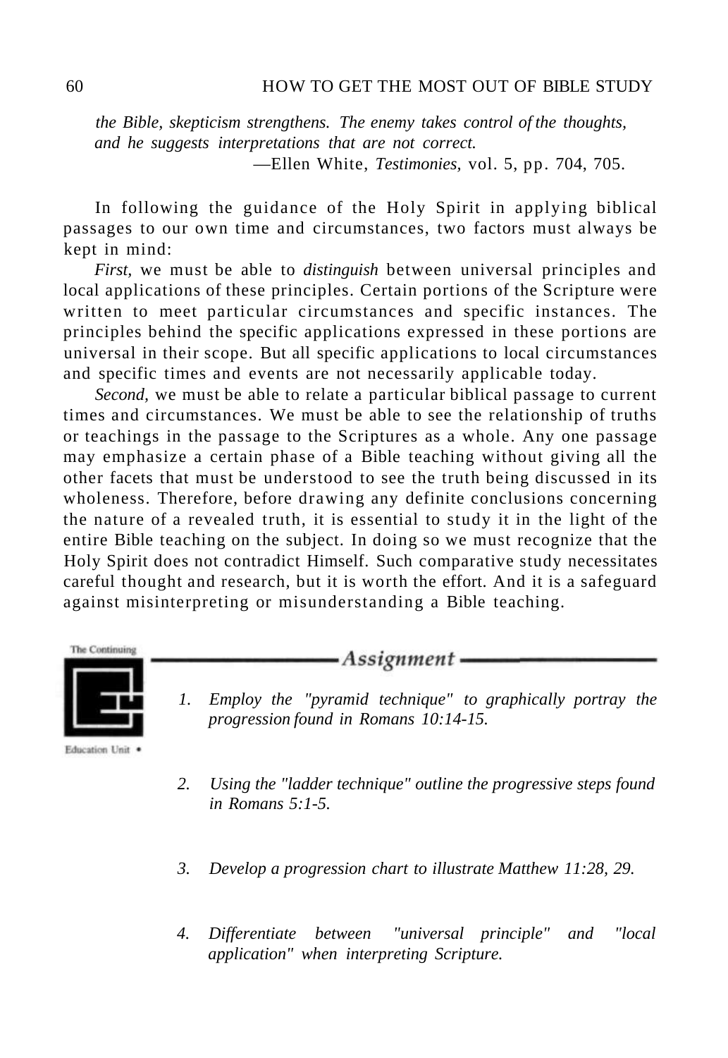*the Bible, skepticism strengthens. The enemy takes control of the thoughts, and he suggests interpretations that are not correct.*

—Ellen White, *Testimonies,* vol. 5, pp. 704, 705.

In following the guidance of the Holy Spirit in applying biblical passages to our own time and circumstances, two factors must always be kept in mind:

*First,* we must be able to *distinguish* between universal principles and local applications of these principles. Certain portions of the Scripture were written to meet particular circumstances and specific instances. The principles behind the specific applications expressed in these portions are universal in their scope. But all specific applications to local circumstances and specific times and events are not necessarily applicable today.

*Second,* we must be able to relate a particular biblical passage to current times and circumstances. We must be able to see the relationship of truths or teachings in the passage to the Scriptures as a whole. Any one passage may emphasize a certain phase of a Bible teaching without giving all the other facets that must be understood to see the truth being discussed in its wholeness. Therefore, before drawing any definite conclusions concerning the nature of a revealed truth, it is essential to study it in the light of the entire Bible teaching on the subject. In doing so we must recognize that the Holy Spirit does not contradict Himself. Such comparative study necessitates careful thought and research, but it is worth the effort. And it is a safeguard against misinterpreting or misunderstanding a Bible teaching.

The Continuing Education Unit

## *Assignment*

1. *Employ the "pyramid technique" to graphically portray the progression found in Romans 10:14-15.*

2. *Using the "ladder technique" outline the progressive steps found in Romans 5:1-5.*

3. *Develop a progression chart to illustrate Matthew 11:28, 29.*

4. *Differentiate between "universal principle" and "local application" when interpreting Scripture.*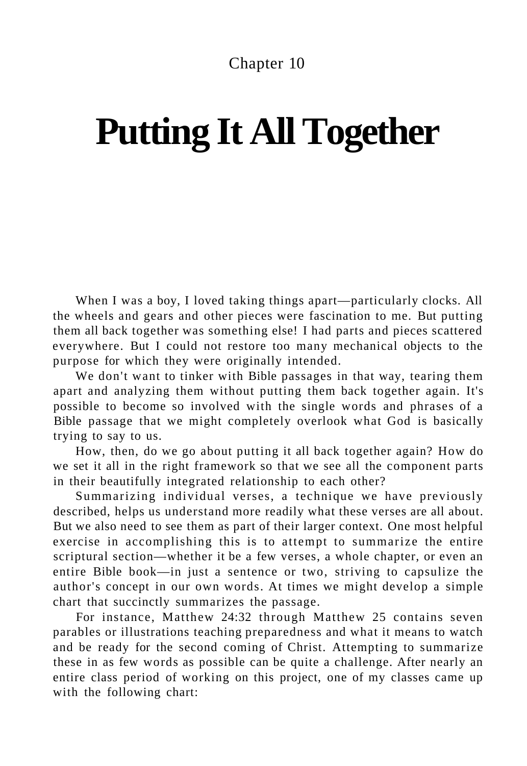Chapter 10

# Putting It All Together

When I was a boy, I loved taking things apart—particularly clocks. All the wheels and gears and other pieces were fascination to me. But putting them all back together was something else! I had parts and pieces scattered everywhere. But I could not restore too many mechanical objects to the purpose for which they were originally intended.

We don't want to tinker with Bible passages in that way, tearing them apart and analyzing them without putting them back together again. It's possible to become so involved with the single words and phrases of a Bible passage that we might completely overlook what God is basically trying to say to us.

How, then, do we go about putting it all back together again? How do we set it all in the right framework so that we see all the component parts in their beautifully integrated relationship to each other?

Summarizing individual verses, a technique we have previously described, helps us understand more readily what these verses are all about. But we also need to see them as part of their larger context. One most helpful exercise in accomplishing this is to attempt to summarize the entire scriptural section—whether it be a few verses, a whole chapter, or even an entire Bible book—in just a sentence or two, striving to capsulize the author's concept in our own words. At times we might develop a simple chart that succinctly summarizes the passage.

For instance, Matthew 24:32 through Matthew 25 contains seven parables or illustrations teaching preparedness and what it means to watch and be ready for the second coming of Christ. Attempting to summarize these in as few words as possible can be quite a challenge. After nearly an entire class period of working on this project, one of my classes came up with the following chart: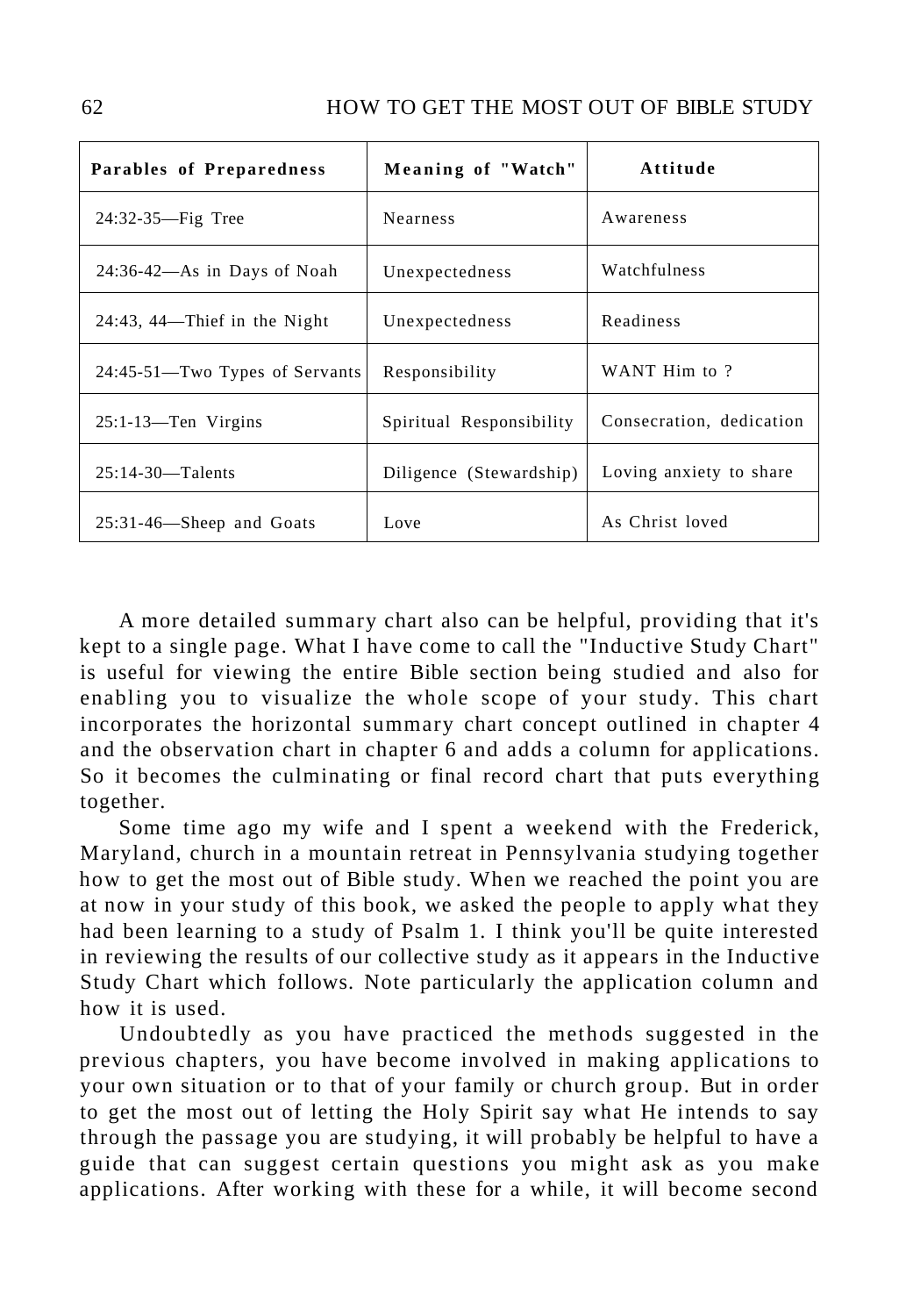| Parables of Preparedness | Meaning of "Watch" | Attitude |
|---|---|---|
| 24:32-35—Fig Tree | Nearness | Awareness |
| 24:36-42—As in Days of Noah | Unexpectedness | Watchfulness |
| 24:43, 44—Thief in the Night | Unexpectedness | Readiness |
| 24:45-51—Two Types of Servants | Responsibility | WANT Him to ? |
| 25:1-13—Ten Virgins | Spiritual Responsibility | Consecration, dedication |
| 25:14-30—Talents | Diligence (Stewardship) | Loving anxiety to share |
| 25:31-46—Sheep and Goats | Love | As Christ loved |

A more detailed summary chart also can be helpful, providing that it's kept to a single page. What I have come to call the "Inductive Study Chart" is useful for viewing the entire Bible section being studied and also for enabling you to visualize the whole scope of your study. This chart incorporates the horizontal summary chart concept outlined in chapter 4 and the observation chart in chapter 6 and adds a column for applications. So it becomes the culminating or final record chart that puts everything together.

Some time ago my wife and I spent a weekend with the Frederick, Maryland, church in a mountain retreat in Pennsylvania studying together how to get the most out of Bible study. When we reached the point you are at now in your study of this book, we asked the people to apply what they had been learning to a study of Psalm 1. I think you'll be quite interested in reviewing the results of our collective study as it appears in the Inductive Study Chart which follows. Note particularly the application column and how it is used.

Undoubtedly as you have practiced the methods suggested in the previous chapters, you have become involved in making applications to your own situation or to that of your family or church group. But in order to get the most out of letting the Holy Spirit say what He intends to say through the passage you are studying, it will probably be helpful to have a guide that can suggest certain questions you might ask as you make applications. After working with these for a while, it will become second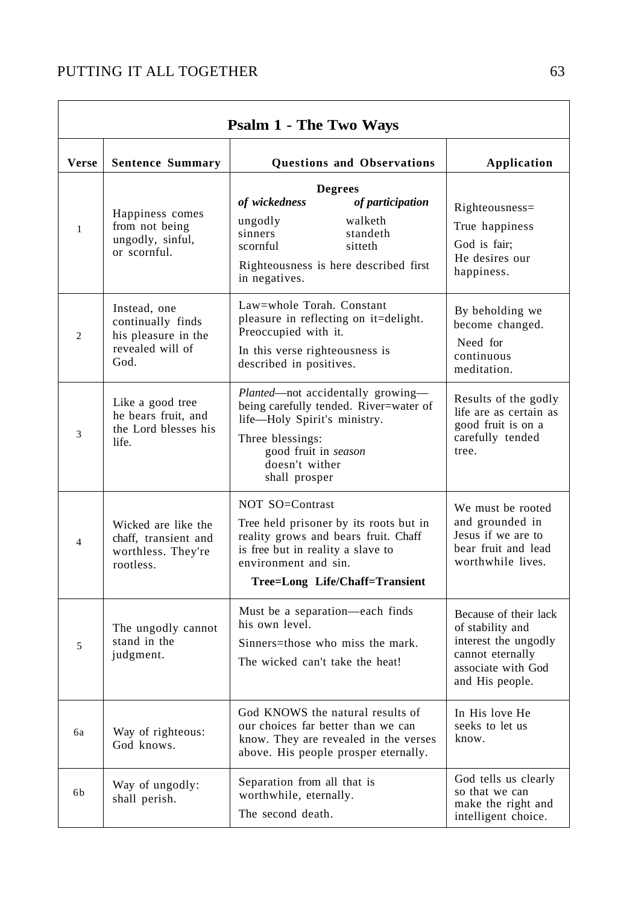| Psalm 1 - The Two Ways | | | |
|---|---|---|---|
| **Verse** | **Sentence Summary** | **Questions and Observations** | **Application** |
| 1 | Happiness comes from not being ungodly, sinful, or scornful. | **Degrees**<br>***of wickedness*** / ***of participation***<br>ungodly / walketh<br>sinners / standeth<br>scornful / sitteth<br>Righteousness is here described first in negatives. | Righteousness= True happiness<br>God is fair; He desires our happiness. |
| 2 | Instead, one continually finds his pleasure in the revealed will of God. | Law=whole Torah. Constant pleasure in reflecting on it=delight. Preoccupied with it.<br>In this verse righteousness is described in positives. | By beholding we become changed.<br>Need for continuous meditation. |
| 3 | Like a good tree he bears fruit, and the Lord blesses his life. | *Planted*—not accidentally growing—being carefully tended. River=water of life—Holy Spirit's ministry.<br>Three blessings:<br>good fruit in *season*<br>doesn't wither<br>shall prosper | Results of the godly life are as certain as good fruit is on a carefully tended tree. |
| 4 | Wicked are like the chaff, transient and worthless. They're rootless. | NOT SO=Contrast<br>Tree held prisoner by its roots but in reality grows and bears fruit. Chaff is free but in reality a slave to environment and sin.<br>**Tree=Long Life/Chaff=Transient** | We must be rooted and grounded in Jesus if we are to bear fruit and lead worthwhile lives. |
| 5 | The ungodly cannot stand in the judgment. | Must be a separation—each finds his own level.<br>Sinners=those who miss the mark.<br>The wicked can't take the heat! | Because of their lack of stability and interest the ungodly cannot eternally associate with God and His people. |
| 6a | Way of righteous: God knows. | God KNOWS the natural results of our choices far better than we can know. They are revealed in the verses above. His people prosper eternally. | In His love He seeks to let us know. |
| 6b | Way of ungodly: shall perish. | Separation from all that is worthwhile, eternally.<br>The second death. | God tells us clearly so that we can make the right and intelligent choice. |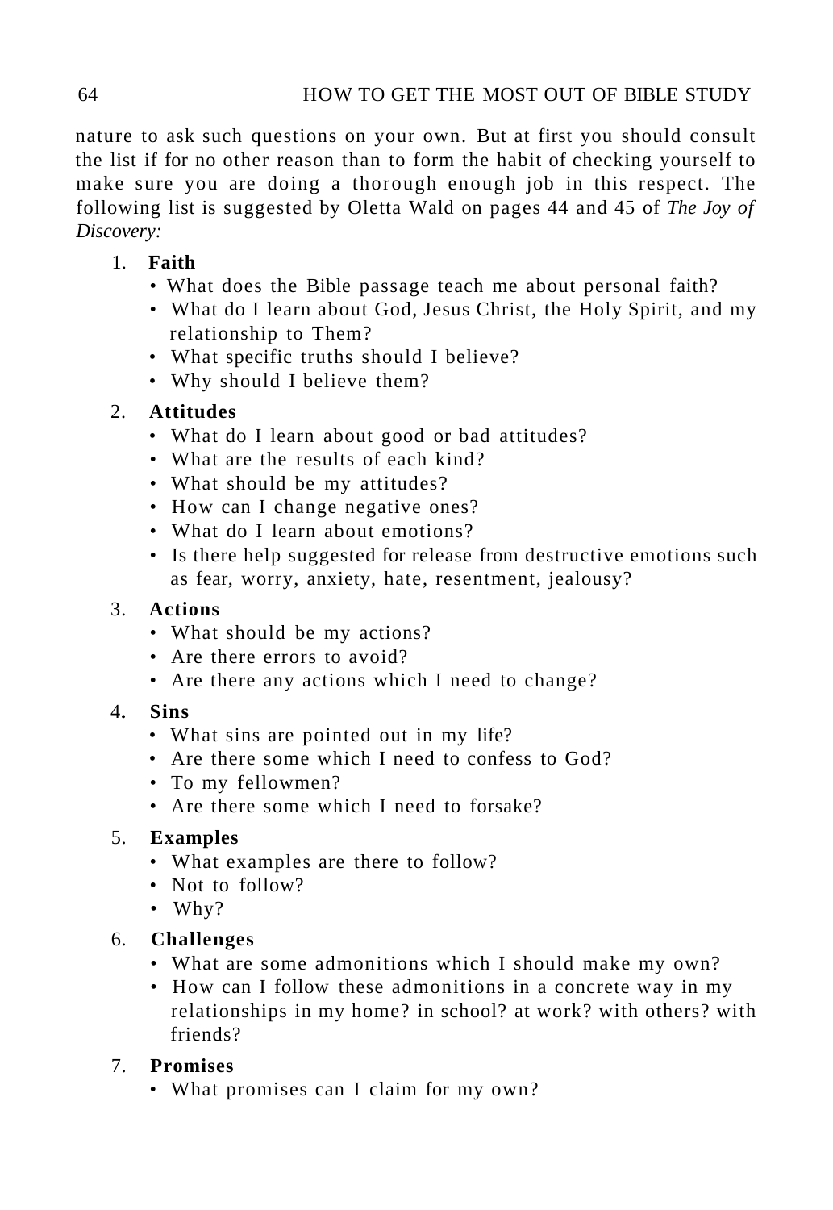nature to ask such questions on your own. But at first you should consult the list if for no other reason than to form the habit of checking yourself to make sure you are doing a thorough enough job in this respect. The following list is suggested by Oletta Wald on pages 44 and 45 of *The Joy of Discovery:*

1. **Faith**
   - What does the Bible passage teach me about personal faith?
   - What do I learn about God, Jesus Christ, the Holy Spirit, and my relationship to Them?
   - What specific truths should I believe?
   - Why should I believe them?
2. **Attitudes**
   - What do I learn about good or bad attitudes?
   - What are the results of each kind?
   - What should be my attitudes?
   - How can I change negative ones?
   - What do I learn about emotions?
   - Is there help suggested for release from destructive emotions such as fear, worry, anxiety, hate, resentment, jealousy?
3. **Actions**
   - What should be my actions?
   - Are there errors to avoid?
   - Are there any actions which I need to change?
4. **Sins**
   - What sins are pointed out in my life?
   - Are there some which I need to confess to God?
   - To my fellowmen?
   - Are there some which I need to forsake?
5. **Examples**
   - What examples are there to follow?
   - Not to follow?
   - Why?
6. **Challenges**
   - What are some admonitions which I should make my own?
   - How can I follow these admonitions in a concrete way in my relationships in my home? in school? at work? with others? with friends?
7. **Promises**
   - What promises can I claim for my own?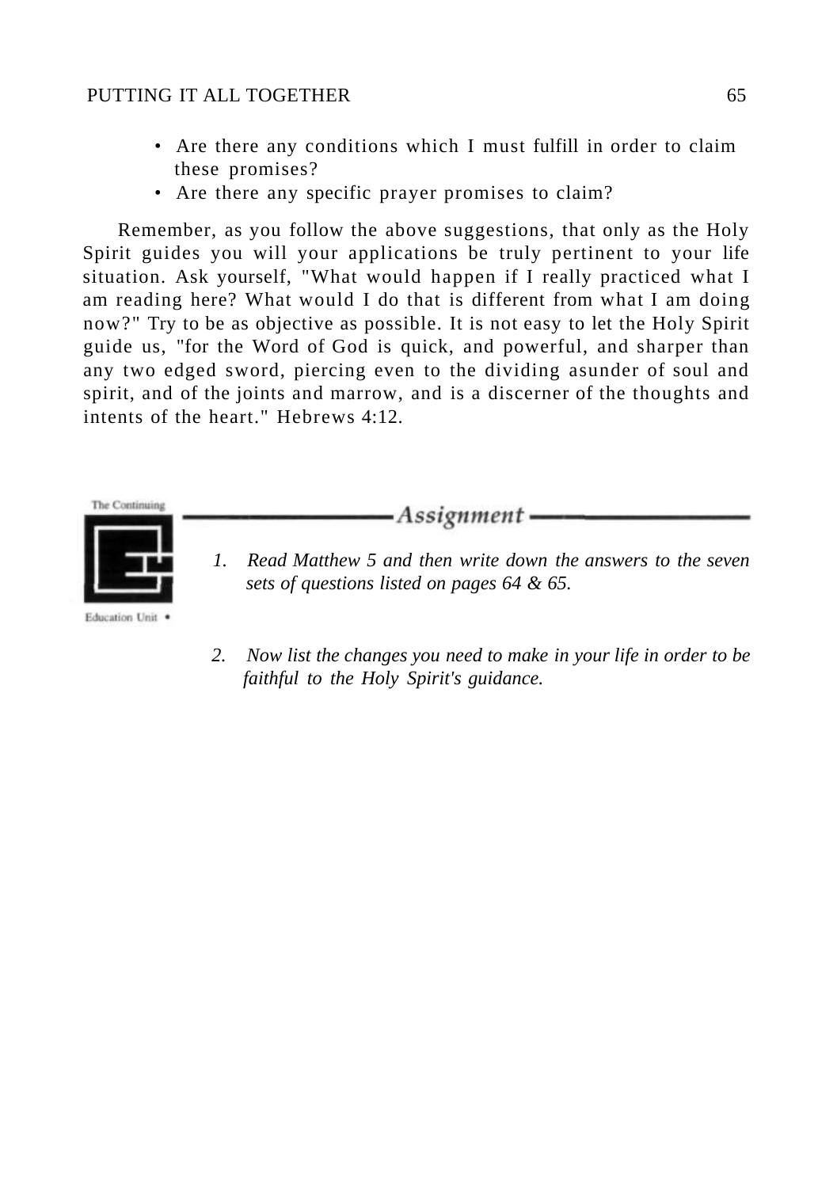- Are there any conditions which I must fulfill in order to claim these promises?
- Are there any specific prayer promises to claim?

Remember, as you follow the above suggestions, that only as the Holy Spirit guides you will your applications be truly pertinent to your life situation. Ask yourself, "What would happen if I really practiced what I am reading here? What would I do that is different from what I am doing now?" Try to be as objective as possible. It is not easy to let the Holy Spirit guide us, "for the Word of God is quick, and powerful, and sharper than any two edged sword, piercing even to the dividing asunder of soul and spirit, and of the joints and marrow, and is a discerner of the thoughts and intents of the heart." Hebrews 4:12.

The Continuing Education Unit

## *Assignment*

1. *Read Matthew 5 and then write down the answers to the seven sets of questions listed on pages 64 & 65.*

2. *Now list the changes you need to make in your life in order to be faithful to the Holy Spirit's guidance.*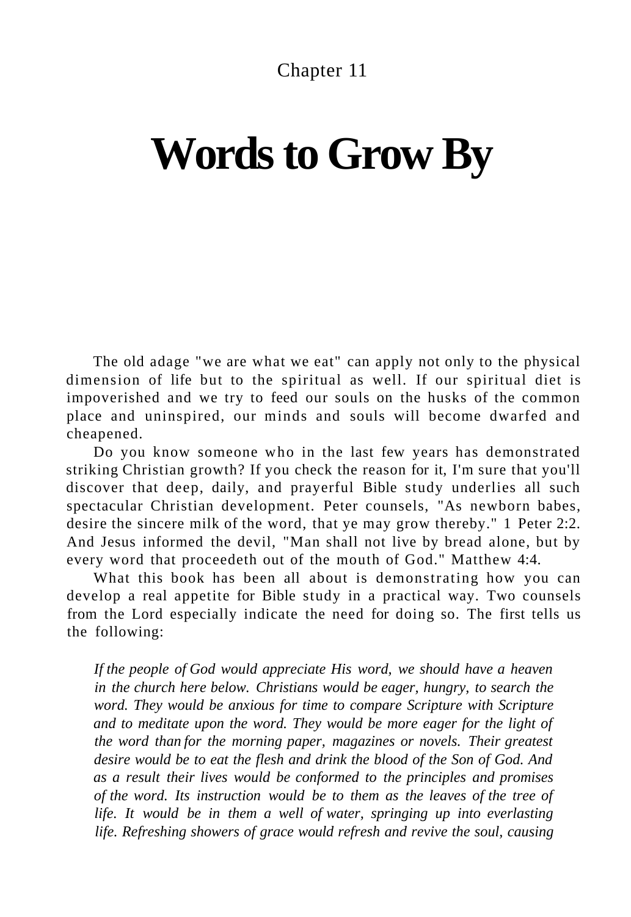Chapter 11

# Words to Grow By

The old adage "we are what we eat" can apply not only to the physical dimension of life but to the spiritual as well. If our spiritual diet is impoverished and we try to feed our souls on the husks of the common place and uninspired, our minds and souls will become dwarfed and cheapened.

Do you know someone who in the last few years has demonstrated striking Christian growth? If you check the reason for it, I'm sure that you'll discover that deep, daily, and prayerful Bible study underlies all such spectacular Christian development. Peter counsels, "As newborn babes, desire the sincere milk of the word, that ye may grow thereby." 1 Peter 2:2. And Jesus informed the devil, "Man shall not live by bread alone, but by every word that proceedeth out of the mouth of God." Matthew 4:4.

What this book has been all about is demonstrating how you can develop a real appetite for Bible study in a practical way. Two counsels from the Lord especially indicate the need for doing so. The first tells us the following:

> *If the people of God would appreciate His word, we should have a heaven in the church here below. Christians would be eager, hungry, to search the word. They would be anxious for time to compare Scripture with Scripture and to meditate upon the word. They would be more eager for the light of the word than for the morning paper, magazines or novels. Their greatest desire would be to eat the flesh and drink the blood of the Son of God. And as a result their lives would be conformed to the principles and promises of the word. Its instruction would be to them as the leaves of the tree of life. It would be in them a well of water, springing up into everlasting life. Refreshing showers of grace would refresh and revive the soul, causing*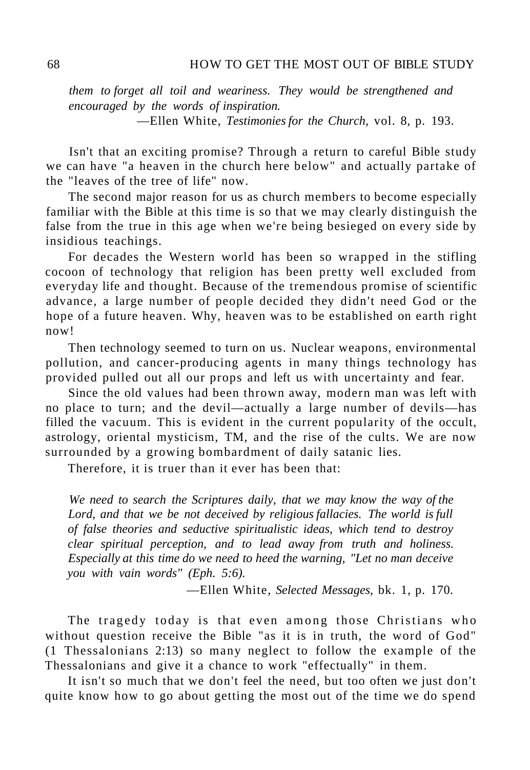*them to forget all toil and weariness. They would be strengthened and encouraged by the words of inspiration.*

—Ellen White, *Testimonies for the Church,* vol. 8, p. 193.

Isn't that an exciting promise? Through a return to careful Bible study we can have "a heaven in the church here below" and actually partake of the "leaves of the tree of life" now.

The second major reason for us as church members to become especially familiar with the Bible at this time is so that we may clearly distinguish the false from the true in this age when we're being besieged on every side by insidious teachings.

For decades the Western world has been so wrapped in the stifling cocoon of technology that religion has been pretty well excluded from everyday life and thought. Because of the tremendous promise of scientific advance, a large number of people decided they didn't need God or the hope of a future heaven. Why, heaven was to be established on earth right now!

Then technology seemed to turn on us. Nuclear weapons, environmental pollution, and cancer-producing agents in many things technology has provided pulled out all our props and left us with uncertainty and fear.

Since the old values had been thrown away, modern man was left with no place to turn; and the devil—actually a large number of devils—has filled the vacuum. This is evident in the current popularity of the occult, astrology, oriental mysticism, TM, and the rise of the cults. We are now surrounded by a growing bombardment of daily satanic lies.

Therefore, it is truer than it ever has been that:

*We need to search the Scriptures daily, that we may know the way of the Lord, and that we be not deceived by religious fallacies. The world is full of false theories and seductive spiritualistic ideas, which tend to destroy clear spiritual perception, and to lead away from truth and holiness. Especially at this time do we need to heed the warning, "Let no man deceive you with vain words" (Eph. 5:6).*

—Ellen White, *Selected Messages,* bk. 1, p. 170.

The tragedy today is that even among those Christians who without question receive the Bible "as it is in truth, the word of God" (1 Thessalonians 2:13) so many neglect to follow the example of the Thessalonians and give it a chance to work "effectually" in them.

It isn't so much that we don't feel the need, but too often we just don't quite know how to go about getting the most out of the time we do spend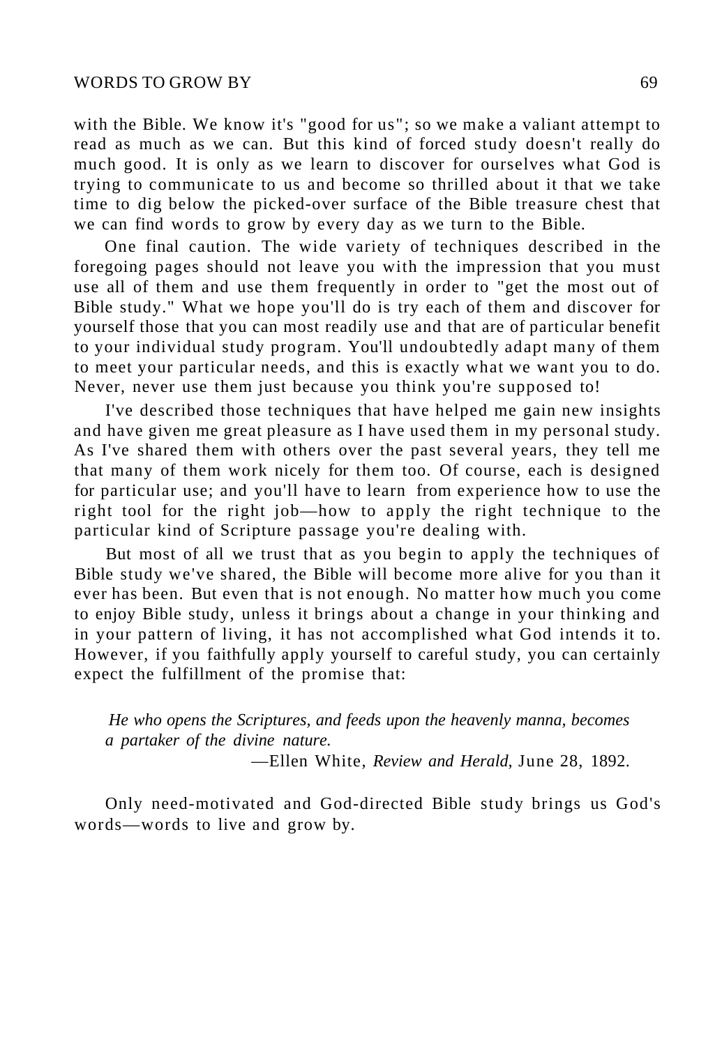with the Bible. We know it's "good for us"; so we make a valiant attempt to read as much as we can. But this kind of forced study doesn't really do much good. It is only as we learn to discover for ourselves what God is trying to communicate to us and become so thrilled about it that we take time to dig below the picked-over surface of the Bible treasure chest that we can find words to grow by every day as we turn to the Bible.

One final caution. The wide variety of techniques described in the foregoing pages should not leave you with the impression that you must use all of them and use them frequently in order to "get the most out of Bible study." What we hope you'll do is try each of them and discover for yourself those that you can most readily use and that are of particular benefit to your individual study program. You'll undoubtedly adapt many of them to meet your particular needs, and this is exactly what we want you to do. Never, never use them just because you think you're supposed to!

I've described those techniques that have helped me gain new insights and have given me great pleasure as I have used them in my personal study. As I've shared them with others over the past several years, they tell me that many of them work nicely for them too. Of course, each is designed for particular use; and you'll have to learn from experience how to use the right tool for the right job—how to apply the right technique to the particular kind of Scripture passage you're dealing with.

But most of all we trust that as you begin to apply the techniques of Bible study we've shared, the Bible will become more alive for you than it ever has been. But even that is not enough. No matter how much you come to enjoy Bible study, unless it brings about a change in your thinking and in your pattern of living, it has not accomplished what God intends it to. However, if you faithfully apply yourself to careful study, you can certainly expect the fulfillment of the promise that:

> *He who opens the Scriptures, and feeds upon the heavenly manna, becomes a partaker of the divine nature.*
>
> —Ellen White, *Review and Herald,* June 28, 1892.

Only need-motivated and God-directed Bible study brings us God's words—words to live and grow by.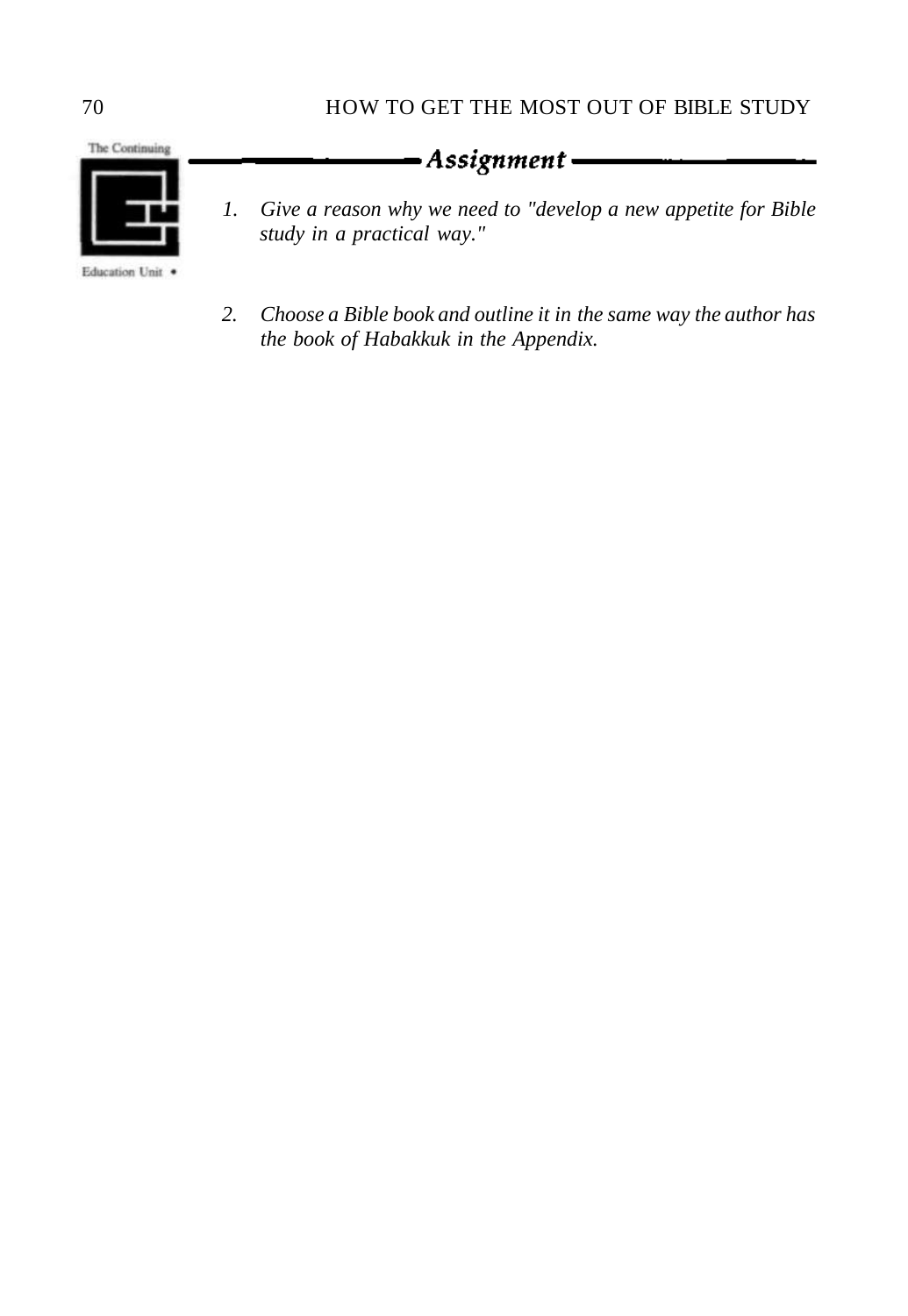## *Assignment*

1. *Give a reason why we need to "develop a new appetite for Bible study in a practical way."*

2. *Choose a Bible book and outline it in the same way the author has the book of Habakkuk in the Appendix.*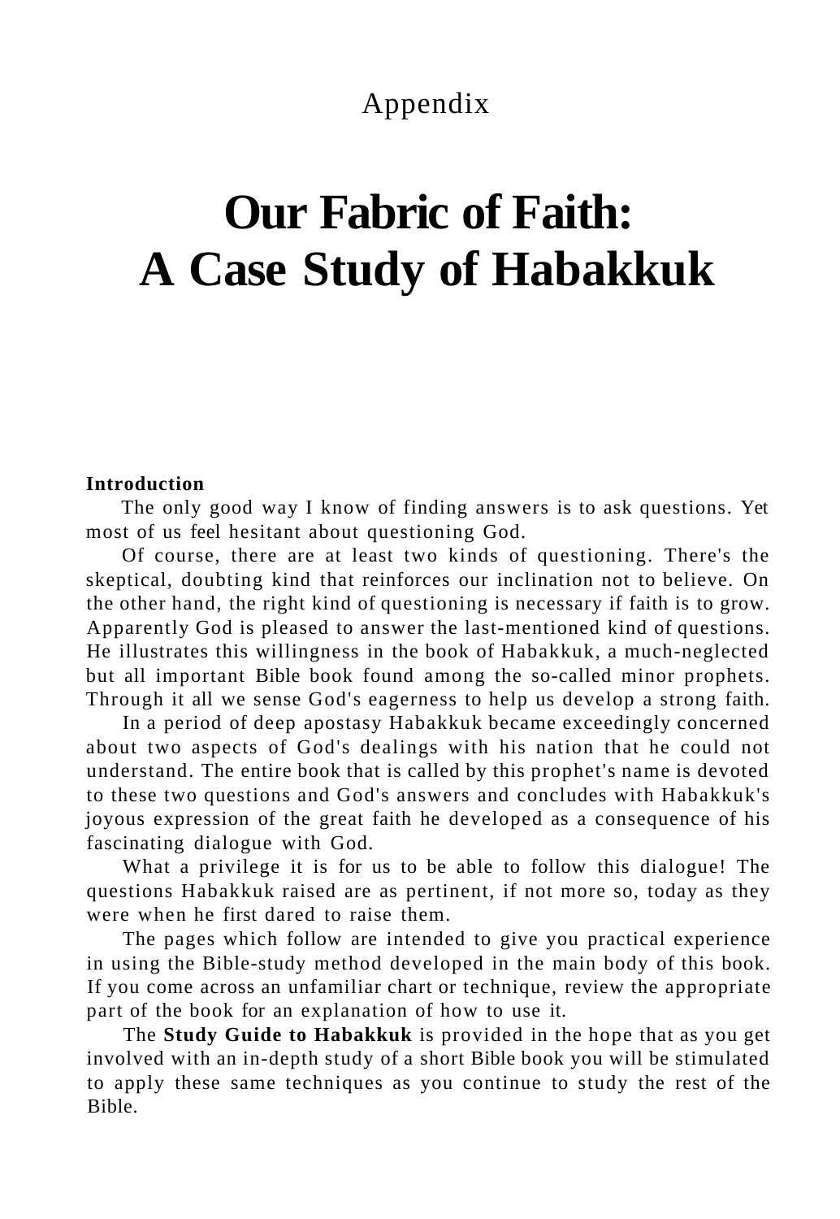Appendix

# Our Fabric of Faith: A Case Study of Habakkuk

**Introduction**

The only good way I know of finding answers is to ask questions. Yet most of us feel hesitant about questioning God.

Of course, there are at least two kinds of questioning. There's the skeptical, doubting kind that reinforces our inclination not to believe. On the other hand, the right kind of questioning is necessary if faith is to grow. Apparently God is pleased to answer the last-mentioned kind of questions. He illustrates this willingness in the book of Habakkuk, a much-neglected but all important Bible book found among the so-called minor prophets. Through it all we sense God's eagerness to help us develop a strong faith.

In a period of deep apostasy Habakkuk became exceedingly concerned about two aspects of God's dealings with his nation that he could not understand. The entire book that is called by this prophet's name is devoted to these two questions and God's answers and concludes with Habakkuk's joyous expression of the great faith he developed as a consequence of his fascinating dialogue with God.

What a privilege it is for us to be able to follow this dialogue! The questions Habakkuk raised are as pertinent, if not more so, today as they were when he first dared to raise them.

The pages which follow are intended to give you practical experience in using the Bible-study method developed in the main body of this book. If you come across an unfamiliar chart or technique, review the appropriate part of the book for an explanation of how to use it.

The **Study Guide to Habakkuk** is provided in the hope that as you get involved with an in-depth study of a short Bible book you will be stimulated to apply these same techniques as you continue to study the rest of the Bible.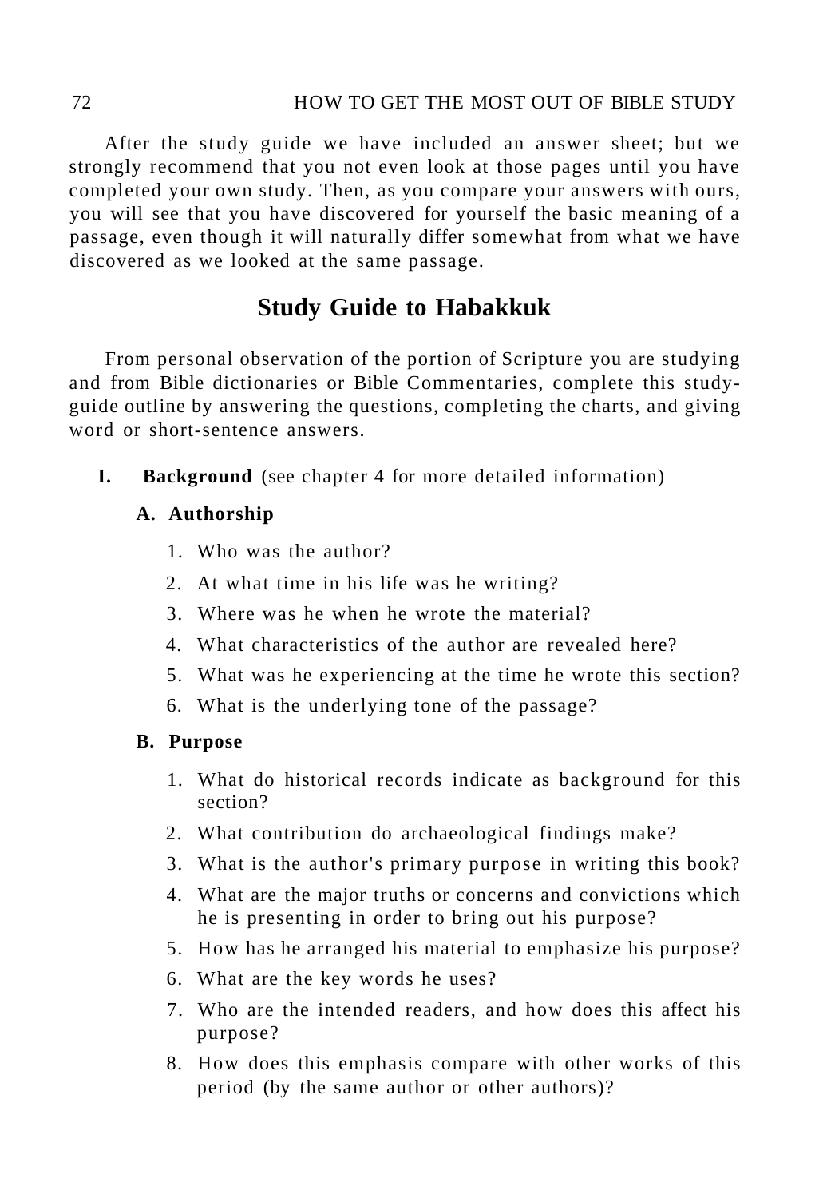After the study guide we have included an answer sheet; but we strongly recommend that you not even look at those pages until you have completed your own study. Then, as you compare your answers with ours, you will see that you have discovered for yourself the basic meaning of a passage, even though it will naturally differ somewhat from what we have discovered as we looked at the same passage.

## Study Guide to Habakkuk

From personal observation of the portion of Scripture you are studying and from Bible dictionaries or Bible Commentaries, complete this study-guide outline by answering the questions, completing the charts, and giving word or short-sentence answers.

**I. Background** (see chapter 4 for more detailed information)

**A. Authorship**

1. Who was the author?
2. At what time in his life was he writing?
3. Where was he when he wrote the material?
4. What characteristics of the author are revealed here?
5. What was he experiencing at the time he wrote this section?
6. What is the underlying tone of the passage?

**B. Purpose**

1. What do historical records indicate as background for this section?
2. What contribution do archaeological findings make?
3. What is the author's primary purpose in writing this book?
4. What are the major truths or concerns and convictions which he is presenting in order to bring out his purpose?
5. How has he arranged his material to emphasize his purpose?
6. What are the key words he uses?
7. Who are the intended readers, and how does this affect his purpose?
8. How does this emphasis compare with other works of this period (by the same author or other authors)?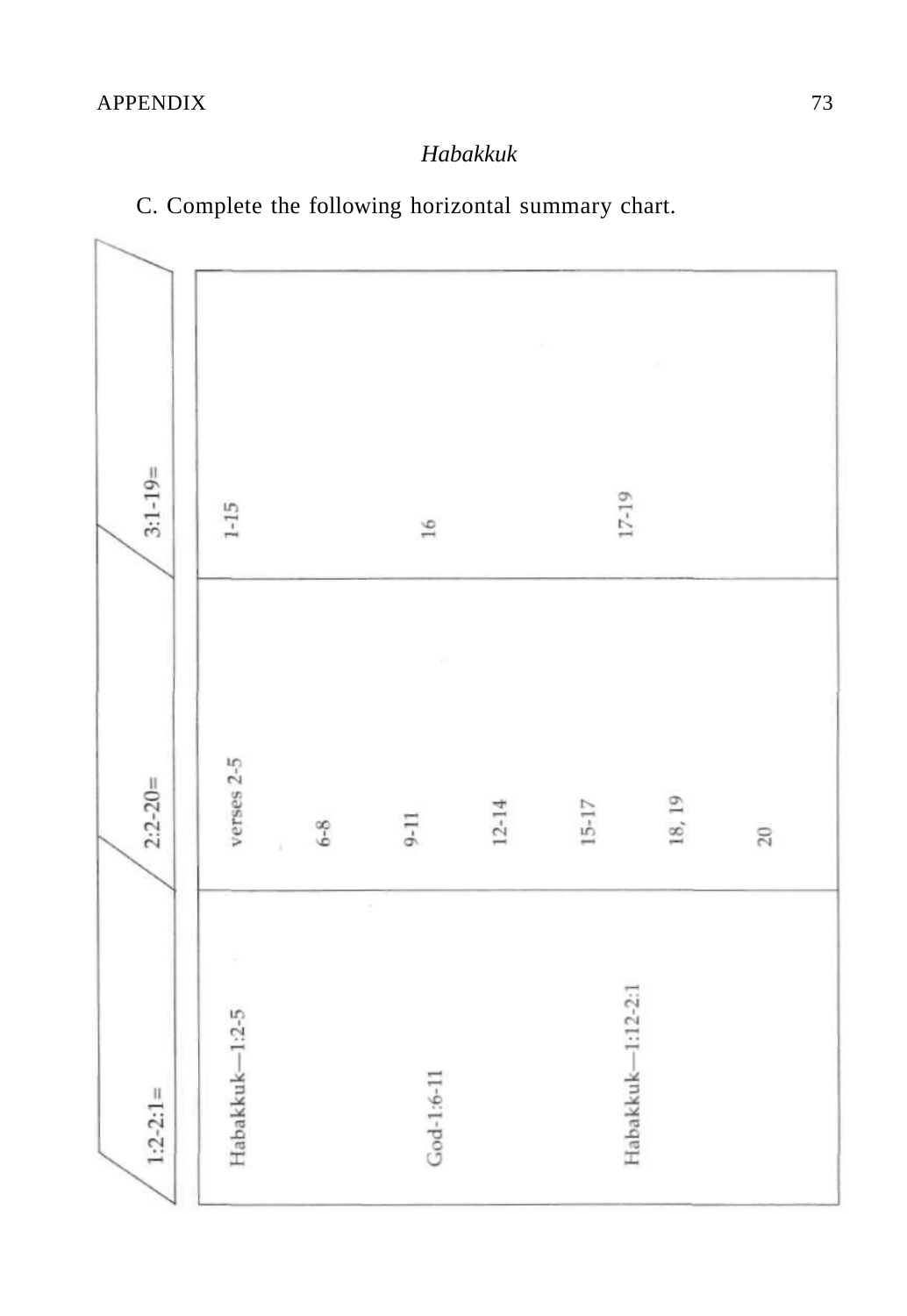## *Habakkuk*

C. Complete the following horizontal summary chart.

| 1:2-2:1= | 2:2-20= | 3:1-19= |
|---|---|---|
| Habakkuk—1:2-5 | verses 2-5 | 1-15 |
| | 6-8 | |
| God-1:6-11 | 9-11 | 16 |
| | 12-14 | |
| | 15-17 | |
| Habakkuk—1:12-2:1 | 18, 19 | 17-19 |
| | 20 | |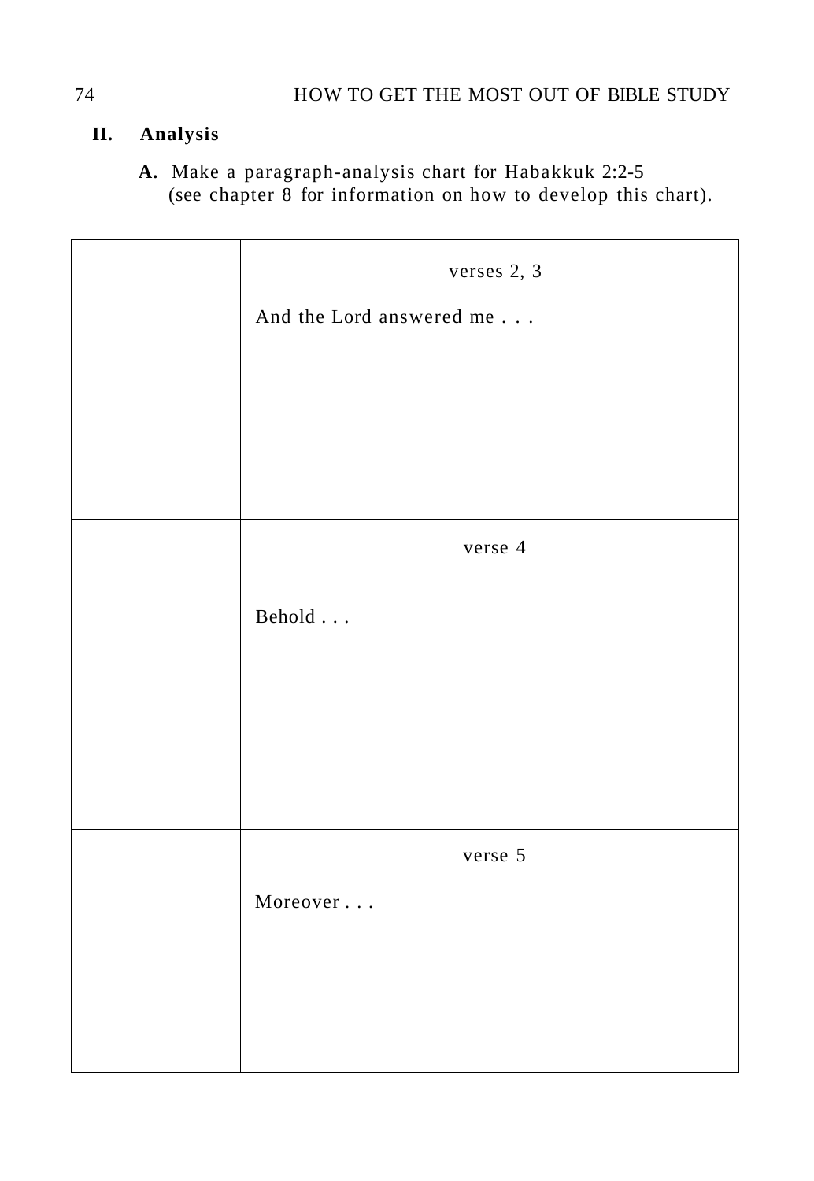## II. Analysis

**A.** Make a paragraph-analysis chart for Habakkuk 2:2-5 (see chapter 8 for information on how to develop this chart).

| | |
|---|---|
| | verses 2, 3<br><br>And the Lord answered me . . . |
| | verse 4<br><br>Behold . . . |
| | verse 5<br><br>Moreover . . . |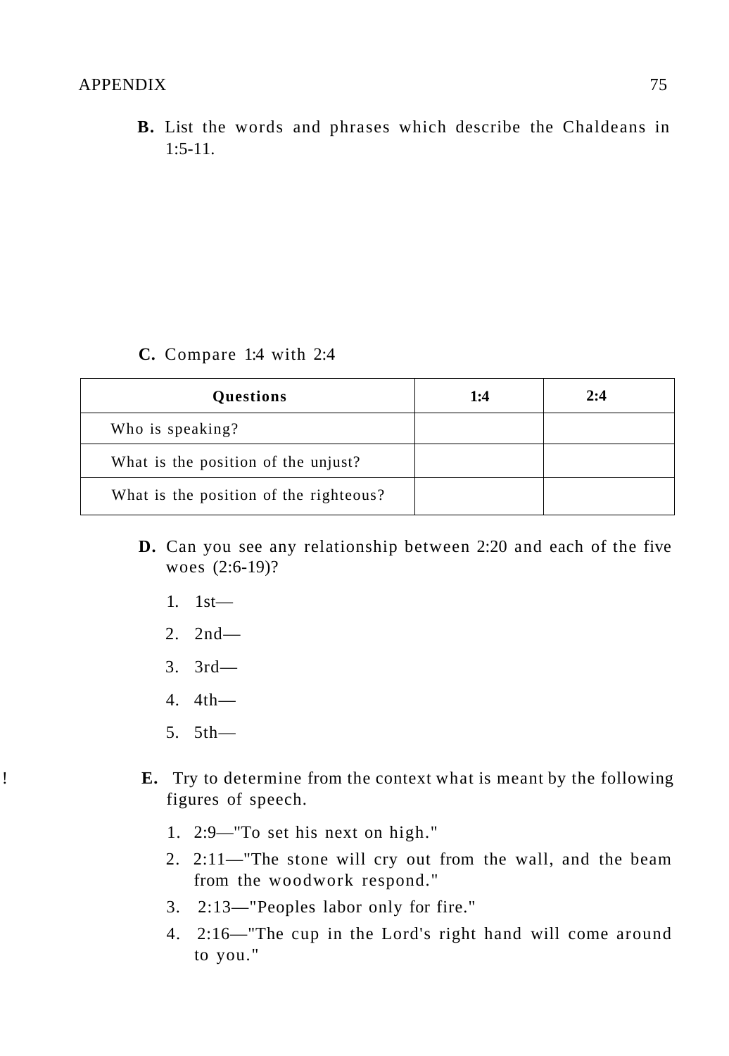**B.** List the words and phrases which describe the Chaldeans in 1:5-11.

**C.** Compare 1:4 with 2:4

| Questions | 1:4 | 2:4 |
| --- | --- | --- |
| Who is speaking? | | |
| What is the position of the unjust? | | |
| What is the position of the righteous? | | |

**D.** Can you see any relationship between 2:20 and each of the five woes (2:6-19)?

1. 1st—
2. 2nd—
3. 3rd—
4. 4th—
5. 5th—

**E.** Try to determine from the context what is meant by the following figures of speech.

1. 2:9—"To set his next on high."
2. 2:11—"The stone will cry out from the wall, and the beam from the woodwork respond."
3. 2:13—"Peoples labor only for fire."
4. 2:16—"The cup in the Lord's right hand will come around to you."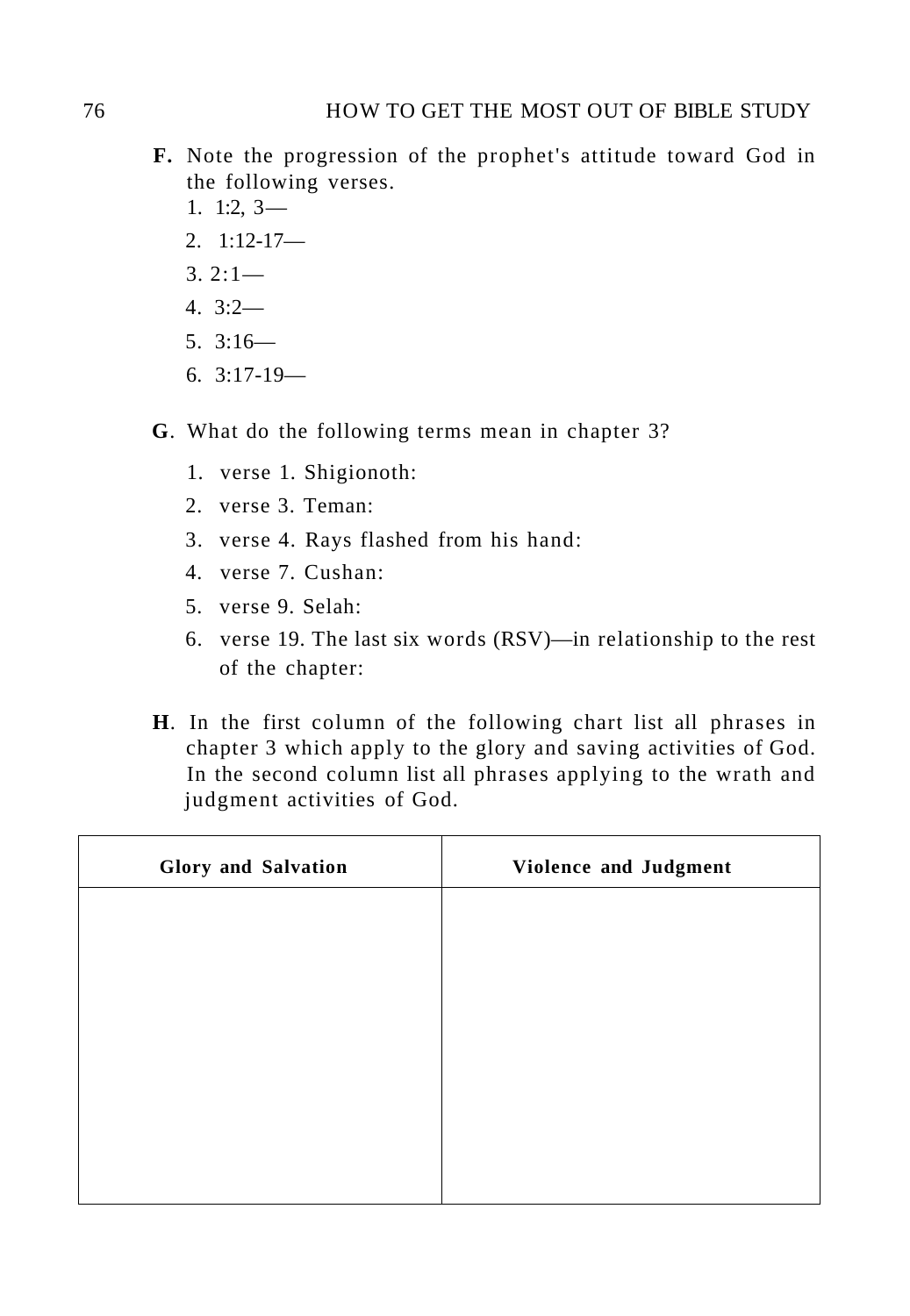**F.** Note the progression of the prophet's attitude toward God in the following verses.

1. 1:2, 3—
2. 1:12-17—
3. 2:1—
4. 3:2—
5. 3:16—
6. 3:17-19—

**G**. What do the following terms mean in chapter 3?

1. verse 1. Shigionoth:
2. verse 3. Teman:
3. verse 4. Rays flashed from his hand:
4. verse 7. Cushan:
5. verse 9. Selah:
6. verse 19. The last six words (RSV)—in relationship to the rest of the chapter:

**H**. In the first column of the following chart list all phrases in chapter 3 which apply to the glory and saving activities of God. In the second column list all phrases applying to the wrath and judgment activities of God.

| **Glory and Salvation** | **Violence and Judgment** |
|---|---|
| | |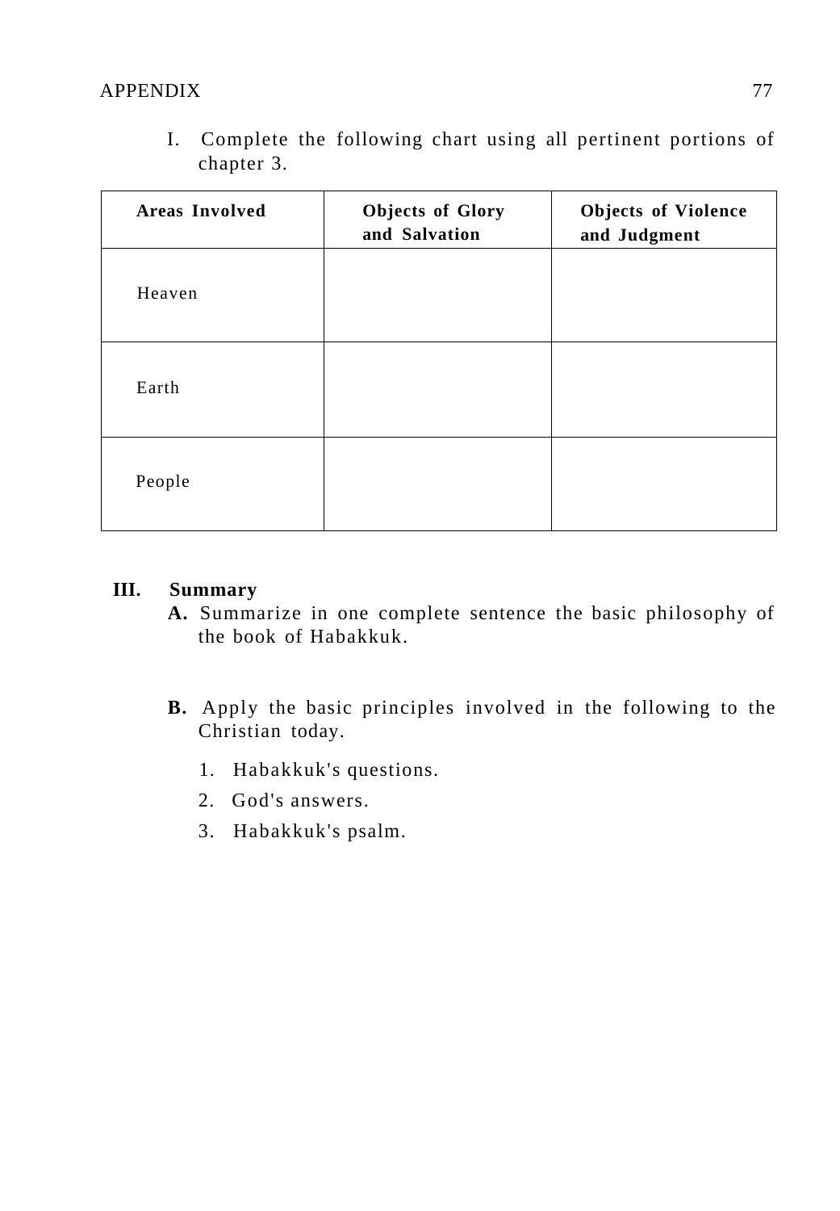I. Complete the following chart using all pertinent portions of chapter 3.

| **Areas Involved** | **Objects of Glory and Salvation** | **Objects of Violence and Judgment** |
|---|---|---|
| Heaven | | |
| Earth | | |
| People | | |

## III. Summary

**A.** Summarize in one complete sentence the basic philosophy of the book of Habakkuk.

**B.** Apply the basic principles involved in the following to the Christian today.

1. Habakkuk's questions.
2. God's answers.
3. Habakkuk's psalm.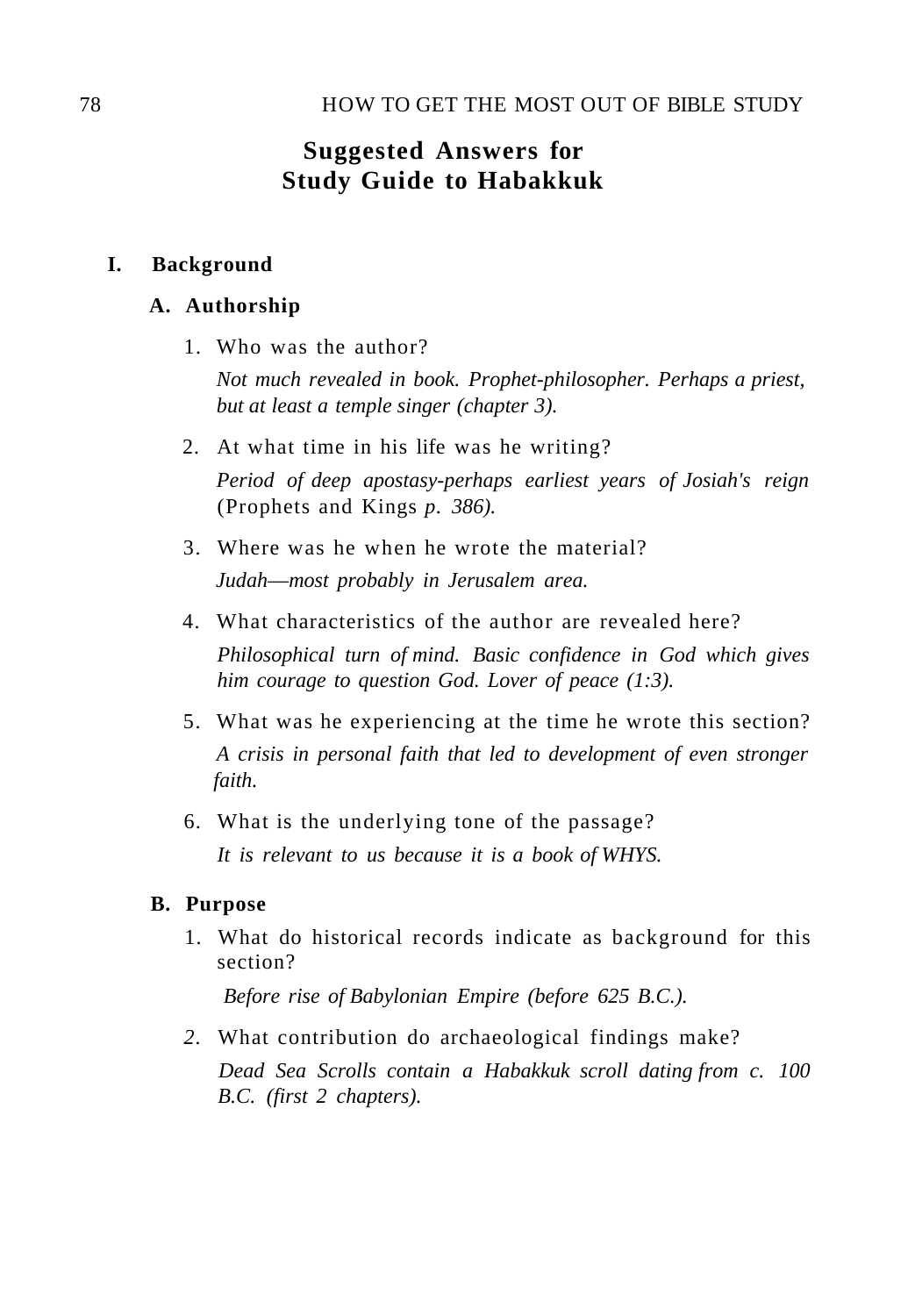## Suggested Answers for Study Guide to Habakkuk

### I. Background

#### A. Authorship

1. Who was the author?

   *Not much revealed in book. Prophet-philosopher. Perhaps a priest, but at least a temple singer (chapter 3).*

2. At what time in his life was he writing?

   *Period of deep apostasy-perhaps earliest years of Josiah's reign* (Prophets and Kings *p. 386).*

3. Where was he when he wrote the material?

   *Judah—most probably in Jerusalem area.*

4. What characteristics of the author are revealed here?

   *Philosophical turn of mind. Basic confidence in God which gives him courage to question God. Lover of peace (1:3).*

5. What was he experiencing at the time he wrote this section?

   *A crisis in personal faith that led to development of even stronger faith.*

6. What is the underlying tone of the passage?

   *It is relevant to us because it is a book of WHYS.*

#### B. Purpose

1. What do historical records indicate as background for this section?

   *Before rise of Babylonian Empire (before 625 B.C.).*

2. What contribution do archaeological findings make?

   *Dead Sea Scrolls contain a Habakkuk scroll dating from c. 100 B.C. (first 2 chapters).*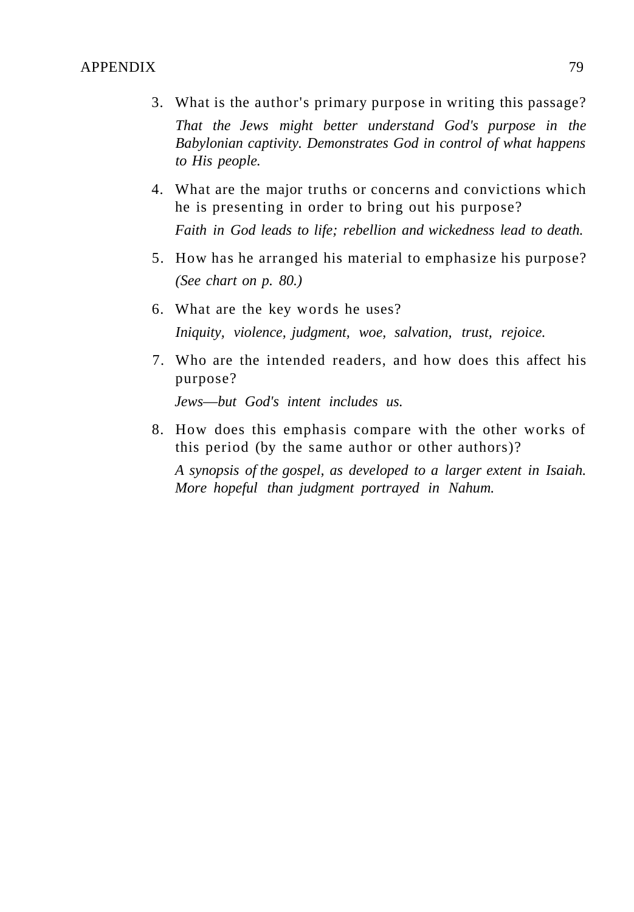3. What is the author's primary purpose in writing this passage?

   *That the Jews might better understand God's purpose in the Babylonian captivity. Demonstrates God in control of what happens to His people.*

4. What are the major truths or concerns and convictions which he is presenting in order to bring out his purpose?

   *Faith in God leads to life; rebellion and wickedness lead to death.*

5. How has he arranged his material to emphasize his purpose?

   *(See chart on p. 80.)*

6. What are the key words he uses?

   *Iniquity, violence, judgment, woe, salvation, trust, rejoice.*

7. Who are the intended readers, and how does this affect his purpose?

   *Jews—but God's intent includes us.*

8. How does this emphasis compare with the other works of this period (by the same author or other authors)?

   *A synopsis of the gospel, as developed to a larger extent in Isaiah. More hopeful than judgment portrayed in Nahum.*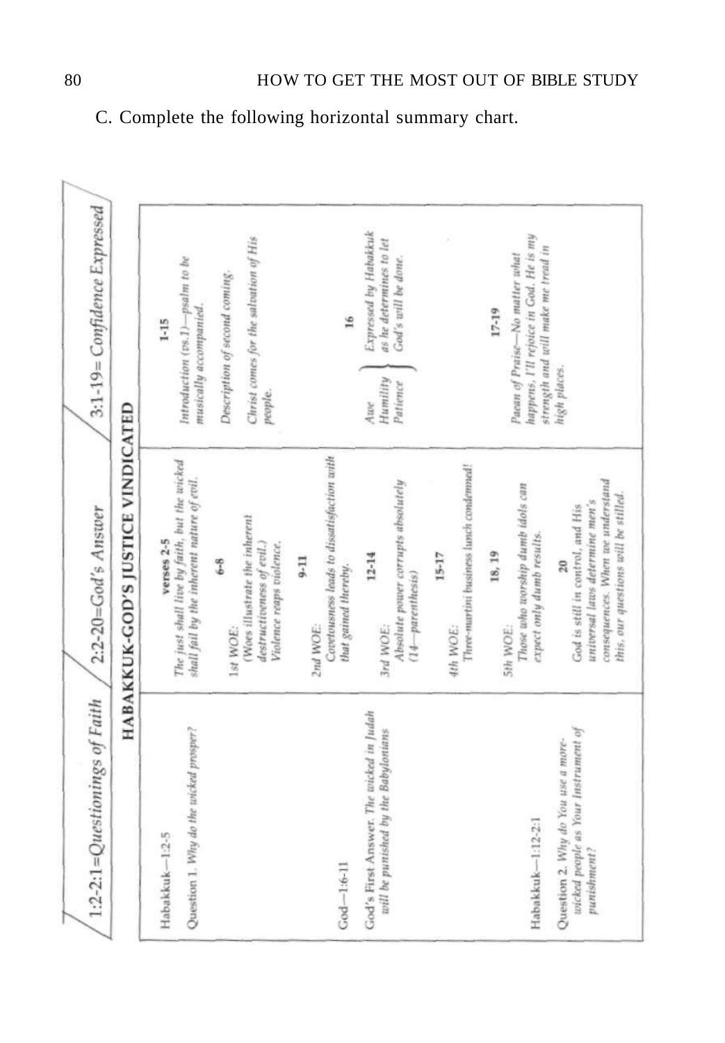C. Complete the following horizontal summary chart.

## HABAKKUK-GOD'S JUSTICE VINDICATED

| 1:2-2:1=Questionings of Faith | 2:2-20=God's Answer | 3:1-19= Confidence Expressed |
|---|---|---|
| Habakkuk—1:2-5<br><br>Question 1. *Why do the wicked prosper?*<br><br>God—1:6-11<br><br>God's First Answer. *The wicked in Judah will be punished by the Babylonians*<br><br>Habakkuk—1:12-2:1<br><br>Question 2. *Why do You use a more-wicked people as Your instrument of punishment?* | verses 2-5<br>*The just shall live by faith, but the wicked shall fail by the inherent nature of evil.*<br><br>6-8<br>1st WOE:<br>*(Woes illustrate the inherent destructiveness of evil.)*<br>*Violence reaps violence.*<br><br>9-11<br>2nd WOE:<br>*Covetousness leads to dissatisfaction with that gained thereby.*<br><br>12-14<br>3rd WOE:<br>*Absolute power corrupts absolutely (14—parenthesis)*<br><br>15-17<br>4th WOE:<br>*Three-martini business lunch condemned!*<br><br>18, 19<br>5th WOE:<br>*Those who worship dumb idols can expect only dumb results.*<br><br>20<br>*God is still in control, and His universal laws determine men's consequences. When we understand this, our questions will be stilled.* | 1-15<br>*Introduction (vs.1)—psalm to be musically accompanied.*<br><br>*Description of second coming.*<br><br>*Christ comes for the salvation of His people.*<br><br>16<br>*Awe*<br>*Humility*<br>*Patience*<br>*Expressed by Habakkuk as he determines to let God's will be done.*<br><br>17-19<br>*Paean of Praise—No matter what happens, I'll rejoice in God. He is my strength and will make me tread in high places.* |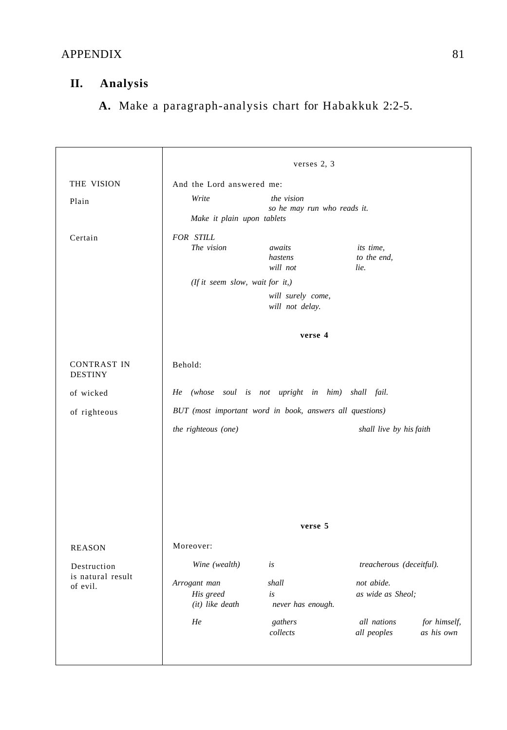## II. Analysis

**A.** Make a paragraph-analysis chart for Habakkuk 2:2-5.

| | |
|---|---|
| | verses 2, 3 |
| THE VISION | And the Lord answered me: |
| Plain | *Write the vision*<br>*so he may run who reads it.*<br>*Make it plain upon tablets* |
| Certain | *FOR STILL*<br>*The vision awaits its time,*<br>*hastens to the end,*<br>*will not lie.*<br>*(If it seem slow, wait for it,)*<br>*will surely come,*<br>*will not delay.* |
| | **verse 4** |
| CONTRAST IN DESTINY | Behold: |
| of wicked | *He (whose soul is not upright in him) shall fail.* |
| of righteous | *BUT (most important word in book, answers all questions)*<br>*the righteous (one) shall live by his faith* |
| | **verse 5** |
| REASON | Moreover: |
| Destruction is natural result of evil. | *Wine (wealth) is treacherous (deceitful).*<br>*Arrogant man shall not abide.*<br>*His greed is as wide as Sheol;*<br>*(it) like death never has enough.*<br>*He gathers all nations for himself,*<br>*collects all peoples as his own* |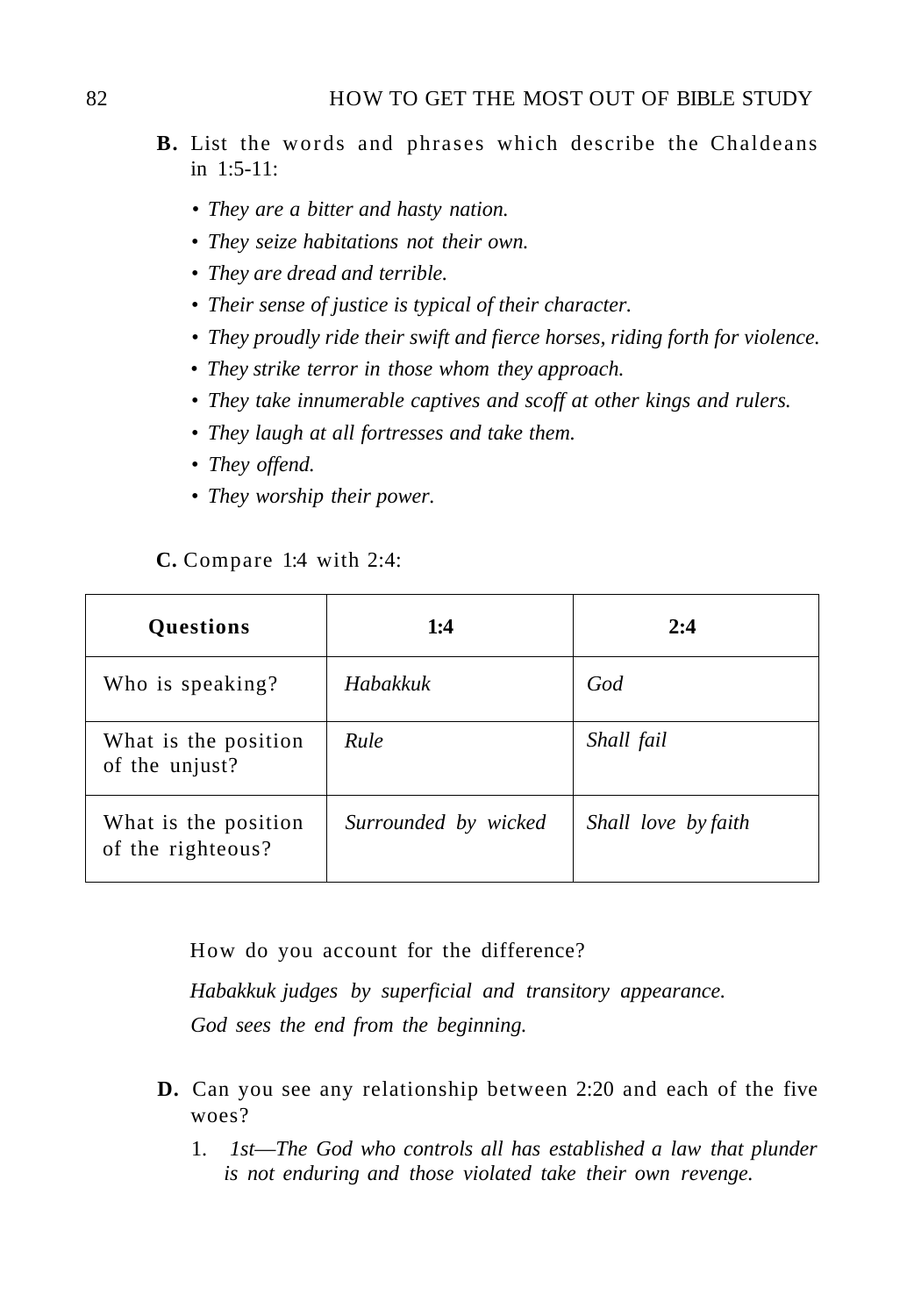**B.** List the words and phrases which describe the Chaldeans in 1:5-11:

- *They are a bitter and hasty nation.*
- *They seize habitations not their own.*
- *They are dread and terrible.*
- *Their sense of justice is typical of their character.*
- *They proudly ride their swift and fierce horses, riding forth for violence.*
- *They strike terror in those whom they approach.*
- *They take innumerable captives and scoff at other kings and rulers.*
- *They laugh at all fortresses and take them.*
- *They offend.*
- *They worship their power.*

**C.** Compare 1:4 with 2:4:

| **Questions** | **1:4** | **2:4** |
|---|---|---|
| Who is speaking? | *Habakkuk* | *God* |
| What is the position of the unjust? | *Rule* | *Shall fail* |
| What is the position of the righteous? | *Surrounded by wicked* | *Shall love by faith* |

How do you account for the difference?

*Habakkuk judges by superficial and transitory appearance.*

*God sees the end from the beginning.*

**D.** Can you see any relationship between 2:20 and each of the five woes?

1. *1st—The God who controls all has established a law that plunder is not enduring and those violated take their own revenge.*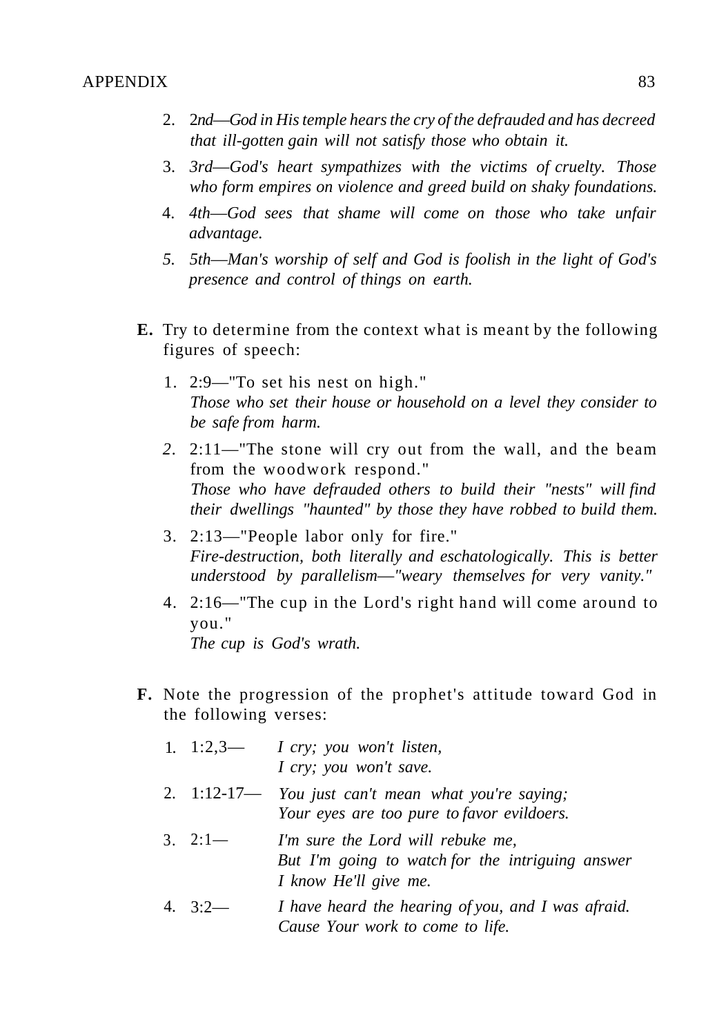2. *2nd—God in His temple hears the cry of the defrauded and has decreed that ill-gotten gain will not satisfy those who obtain it.*

3. *3rd—God's heart sympathizes with the victims of cruelty. Those who form empires on violence and greed build on shaky foundations.*

4. *4th—God sees that shame will come on those who take unfair advantage.*

5. *5th—Man's worship of self and God is foolish in the light of God's presence and control of things on earth.*

**E.** Try to determine from the context what is meant by the following figures of speech:

1. 2:9—"To set his nest on high."
   *Those who set their house or household on a level they consider to be safe from harm.*

2. 2:11—"The stone will cry out from the wall, and the beam from the woodwork respond."
   *Those who have defrauded others to build their "nests" will find their dwellings "haunted" by those they have robbed to build them.*

3. 2:13—"People labor only for fire."
   *Fire-destruction, both literally and eschatologically. This is better understood by parallelism—"weary themselves for very vanity."*

4. 2:16—"The cup in the Lord's right hand will come around to you."
   *The cup is God's wrath.*

**F.** Note the progression of the prophet's attitude toward God in the following verses:

1. 1:2,3— *I cry; you won't listen,*
   *I cry; you won't save.*

2. 1:12-17— *You just can't mean what you're saying;*
   *Your eyes are too pure to favor evildoers.*

3. 2:1— *I'm sure the Lord will rebuke me,*
   *But I'm going to watch for the intriguing answer*
   *I know He'll give me.*

4. 3:2— *I have heard the hearing of you, and I was afraid.*
   *Cause Your work to come to life.*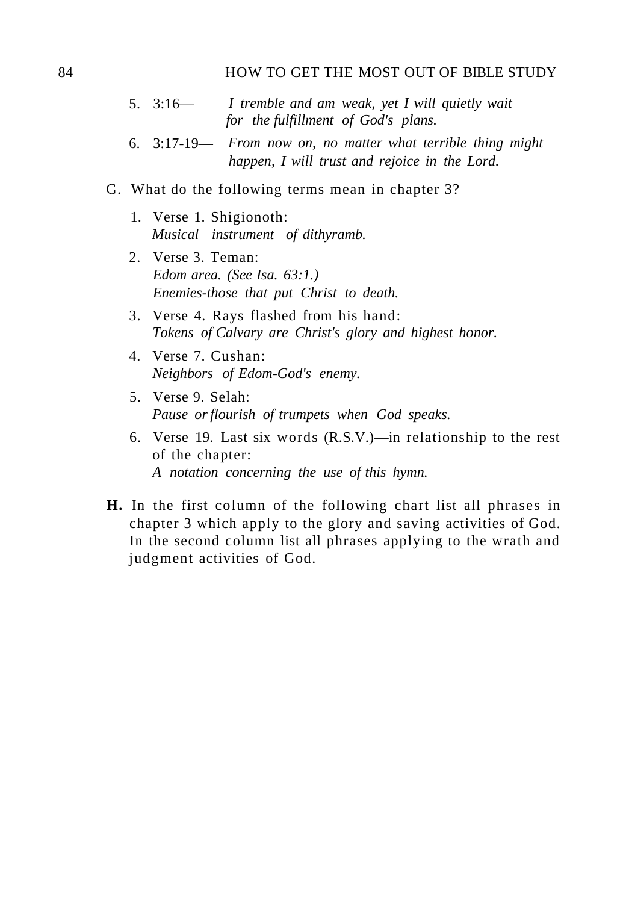5. 3:16— *I tremble and am weak, yet I will quietly wait for the fulfillment of God's plans.*
6. 3:17-19— *From now on, no matter what terrible thing might happen, I will trust and rejoice in the Lord.*

G. What do the following terms mean in chapter 3?

1. Verse 1. Shigionoth:
   *Musical instrument of dithyramb.*
2. Verse 3. Teman:
   *Edom area. (See Isa. 63:1.)*
   *Enemies-those that put Christ to death.*
3. Verse 4. Rays flashed from his hand:
   *Tokens of Calvary are Christ's glory and highest honor.*
4. Verse 7. Cushan:
   *Neighbors of Edom-God's enemy.*
5. Verse 9. Selah:
   *Pause or flourish of trumpets when God speaks.*
6. Verse 19. Last six words (R.S.V.)—in relationship to the rest of the chapter:
   *A notation concerning the use of this hymn.*

**H.** In the first column of the following chart list all phrases in chapter 3 which apply to the glory and saving activities of God. In the second column list all phrases applying to the wrath and judgment activities of God.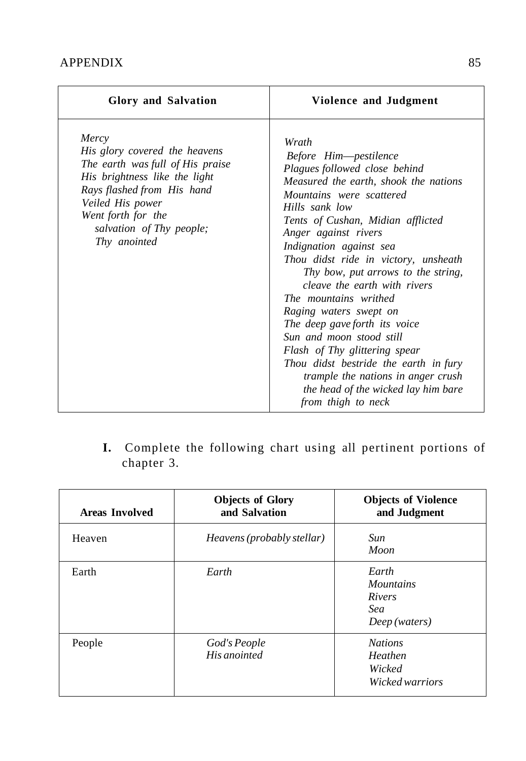| Glory and Salvation | Violence and Judgment |
| --- | --- |
| *Mercy*<br>*His glory covered the heavens*<br>*The earth was full of His praise*<br>*His brightness like the light*<br>*Rays flashed from His hand*<br>*Veiled His power*<br>*Went forth for the salvation of Thy people; Thy anointed* | *Wrath*<br>*Before Him—pestilence*<br>*Plagues followed close behind*<br>*Measured the earth, shook the nations*<br>*Mountains were scattered*<br>*Hills sank low*<br>*Tents of Cushan, Midian afflicted*<br>*Anger against rivers*<br>*Indignation against sea*<br>*Thou didst ride in victory, unsheath Thy bow, put arrows to the string, cleave the earth with rivers*<br>*The mountains writhed*<br>*Raging waters swept on*<br>*The deep gave forth its voice*<br>*Sun and moon stood still*<br>*Flash of Thy glittering spear*<br>*Thou didst bestride the earth in fury trample the nations in anger crush the head of the wicked lay him bare from thigh to neck* |

**I.** Complete the following chart using all pertinent portions of chapter 3.

| Areas Involved | Objects of Glory and Salvation | Objects of Violence and Judgment |
| --- | --- | --- |
| Heaven | *Heavens (probably stellar)* | *Sun*<br>*Moon* |
| Earth | *Earth* | *Earth*<br>*Mountains*<br>*Rivers*<br>*Sea*<br>*Deep (waters)* |
| People | *God's People*<br>*His anointed* | *Nations*<br>*Heathen*<br>*Wicked*<br>*Wicked warriors* |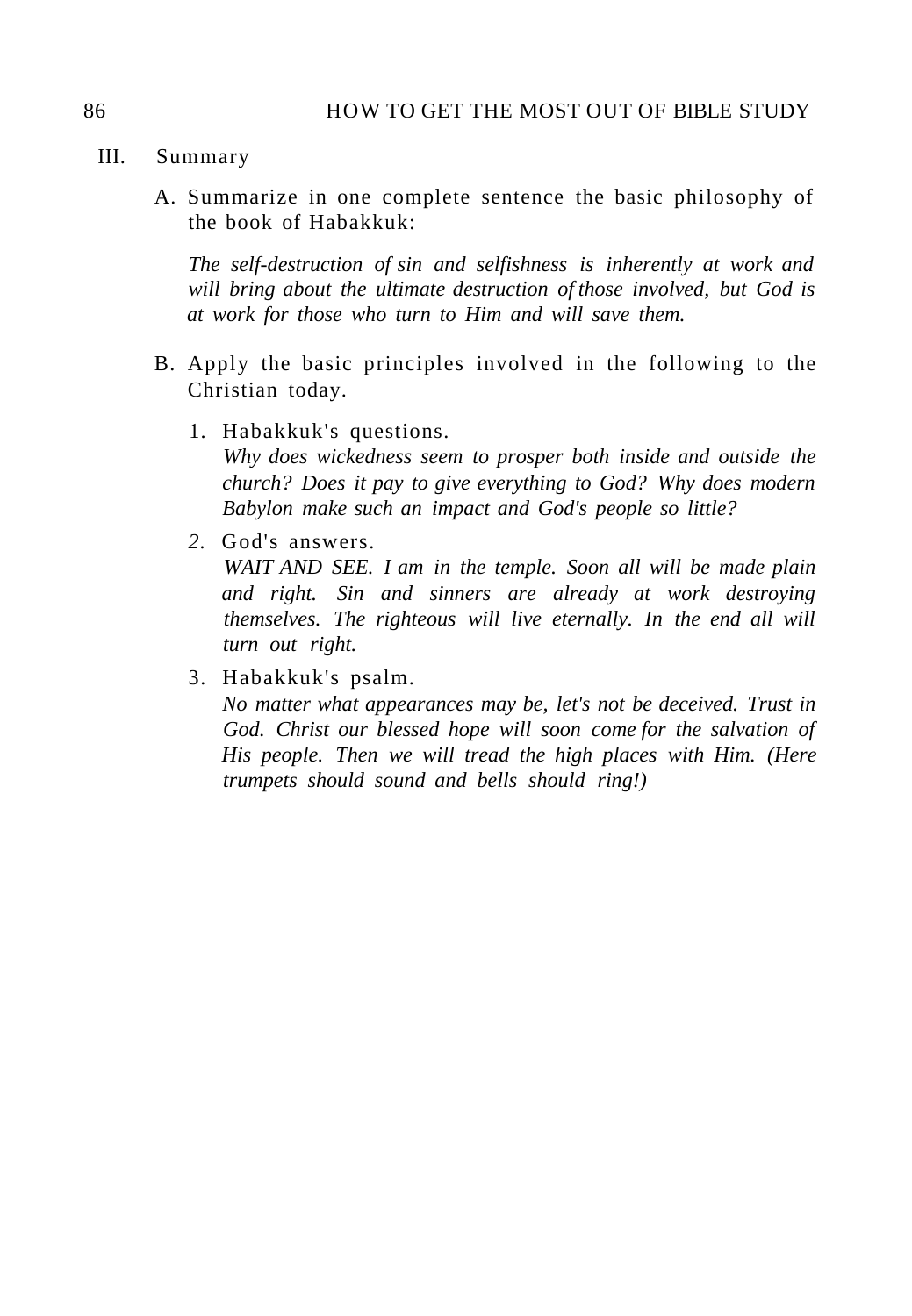## III. Summary

A. Summarize in one complete sentence the basic philosophy of the book of Habakkuk:

*The self-destruction of sin and selfishness is inherently at work and will bring about the ultimate destruction of those involved, but God is at work for those who turn to Him and will save them.*

B. Apply the basic principles involved in the following to the Christian today.

1. Habakkuk's questions.
   *Why does wickedness seem to prosper both inside and outside the church? Does it pay to give everything to God? Why does modern Babylon make such an impact and God's people so little?*

2. God's answers.
   *WAIT AND SEE. I am in the temple. Soon all will be made plain and right. Sin and sinners are already at work destroying themselves. The righteous will live eternally. In the end all will turn out right.*

3. Habakkuk's psalm.
   *No matter what appearances may be, let's not be deceived. Trust in God. Christ our blessed hope will soon come for the salvation of His people. Then we will tread the high places with Him. (Here trumpets should sound and bells should ring!)*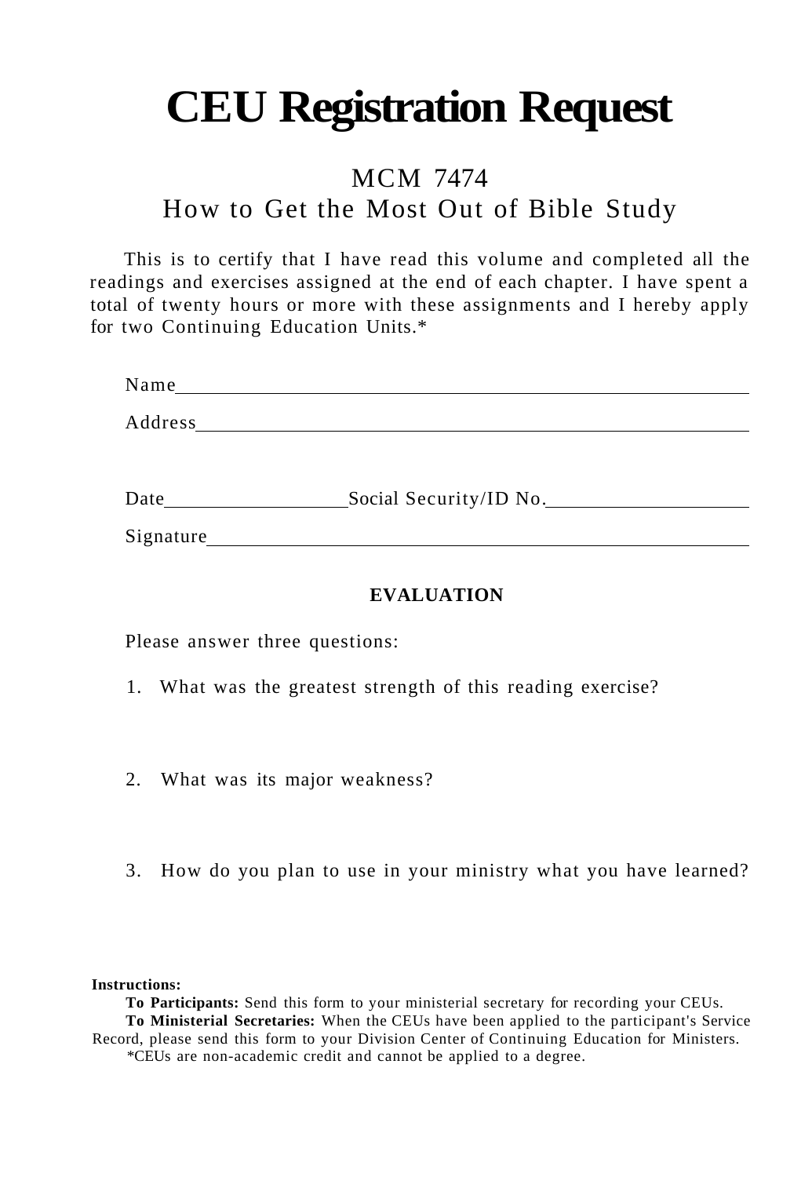# CEU Registration Request

## MCM 7474
## How to Get the Most Out of Bible Study

This is to certify that I have read this volume and completed all the readings and exercises assigned at the end of each chapter. I have spent a total of twenty hours or more with these assignments and I hereby apply for two Continuing Education Units.*

Name ____________________________________________

Address __________________________________________

Date ________________ Social Security/ID No. ________________

Signature _________________________________________

**EVALUATION**

Please answer three questions:

1. What was the greatest strength of this reading exercise?

2. What was its major weakness?

3. How do you plan to use in your ministry what you have learned?

**Instructions:**

**To Participants:** Send this form to your ministerial secretary for recording your CEUs.

**To Ministerial Secretaries:** When the CEUs have been applied to the participant's Service Record, please send this form to your Division Center of Continuing Education for Ministers.

*CEUs are non-academic credit and cannot be applied to a degree.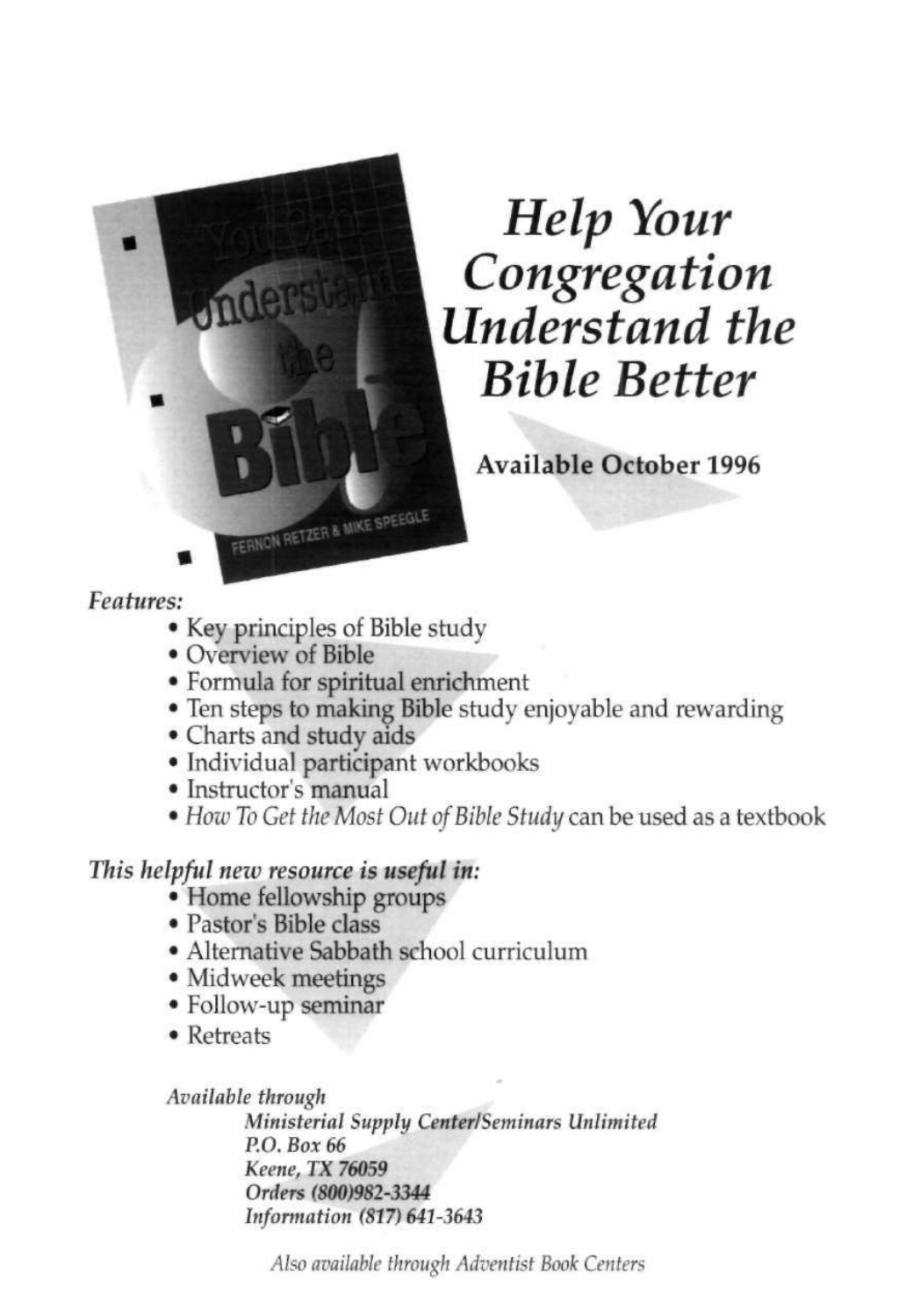# *Help Your Congregation Understand the Bible Better*

**Available October 1996**

*Features:*

- Key principles of Bible study
- Overview of Bible
- Formula for spiritual enrichment
- Ten steps to making Bible study enjoyable and rewarding
- Charts and study aids
- Individual participant workbooks
- Instructor's manual
- *How To Get the Most Out of Bible Study* can be used as a textbook

***This helpful new resource is useful in:***

- Home fellowship groups
- Pastor's Bible class
- Alternative Sabbath school curriculum
- Midweek meetings
- Follow-up seminar
- Retreats

*Available through*

***Ministerial Supply Center/Seminars Unlimited***
***P.O. Box 66***
***Keene, TX 76059***
***Orders (800)982-3344***
***Information (817) 641-3643***

*Also available through Adventist Book Centers*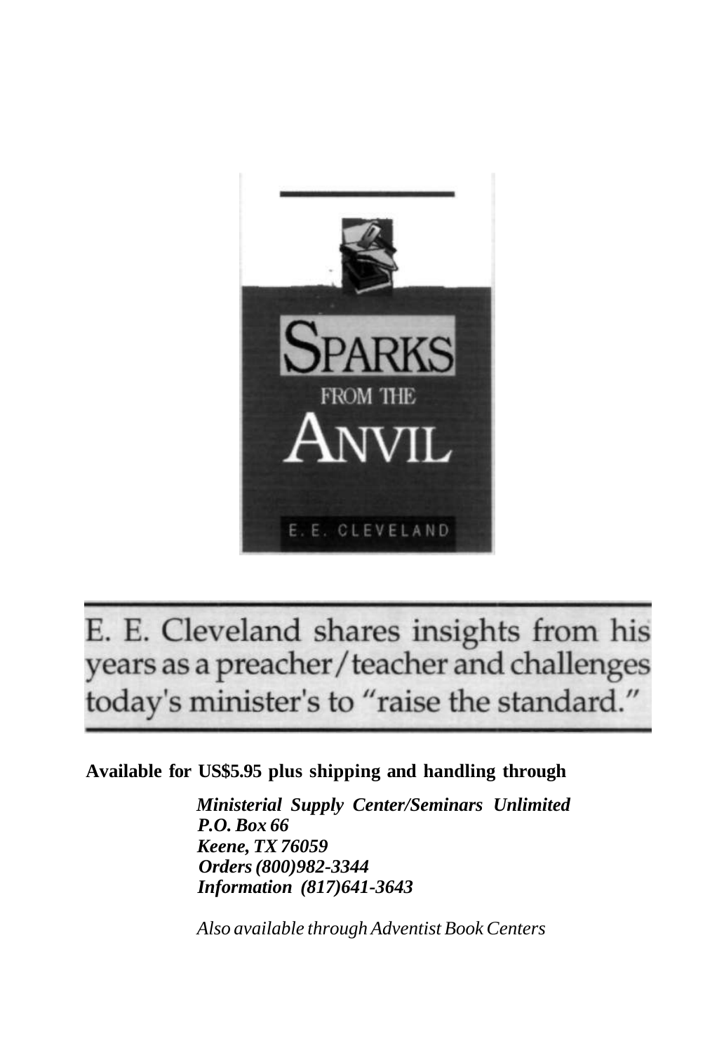SPARKS FROM THE ANVIL

E. E. CLEVELAND

E. E. Cleveland shares insights from his years as a preacher/teacher and challenges today's minister's to "raise the standard."

**Available for US$5.95 plus shipping and handling through**

***Ministerial Supply Center/Seminars Unlimited***
***P.O. Box 66***
***Keene, TX 76059***
***Orders (800)982-3344***
***Information (817)641-3643***

*Also available through Adventist Book Centers*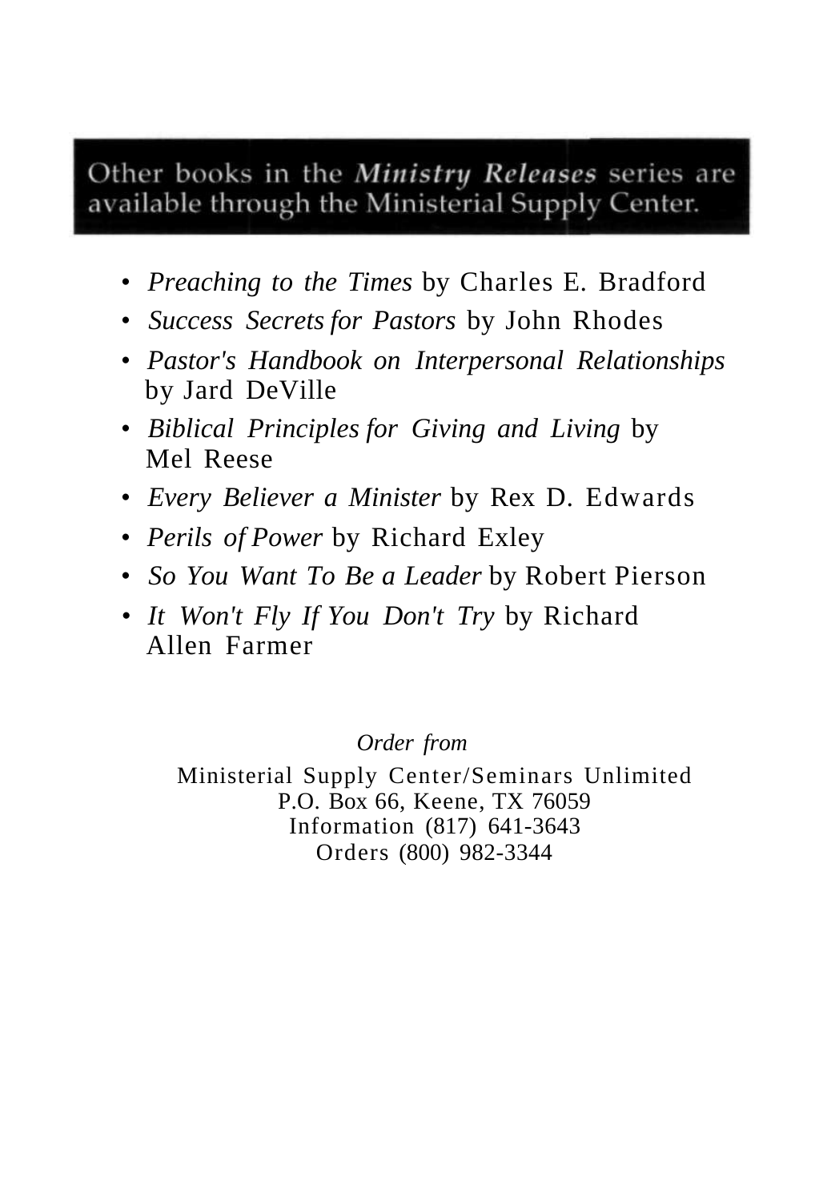**Other books in the *Ministry Releases* series are available through the Ministerial Supply Center.**

- *Preaching to the Times* by Charles E. Bradford
- *Success Secrets for Pastors* by John Rhodes
- *Pastor's Handbook on Interpersonal Relationships* by Jard DeVille
- *Biblical Principles for Giving and Living* by Mel Reese
- *Every Believer a Minister* by Rex D. Edwards
- *Perils of Power* by Richard Exley
- *So You Want To Be a Leader* by Robert Pierson
- *It Won't Fly If You Don't Try* by Richard Allen Farmer

*Order from*

Ministerial Supply Center/Seminars Unlimited
P.O. Box 66, Keene, TX 76059
Information (817) 641-3643
Orders (800) 982-3344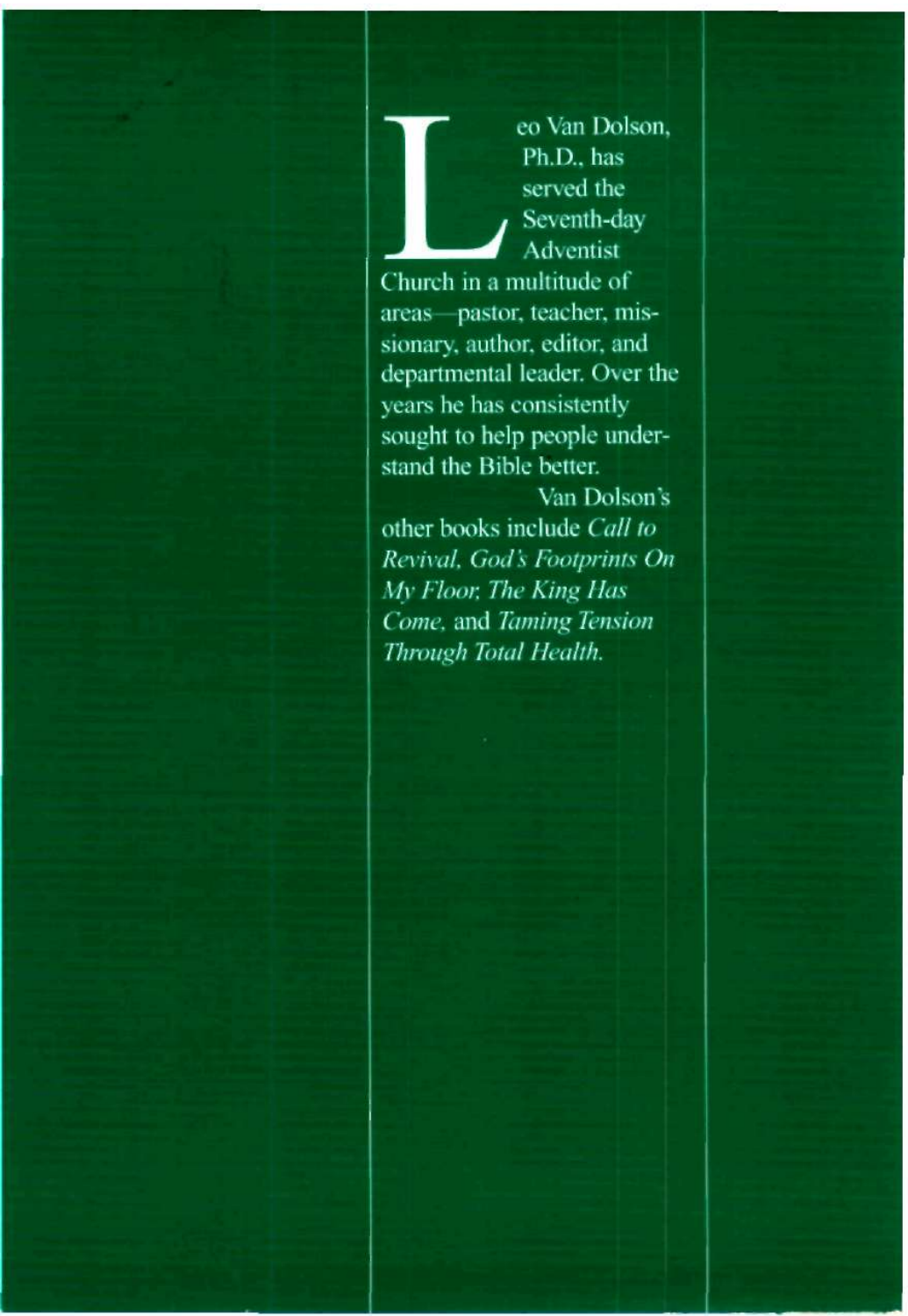Leo Van Dolson, Ph.D., has served the Seventh-day Adventist Church in a multitude of areas—pastor, teacher, missionary, author, editor, and departmental leader. Over the years he has consistently sought to help people understand the Bible better.

Van Dolson's other books include *Call to Revival, God's Footprints On My Floor, The King Has Come,* and *Taming Tension Through Total Health.*